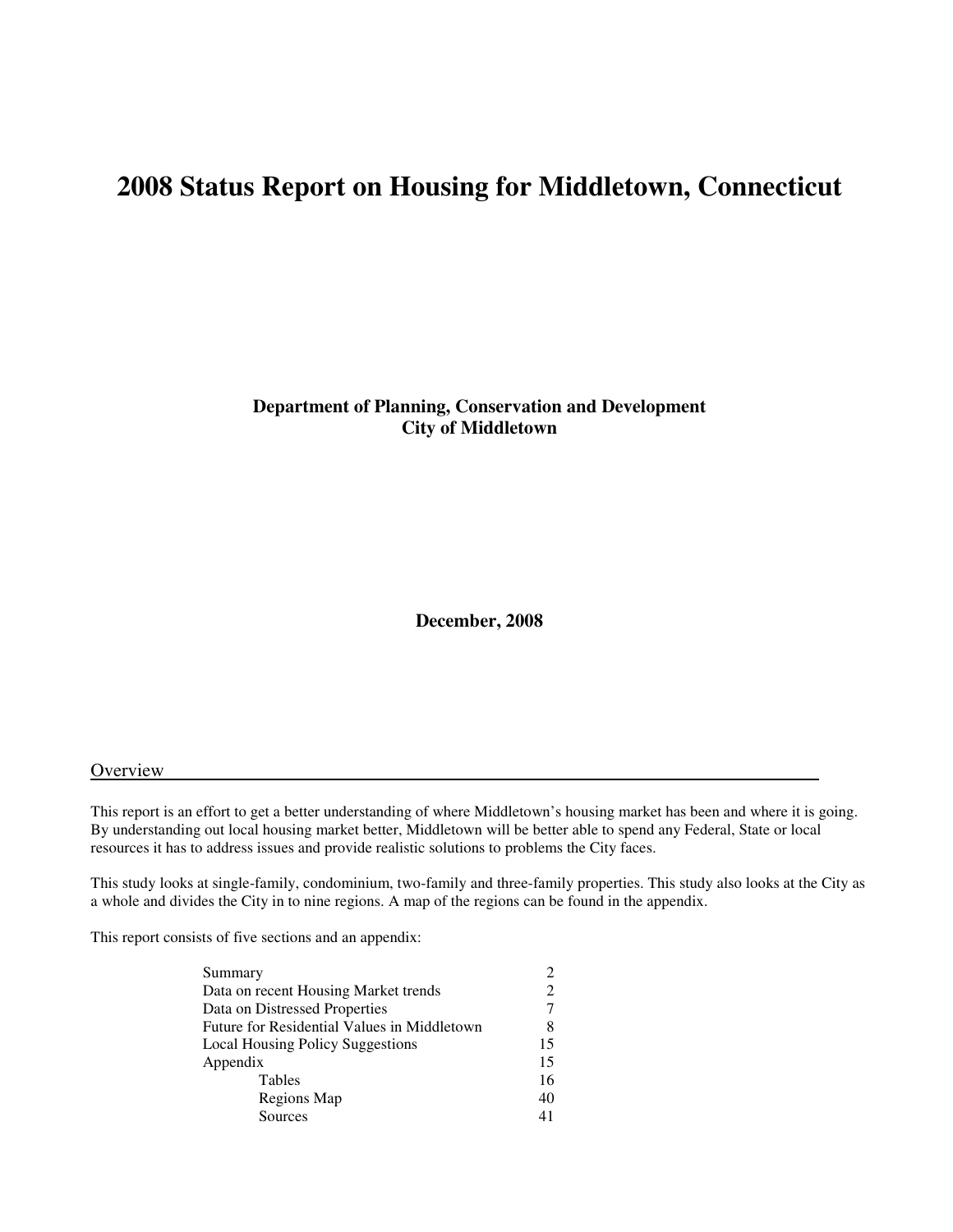# 2008 Status Report on Housing for Middletown, Connecticut

**Department of Planning, Conservation and Development**
**City of Middletown**

**December, 2008**

## Overview

This report is an effort to get a better understanding of where Middletown's housing market has been and where it is going. By understanding out local housing market better, Middletown will be better able to spend any Federal, State or local resources it has to address issues and provide realistic solutions to problems the City faces.

This study looks at single-family, condominium, two-family and three-family properties. This study also looks at the City as a whole and divides the City in to nine regions. A map of the regions can be found in the appendix.

This report consists of five sections and an appendix:

| Section | Page |
|---|---|
| Summary | 2 |
| Data on recent Housing Market trends | 2 |
| Data on Distressed Properties | 7 |
| Future for Residential Values in Middletown | 8 |
| Local Housing Policy Suggestions | 15 |
| Appendix | 15 |
| Tables | 16 |
| Regions Map | 40 |
| Sources | 41 |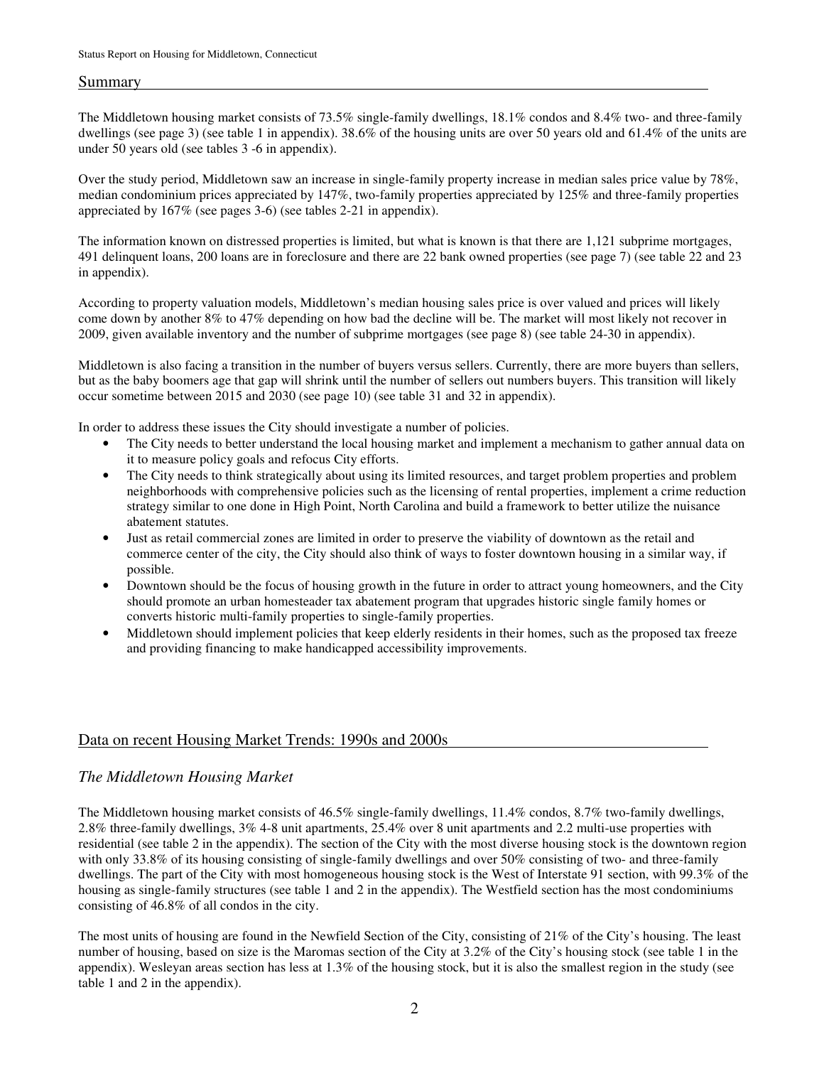## Summary

The Middletown housing market consists of 73.5% single-family dwellings, 18.1% condos and 8.4% two- and three-family dwellings (see page 3) (see table 1 in appendix). 38.6% of the housing units are over 50 years old and 61.4% of the units are under 50 years old (see tables 3 -6 in appendix).

Over the study period, Middletown saw an increase in single-family property increase in median sales price value by 78%, median condominium prices appreciated by 147%, two-family properties appreciated by 125% and three-family properties appreciated by 167% (see pages 3-6) (see tables 2-21 in appendix).

The information known on distressed properties is limited, but what is known is that there are 1,121 subprime mortgages, 491 delinquent loans, 200 loans are in foreclosure and there are 22 bank owned properties (see page 7) (see table 22 and 23 in appendix).

According to property valuation models, Middletown's median housing sales price is over valued and prices will likely come down by another 8% to 47% depending on how bad the decline will be. The market will most likely not recover in 2009, given available inventory and the number of subprime mortgages (see page 8) (see table 24-30 in appendix).

Middletown is also facing a transition in the number of buyers versus sellers. Currently, there are more buyers than sellers, but as the baby boomers age that gap will shrink until the number of sellers out numbers buyers. This transition will likely occur sometime between 2015 and 2030 (see page 10) (see table 31 and 32 in appendix).

In order to address these issues the City should investigate a number of policies.

- The City needs to better understand the local housing market and implement a mechanism to gather annual data on it to measure policy goals and refocus City efforts.
- The City needs to think strategically about using its limited resources, and target problem properties and problem neighborhoods with comprehensive policies such as the licensing of rental properties, implement a crime reduction strategy similar to one done in High Point, North Carolina and build a framework to better utilize the nuisance abatement statutes.
- Just as retail commercial zones are limited in order to preserve the viability of downtown as the retail and commerce center of the city, the City should also think of ways to foster downtown housing in a similar way, if possible.
- Downtown should be the focus of housing growth in the future in order to attract young homeowners, and the City should promote an urban homesteader tax abatement program that upgrades historic single family homes or converts historic multi-family properties to single-family properties.
- Middletown should implement policies that keep elderly residents in their homes, such as the proposed tax freeze and providing financing to make handicapped accessibility improvements.

## Data on recent Housing Market Trends: 1990s and 2000s

### *The Middletown Housing Market*

The Middletown housing market consists of 46.5% single-family dwellings, 11.4% condos, 8.7% two-family dwellings, 2.8% three-family dwellings, 3% 4-8 unit apartments, 25.4% over 8 unit apartments and 2.2 multi-use properties with residential (see table 2 in the appendix). The section of the City with the most diverse housing stock is the downtown region with only 33.8% of its housing consisting of single-family dwellings and over 50% consisting of two- and three-family dwellings. The part of the City with most homogeneous housing stock is the West of Interstate 91 section, with 99.3% of the housing as single-family structures (see table 1 and 2 in the appendix). The Westfield section has the most condominiums consisting of 46.8% of all condos in the city.

The most units of housing are found in the Newfield Section of the City, consisting of 21% of the City's housing. The least number of housing, based on size is the Maromas section of the City at 3.2% of the City's housing stock (see table 1 in the appendix). Wesleyan areas section has less at 1.3% of the housing stock, but it is also the smallest region in the study (see table 1 and 2 in the appendix).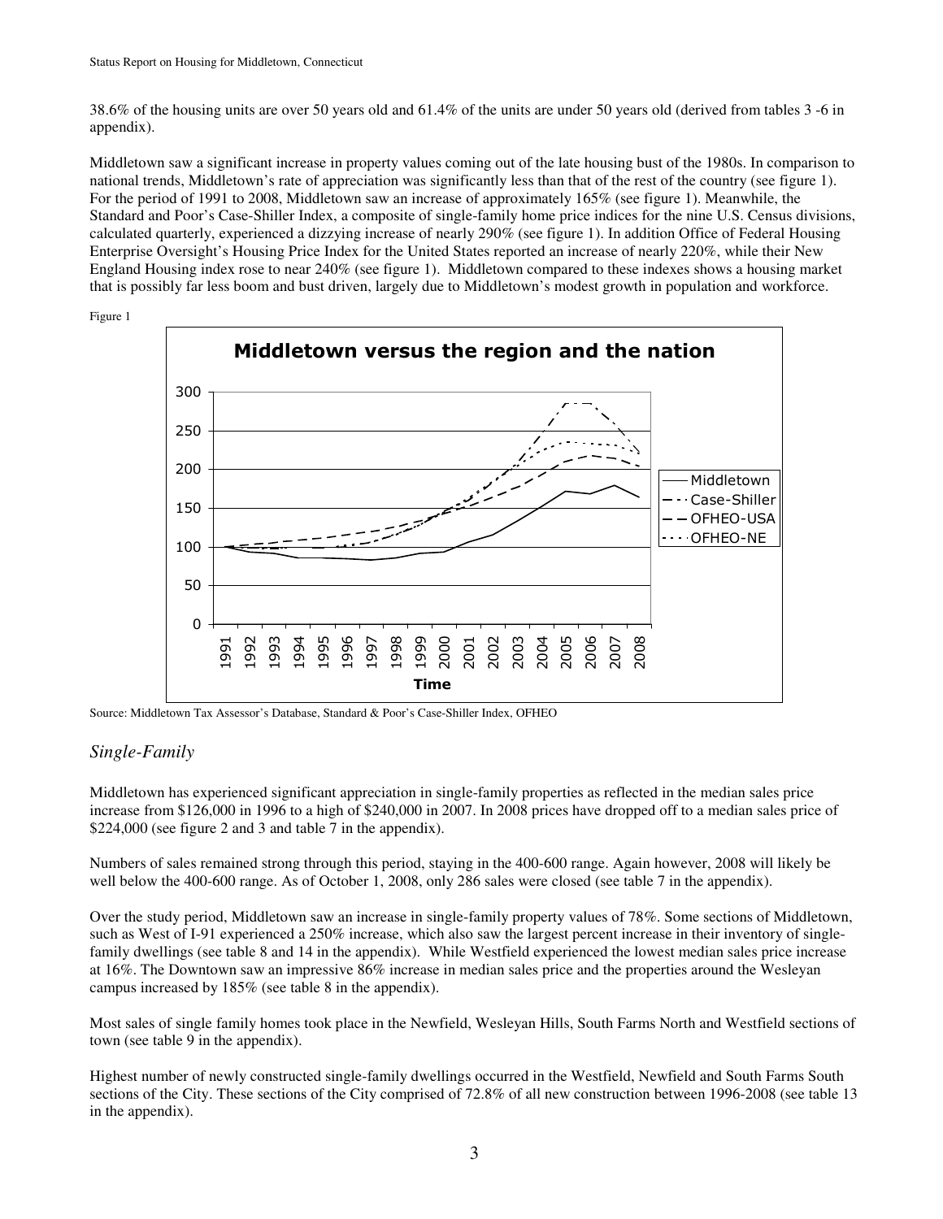38.6% of the housing units are over 50 years old and 61.4% of the units are under 50 years old (derived from tables 3 -6 in appendix).

Middletown saw a significant increase in property values coming out of the late housing bust of the 1980s. In comparison to national trends, Middletown's rate of appreciation was significantly less than that of the rest of the country (see figure 1). For the period of 1991 to 2008, Middletown saw an increase of approximately 165% (see figure 1). Meanwhile, the Standard and Poor's Case-Shiller Index, a composite of single-family home price indices for the nine U.S. Census divisions, calculated quarterly, experienced a dizzying increase of nearly 290% (see figure 1). In addition Office of Federal Housing Enterprise Oversight's Housing Price Index for the United States reported an increase of nearly 220%, while their New England Housing index rose to near 240% (see figure 1). Middletown compared to these indexes shows a housing market that is possibly far less boom and bust driven, largely due to Middletown's modest growth in population and workforce.

Figure 1

Source: Middletown Tax Assessor's Database, Standard & Poor's Case-Shiller Index, OFHEO

## *Single-Family*

Middletown has experienced significant appreciation in single-family properties as reflected in the median sales price increase from $126,000 in 1996 to a high of $240,000 in 2007. In 2008 prices have dropped off to a median sales price of $224,000 (see figure 2 and 3 and table 7 in the appendix).

Numbers of sales remained strong through this period, staying in the 400-600 range. Again however, 2008 will likely be well below the 400-600 range. As of October 1, 2008, only 286 sales were closed (see table 7 in the appendix).

Over the study period, Middletown saw an increase in single-family property values of 78%. Some sections of Middletown, such as West of I-91 experienced a 250% increase, which also saw the largest percent increase in their inventory of single-family dwellings (see table 8 and 14 in the appendix). While Westfield experienced the lowest median sales price increase at 16%. The Downtown saw an impressive 86% increase in median sales price and the properties around the Wesleyan campus increased by 185% (see table 8 in the appendix).

Most sales of single family homes took place in the Newfield, Wesleyan Hills, South Farms North and Westfield sections of town (see table 9 in the appendix).

Highest number of newly constructed single-family dwellings occurred in the Westfield, Newfield and South Farms South sections of the City. These sections of the City comprised of 72.8% of all new construction between 1996-2008 (see table 13 in the appendix).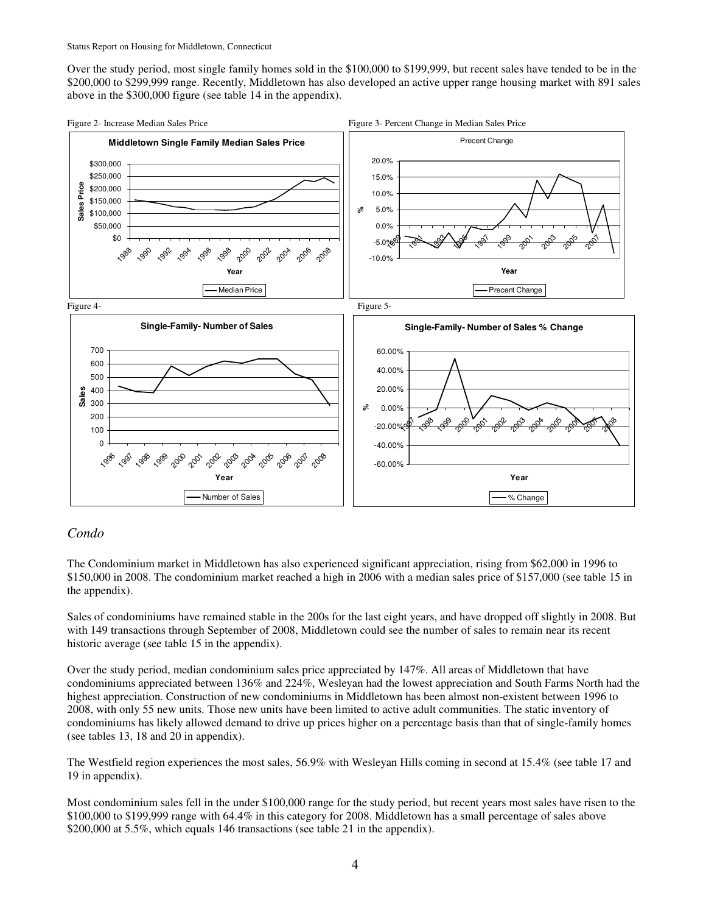Over the study period, most single family homes sold in the $100,000 to $199,999, but recent sales have tended to be in the $200,000 to $299,999 range. Recently, Middletown has also developed an active upper range housing market with 891 sales above in the $300,000 figure (see table 14 in the appendix).

Figure 2- Increase Median Sales Price

Figure 3- Percent Change in Median Sales Price

Figure 4-

Figure 5-

## *Condo*

The Condominium market in Middletown has also experienced significant appreciation, rising from $62,000 in 1996 to $150,000 in 2008. The condominium market reached a high in 2006 with a median sales price of $157,000 (see table 15 in the appendix).

Sales of condominiums have remained stable in the 200s for the last eight years, and have dropped off slightly in 2008. But with 149 transactions through September of 2008, Middletown could see the number of sales to remain near its recent historic average (see table 15 in the appendix).

Over the study period, median condominium sales price appreciated by 147%. All areas of Middletown that have condominiums appreciated between 136% and 224%, Wesleyan had the lowest appreciation and South Farms North had the highest appreciation. Construction of new condominiums in Middletown has been almost non-existent between 1996 to 2008, with only 55 new units. Those new units have been limited to active adult communities. The static inventory of condominiums has likely allowed demand to drive up prices higher on a percentage basis than that of single-family homes (see tables 13, 18 and 20 in appendix).

The Westfield region experiences the most sales, 56.9% with Wesleyan Hills coming in second at 15.4% (see table 17 and 19 in appendix).

Most condominium sales fell in the under $100,000 range for the study period, but recent years most sales have risen to the $100,000 to $199,999 range with 64.4% in this category for 2008. Middletown has a small percentage of sales above $200,000 at 5.5%, which equals 146 transactions (see table 21 in the appendix).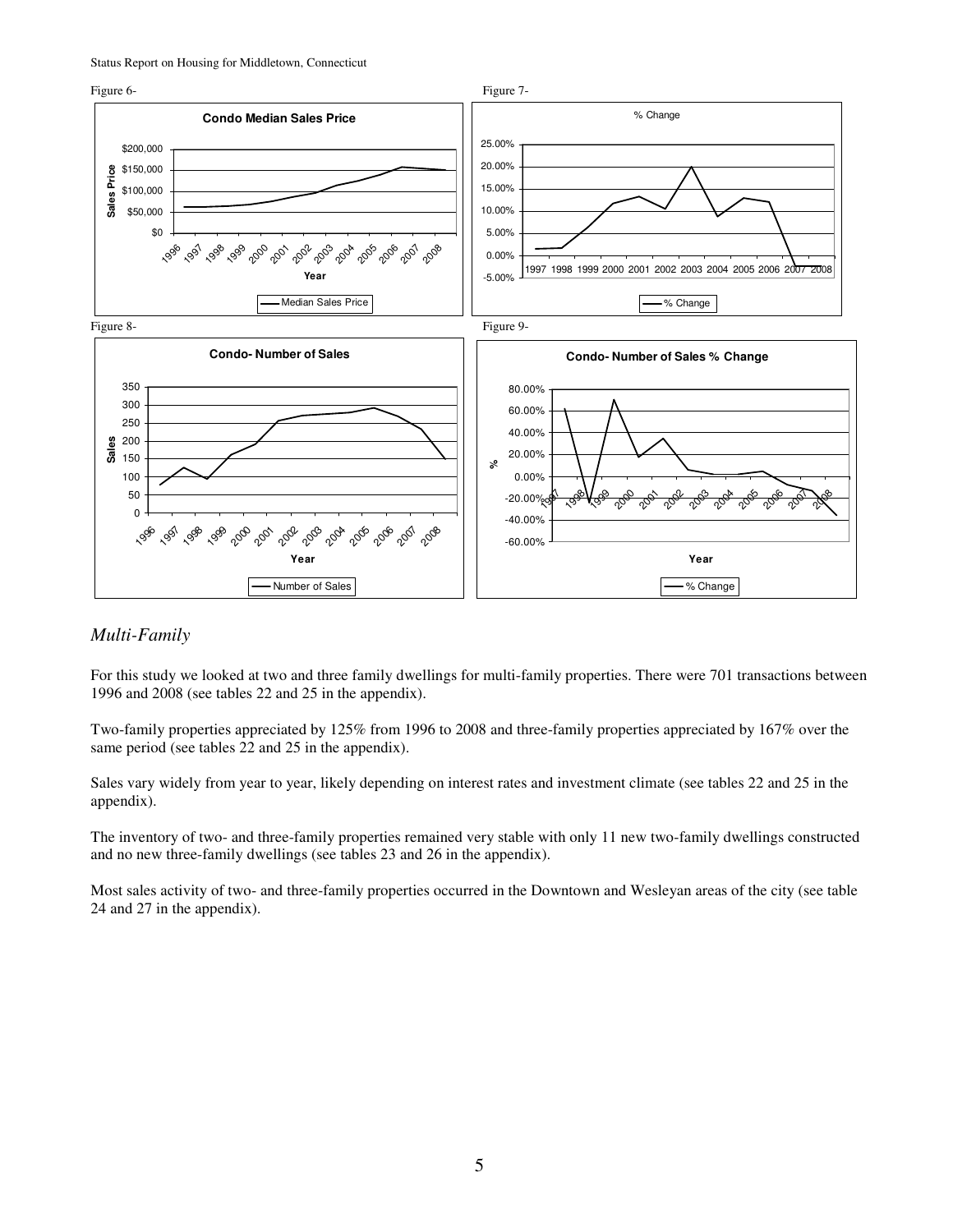Figure 6-

Figure 7-

Figure 8-

Figure 9-

## *Multi-Family*

For this study we looked at two and three family dwellings for multi-family properties. There were 701 transactions between 1996 and 2008 (see tables 22 and 25 in the appendix).

Two-family properties appreciated by 125% from 1996 to 2008 and three-family properties appreciated by 167% over the same period (see tables 22 and 25 in the appendix).

Sales vary widely from year to year, likely depending on interest rates and investment climate (see tables 22 and 25 in the appendix).

The inventory of two- and three-family properties remained very stable with only 11 new two-family dwellings constructed and no new three-family dwellings (see tables 23 and 26 in the appendix).

Most sales activity of two- and three-family properties occurred in the Downtown and Wesleyan areas of the city (see table 24 and 27 in the appendix).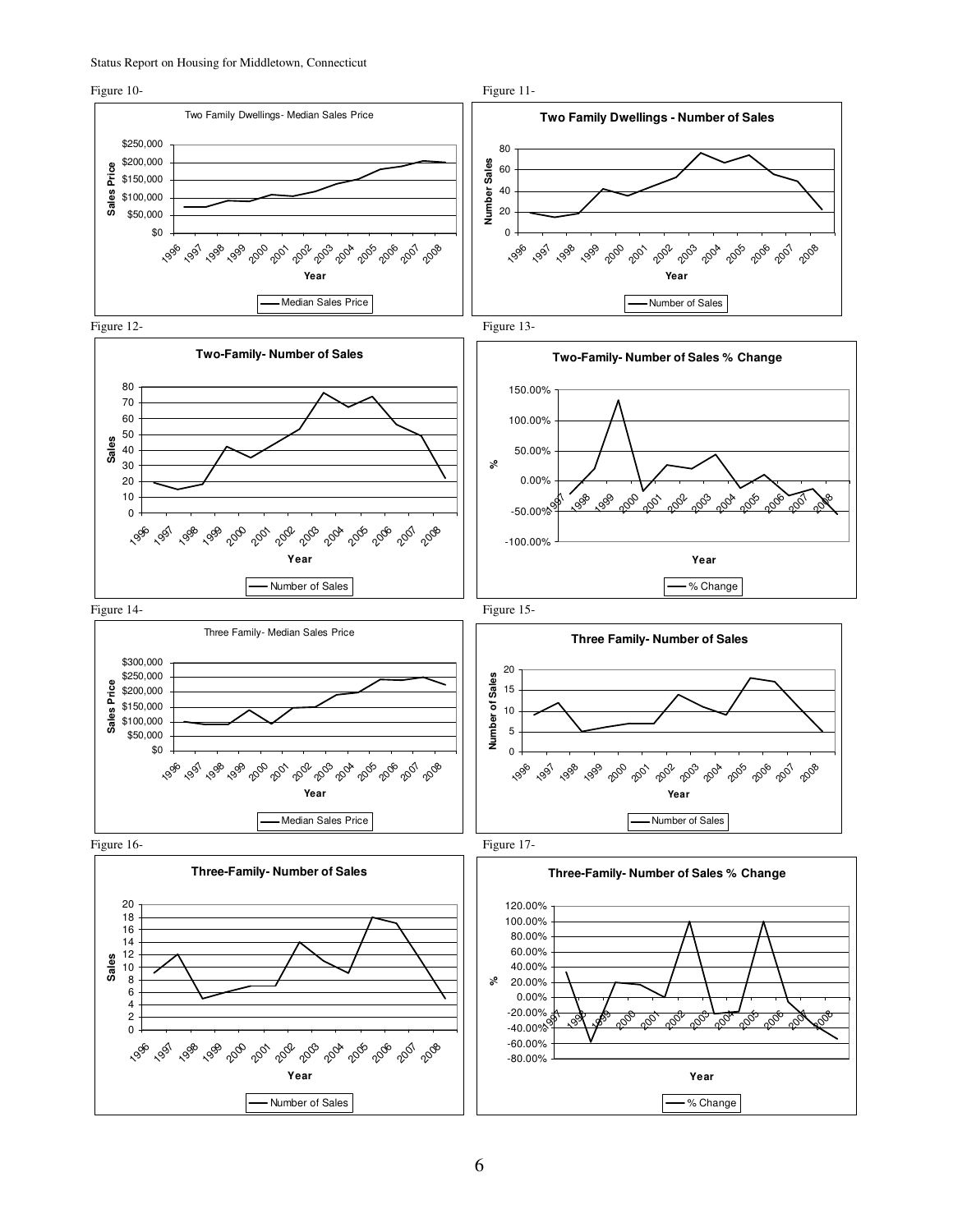Figure 10-

Figure 11-

Figure 12-

Figure 13-

Figure 14-

Figure 15-

Figure 16-

Figure 17-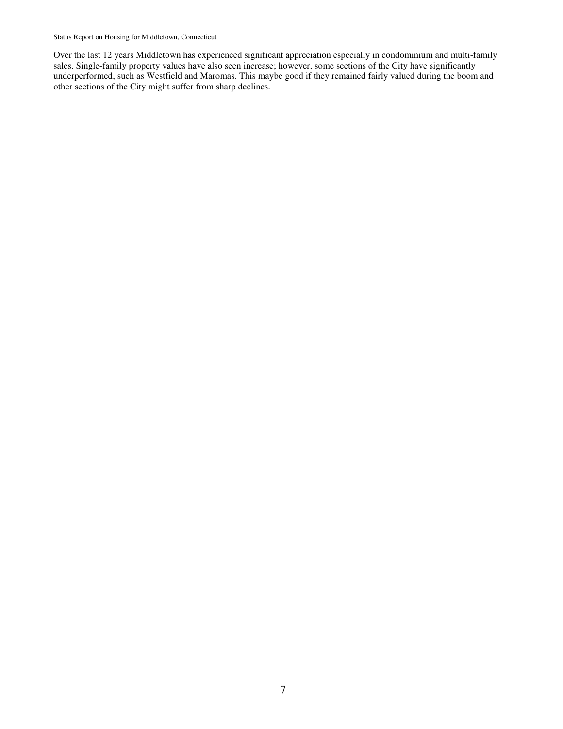Over the last 12 years Middletown has experienced significant appreciation especially in condominium and multi-family sales. Single-family property values have also seen increase; however, some sections of the City have significantly underperformed, such as Westfield and Maromas. This maybe good if they remained fairly valued during the boom and other sections of the City might suffer from sharp declines.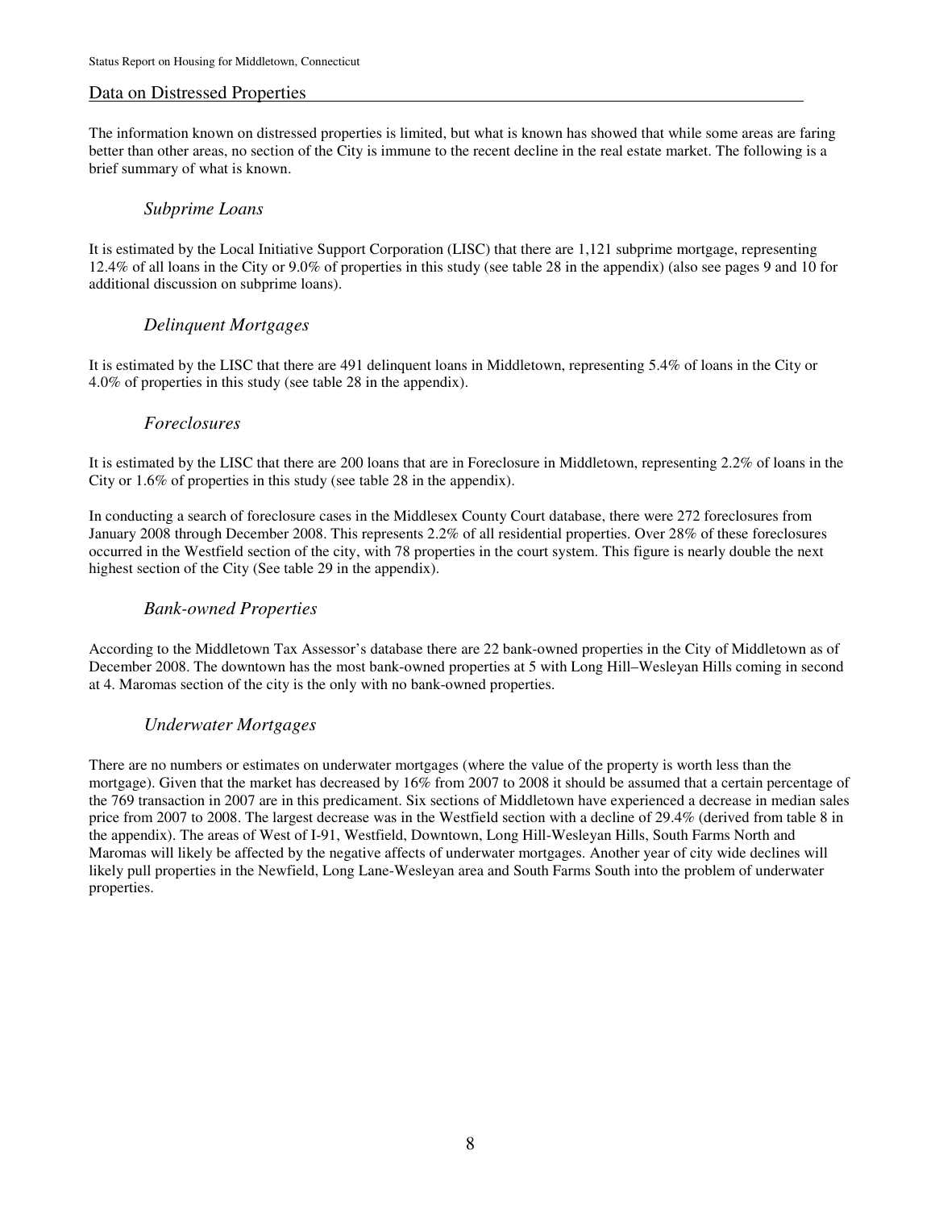## Data on Distressed Properties

The information known on distressed properties is limited, but what is known has showed that while some areas are faring better than other areas, no section of the City is immune to the recent decline in the real estate market. The following is a brief summary of what is known.

### *Subprime Loans*

It is estimated by the Local Initiative Support Corporation (LISC) that there are 1,121 subprime mortgage, representing 12.4% of all loans in the City or 9.0% of properties in this study (see table 28 in the appendix) (also see pages 9 and 10 for additional discussion on subprime loans).

### *Delinquent Mortgages*

It is estimated by the LISC that there are 491 delinquent loans in Middletown, representing 5.4% of loans in the City or 4.0% of properties in this study (see table 28 in the appendix).

### *Foreclosures*

It is estimated by the LISC that there are 200 loans that are in Foreclosure in Middletown, representing 2.2% of loans in the City or 1.6% of properties in this study (see table 28 in the appendix).

In conducting a search of foreclosure cases in the Middlesex County Court database, there were 272 foreclosures from January 2008 through December 2008. This represents 2.2% of all residential properties. Over 28% of these foreclosures occurred in the Westfield section of the city, with 78 properties in the court system. This figure is nearly double the next highest section of the City (See table 29 in the appendix).

### *Bank-owned Properties*

According to the Middletown Tax Assessor's database there are 22 bank-owned properties in the City of Middletown as of December 2008. The downtown has the most bank-owned properties at 5 with Long Hill–Wesleyan Hills coming in second at 4. Maromas section of the city is the only with no bank-owned properties.

### *Underwater Mortgages*

There are no numbers or estimates on underwater mortgages (where the value of the property is worth less than the mortgage). Given that the market has decreased by 16% from 2007 to 2008 it should be assumed that a certain percentage of the 769 transaction in 2007 are in this predicament. Six sections of Middletown have experienced a decrease in median sales price from 2007 to 2008. The largest decrease was in the Westfield section with a decline of 29.4% (derived from table 8 in the appendix). The areas of West of I-91, Westfield, Downtown, Long Hill-Wesleyan Hills, South Farms North and Maromas will likely be affected by the negative affects of underwater mortgages. Another year of city wide declines will likely pull properties in the Newfield, Long Lane-Wesleyan area and South Farms South into the problem of underwater properties.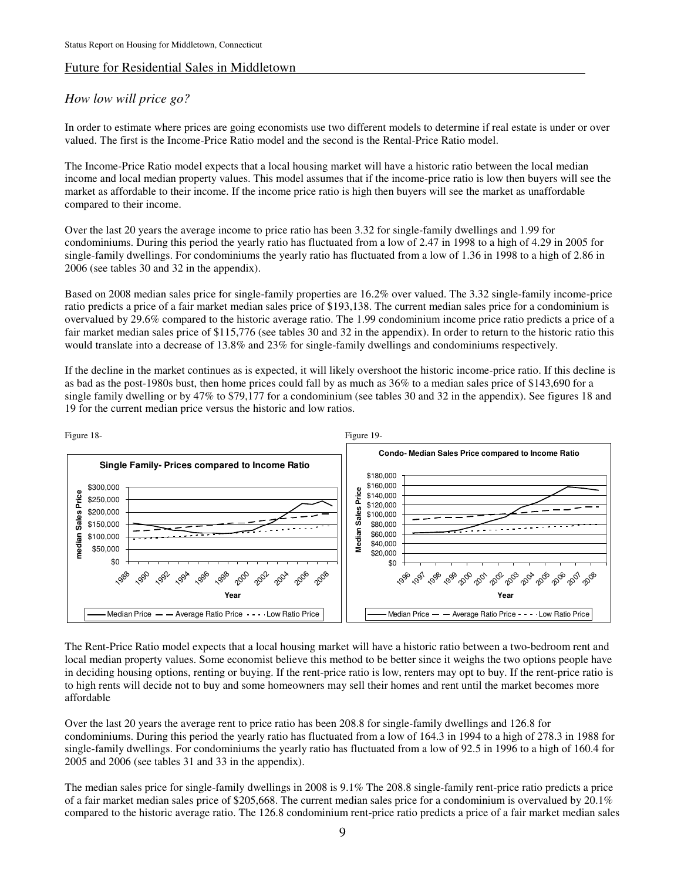## Future for Residential Sales in Middletown

### *How low will price go?*

In order to estimate where prices are going economists use two different models to determine if real estate is under or over valued. The first is the Income-Price Ratio model and the second is the Rental-Price Ratio model.

The Income-Price Ratio model expects that a local housing market will have a historic ratio between the local median income and local median property values. This model assumes that if the income-price ratio is low then buyers will see the market as affordable to their income. If the income price ratio is high then buyers will see the market as unaffordable compared to their income.

Over the last 20 years the average income to price ratio has been 3.32 for single-family dwellings and 1.99 for condominiums. During this period the yearly ratio has fluctuated from a low of 2.47 in 1998 to a high of 4.29 in 2005 for single-family dwellings. For condominiums the yearly ratio has fluctuated from a low of 1.36 in 1998 to a high of 2.86 in 2006 (see tables 30 and 32 in the appendix).

Based on 2008 median sales price for single-family properties are 16.2% over valued. The 3.32 single-family income-price ratio predicts a price of a fair market median sales price of $193,138. The current median sales price for a condominium is overvalued by 29.6% compared to the historic average ratio. The 1.99 condominium income price ratio predicts a price of a fair market median sales price of $115,776 (see tables 30 and 32 in the appendix). In order to return to the historic ratio this would translate into a decrease of 13.8% and 23% for single-family dwellings and condominiums respectively.

If the decline in the market continues as is expected, it will likely overshoot the historic income-price ratio. If this decline is as bad as the post-1980s bust, then home prices could fall by as much as 36% to a median sales price of $143,690 for a single family dwelling or by 47% to $79,177 for a condominium (see tables 30 and 32 in the appendix). See figures 18 and 19 for the current median price versus the historic and low ratios.

Figure 18-

Single Family- Prices compared to Income Ratio

Figure 19-

Condo- Median Sales Price compared to Income Ratio

The Rent-Price Ratio model expects that a local housing market will have a historic ratio between a two-bedroom rent and local median property values. Some economist believe this method to be better since it weighs the two options people have in deciding housing options, renting or buying. If the rent-price ratio is low, renters may opt to buy. If the rent-price ratio is to high rents will decide not to buy and some homeowners may sell their homes and rent until the market becomes more affordable

Over the last 20 years the average rent to price ratio has been 208.8 for single-family dwellings and 126.8 for condominiums. During this period the yearly ratio has fluctuated from a low of 164.3 in 1994 to a high of 278.3 in 1988 for single-family dwellings. For condominiums the yearly ratio has fluctuated from a low of 92.5 in 1996 to a high of 160.4 for 2005 and 2006 (see tables 31 and 33 in the appendix).

The median sales price for single-family dwellings in 2008 is 9.1% The 208.8 single-family rent-price ratio predicts a price of a fair market median sales price of $205,668. The current median sales price for a condominium is overvalued by 20.1% compared to the historic average ratio. The 126.8 condominium rent-price ratio predicts a price of a fair market median sales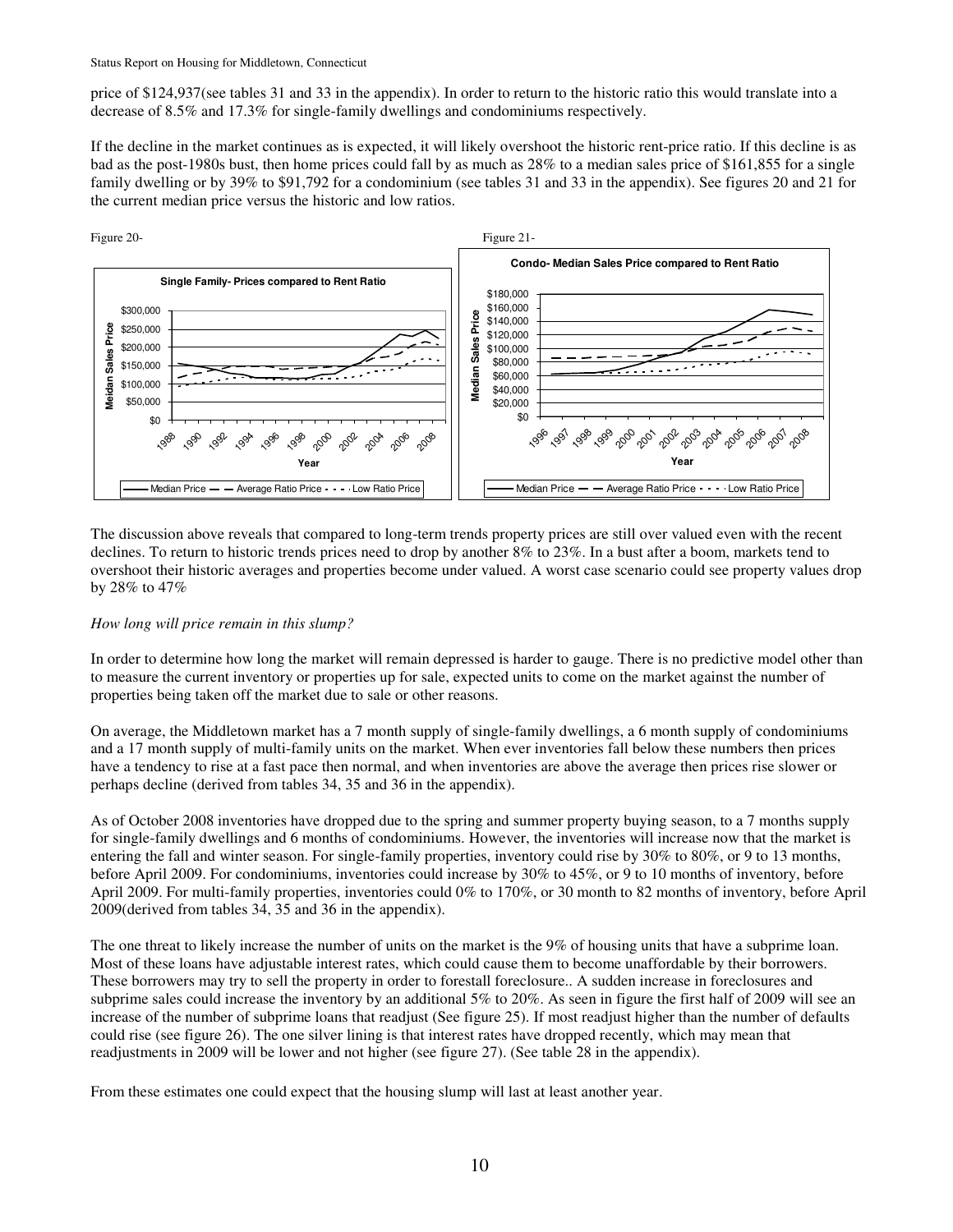price of $124,937(see tables 31 and 33 in the appendix). In order to return to the historic ratio this would translate into a decrease of 8.5% and 17.3% for single-family dwellings and condominiums respectively.

If the decline in the market continues as is expected, it will likely overshoot the historic rent-price ratio. If this decline is as bad as the post-1980s bust, then home prices could fall by as much as 28% to a median sales price of $161,855 for a single family dwelling or by 39% to $91,792 for a condominium (see tables 31 and 33 in the appendix). See figures 20 and 21 for the current median price versus the historic and low ratios.

Figure 20-

Figure 21-

The discussion above reveals that compared to long-term trends property prices are still over valued even with the recent declines. To return to historic trends prices need to drop by another 8% to 23%. In a bust after a boom, markets tend to overshoot their historic averages and properties become under valued. A worst case scenario could see property values drop by 28% to 47%

*How long will price remain in this slump?*

In order to determine how long the market will remain depressed is harder to gauge. There is no predictive model other than to measure the current inventory or properties up for sale, expected units to come on the market against the number of properties being taken off the market due to sale or other reasons.

On average, the Middletown market has a 7 month supply of single-family dwellings, a 6 month supply of condominiums and a 17 month supply of multi-family units on the market. When ever inventories fall below these numbers then prices have a tendency to rise at a fast pace then normal, and when inventories are above the average then prices rise slower or perhaps decline (derived from tables 34, 35 and 36 in the appendix).

As of October 2008 inventories have dropped due to the spring and summer property buying season, to a 7 months supply for single-family dwellings and 6 months of condominiums. However, the inventories will increase now that the market is entering the fall and winter season. For single-family properties, inventory could rise by 30% to 80%, or 9 to 13 months, before April 2009. For condominiums, inventories could increase by 30% to 45%, or 9 to 10 months of inventory, before April 2009. For multi-family properties, inventories could 0% to 170%, or 30 month to 82 months of inventory, before April 2009(derived from tables 34, 35 and 36 in the appendix).

The one threat to likely increase the number of units on the market is the 9% of housing units that have a subprime loan. Most of these loans have adjustable interest rates, which could cause them to become unaffordable by their borrowers. These borrowers may try to sell the property in order to forestall foreclosure.. A sudden increase in foreclosures and subprime sales could increase the inventory by an additional 5% to 20%. As seen in figure the first half of 2009 will see an increase of the number of subprime loans that readjust (See figure 25). If most readjust higher than the number of defaults could rise (see figure 26). The one silver lining is that interest rates have dropped recently, which may mean that readjustments in 2009 will be lower and not higher (see figure 27). (See table 28 in the appendix).

From these estimates one could expect that the housing slump will last at least another year.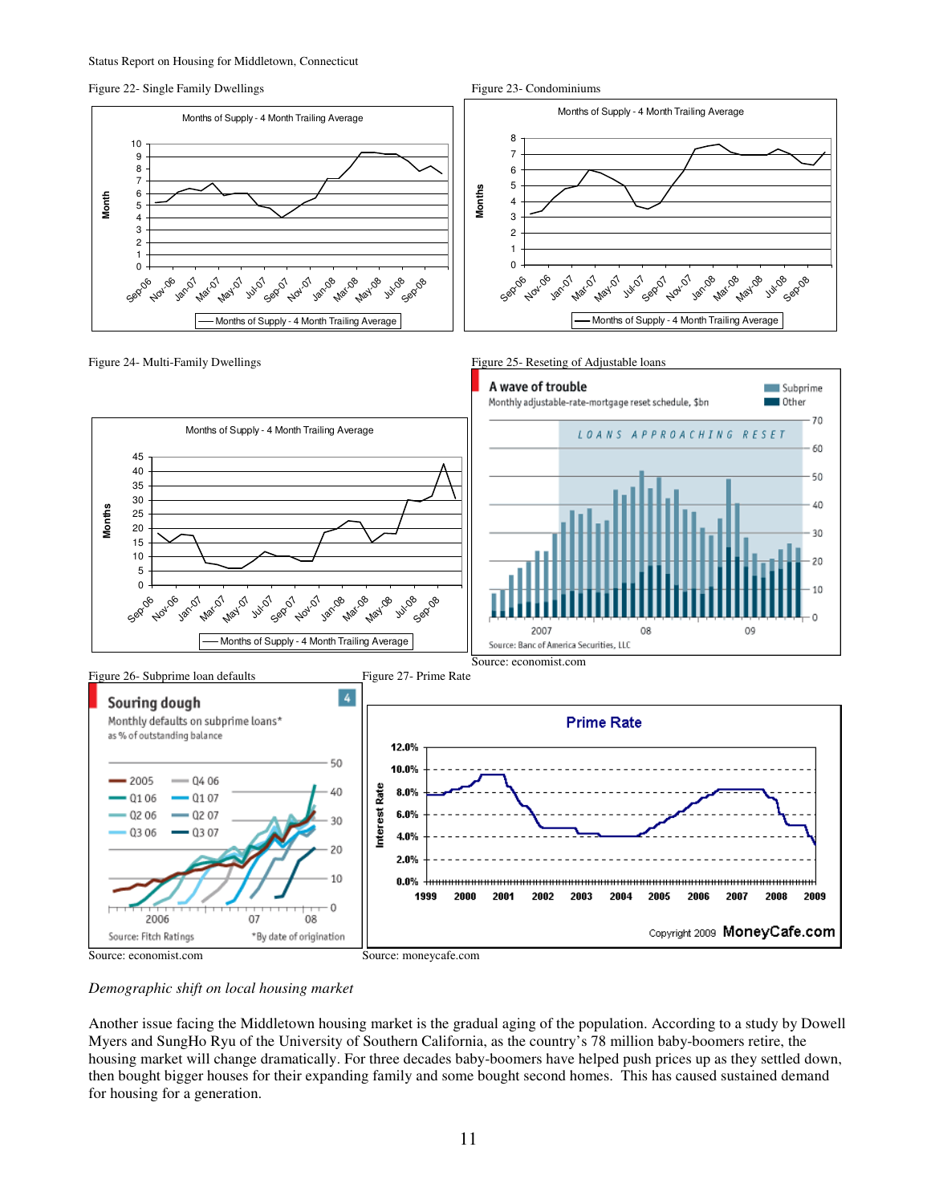Figure 22- Single Family Dwellings

Figure 23- Condominiums

Figure 24- Multi-Family Dwellings

Figure 25- Reseting of Adjustable loans

Source: economist.com

Figure 26- Subprime loan defaults

Source: economist.com

Figure 27- Prime Rate

Source: moneycafe.com

*Demographic shift on local housing market*

Another issue facing the Middletown housing market is the gradual aging of the population. According to a study by Dowell Myers and SungHo Ryu of the University of Southern California, as the country's 78 million baby-boomers retire, the housing market will change dramatically. For three decades baby-boomers have helped push prices up as they settled down, then bought bigger houses for their expanding family and some bought second homes. This has caused sustained demand for housing for a generation.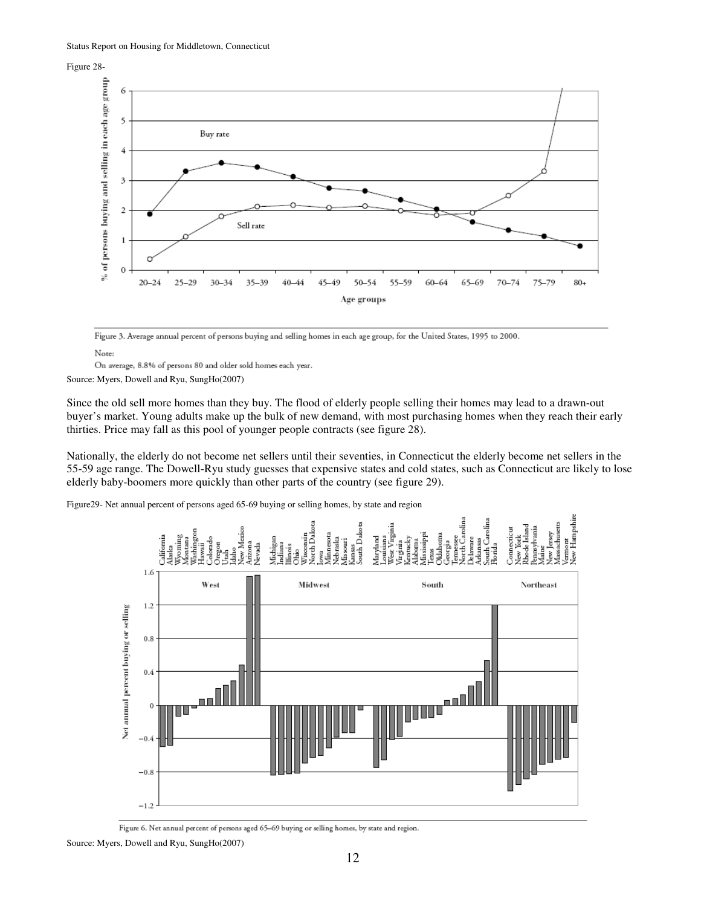Figure 28-

Figure 3. Average annual percent of persons buying and selling homes in each age group, for the United States, 1995 to 2000.

Note:

On average, 8.8% of persons 80 and older sold homes each year.

Source: Myers, Dowell and Ryu, SungHo(2007)

Since the old sell more homes than they buy. The flood of elderly people selling their homes may lead to a drawn-out buyer's market. Young adults make up the bulk of new demand, with most purchasing homes when they reach their early thirties. Price may fall as this pool of younger people contracts (see figure 28).

Nationally, the elderly do not become net sellers until their seventies, in Connecticut the elderly become net sellers in the 55-59 age range. The Dowell-Ryu study guesses that expensive states and cold states, such as Connecticut are likely to lose elderly baby-boomers more quickly than other parts of the country (see figure 29).

Figure29- Net annual percent of persons aged 65-69 buying or selling homes, by state and region

Figure 6. Net annual percent of persons aged 65–69 buying or selling homes, by state and region.

Source: Myers, Dowell and Ryu, SungHo(2007)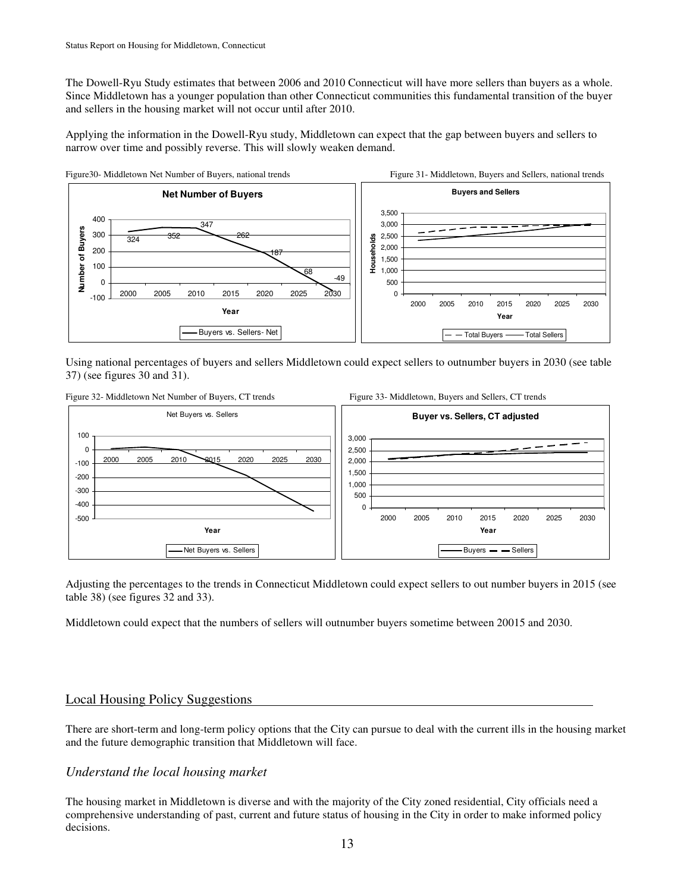The Dowell-Ryu Study estimates that between 2006 and 2010 Connecticut will have more sellers than buyers as a whole. Since Middletown has a younger population than other Connecticut communities this fundamental transition of the buyer and sellers in the housing market will not occur until after 2010.

Applying the information in the Dowell-Ryu study, Middletown can expect that the gap between buyers and sellers to narrow over time and possibly reverse. This will slowly weaken demand.

Figure30- Middletown Net Number of Buyers, national trends

Figure 31- Middletown, Buyers and Sellers, national trends

Using national percentages of buyers and sellers Middletown could expect sellers to outnumber buyers in 2030 (see table 37) (see figures 30 and 31).

Figure 32- Middletown Net Number of Buyers, CT trends

Figure 33- Middletown, Buyers and Sellers, CT trends

Adjusting the percentages to the trends in Connecticut Middletown could expect sellers to out number buyers in 2015 (see table 38) (see figures 32 and 33).

Middletown could expect that the numbers of sellers will outnumber buyers sometime between 20015 and 2030.

## Local Housing Policy Suggestions

There are short-term and long-term policy options that the City can pursue to deal with the current ills in the housing market and the future demographic transition that Middletown will face.

### *Understand the local housing market*

The housing market in Middletown is diverse and with the majority of the City zoned residential, City officials need a comprehensive understanding of past, current and future status of housing in the City in order to make informed policy decisions.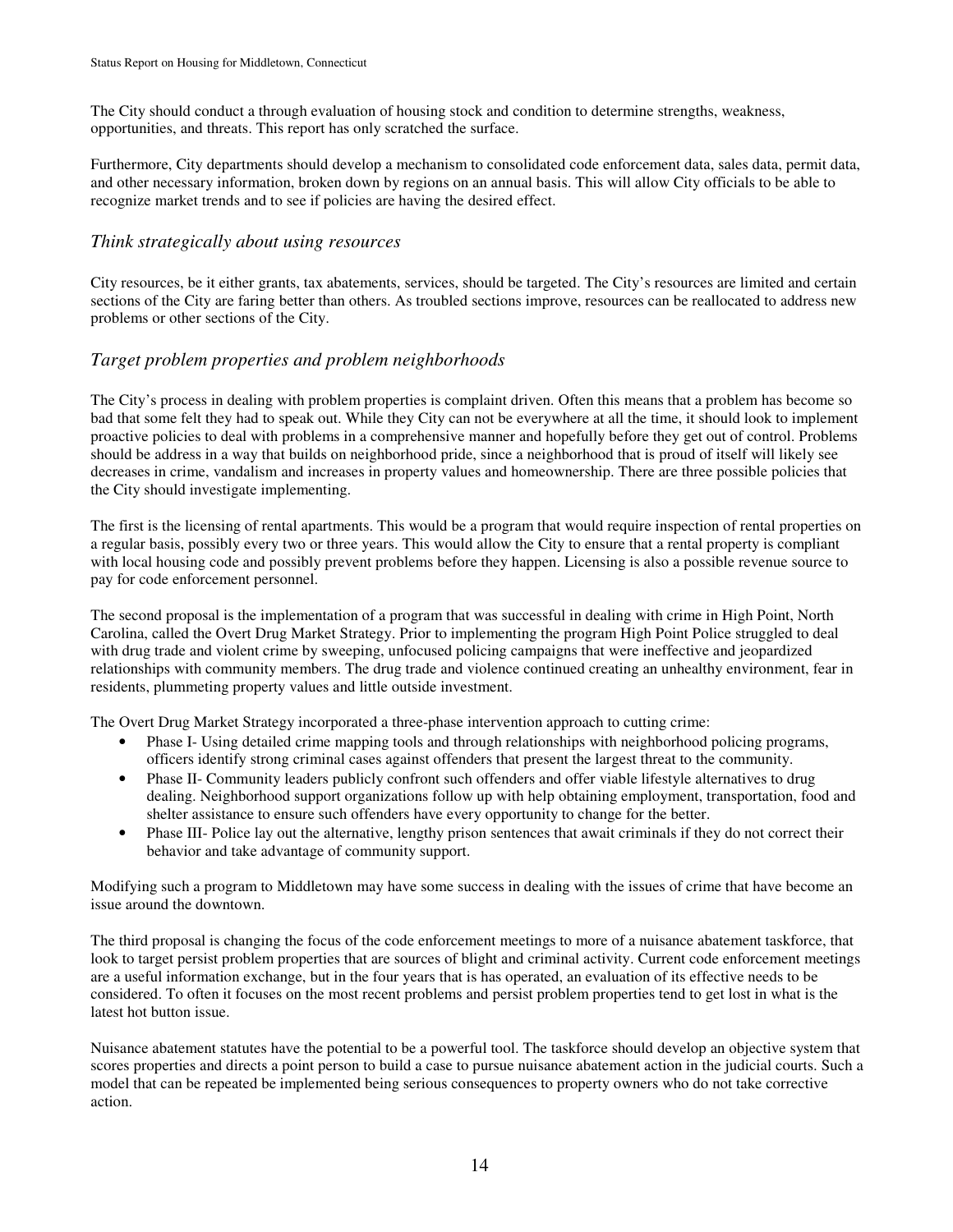The City should conduct a through evaluation of housing stock and condition to determine strengths, weakness, opportunities, and threats. This report has only scratched the surface.

Furthermore, City departments should develop a mechanism to consolidated code enforcement data, sales data, permit data, and other necessary information, broken down by regions on an annual basis. This will allow City officials to be able to recognize market trends and to see if policies are having the desired effect.

### *Think strategically about using resources*

City resources, be it either grants, tax abatements, services, should be targeted. The City's resources are limited and certain sections of the City are faring better than others. As troubled sections improve, resources can be reallocated to address new problems or other sections of the City.

### *Target problem properties and problem neighborhoods*

The City's process in dealing with problem properties is complaint driven. Often this means that a problem has become so bad that some felt they had to speak out. While they City can not be everywhere at all the time, it should look to implement proactive policies to deal with problems in a comprehensive manner and hopefully before they get out of control. Problems should be address in a way that builds on neighborhood pride, since a neighborhood that is proud of itself will likely see decreases in crime, vandalism and increases in property values and homeownership. There are three possible policies that the City should investigate implementing.

The first is the licensing of rental apartments. This would be a program that would require inspection of rental properties on a regular basis, possibly every two or three years. This would allow the City to ensure that a rental property is compliant with local housing code and possibly prevent problems before they happen. Licensing is also a possible revenue source to pay for code enforcement personnel.

The second proposal is the implementation of a program that was successful in dealing with crime in High Point, North Carolina, called the Overt Drug Market Strategy. Prior to implementing the program High Point Police struggled to deal with drug trade and violent crime by sweeping, unfocused policing campaigns that were ineffective and jeopardized relationships with community members. The drug trade and violence continued creating an unhealthy environment, fear in residents, plummeting property values and little outside investment.

The Overt Drug Market Strategy incorporated a three-phase intervention approach to cutting crime:

- Phase I- Using detailed crime mapping tools and through relationships with neighborhood policing programs, officers identify strong criminal cases against offenders that present the largest threat to the community.
- Phase II- Community leaders publicly confront such offenders and offer viable lifestyle alternatives to drug dealing. Neighborhood support organizations follow up with help obtaining employment, transportation, food and shelter assistance to ensure such offenders have every opportunity to change for the better.
- Phase III- Police lay out the alternative, lengthy prison sentences that await criminals if they do not correct their behavior and take advantage of community support.

Modifying such a program to Middletown may have some success in dealing with the issues of crime that have become an issue around the downtown.

The third proposal is changing the focus of the code enforcement meetings to more of a nuisance abatement taskforce, that look to target persist problem properties that are sources of blight and criminal activity. Current code enforcement meetings are a useful information exchange, but in the four years that is has operated, an evaluation of its effective needs to be considered. To often it focuses on the most recent problems and persist problem properties tend to get lost in what is the latest hot button issue.

Nuisance abatement statutes have the potential to be a powerful tool. The taskforce should develop an objective system that scores properties and directs a point person to build a case to pursue nuisance abatement action in the judicial courts. Such a model that can be repeated be implemented being serious consequences to property owners who do not take corrective action.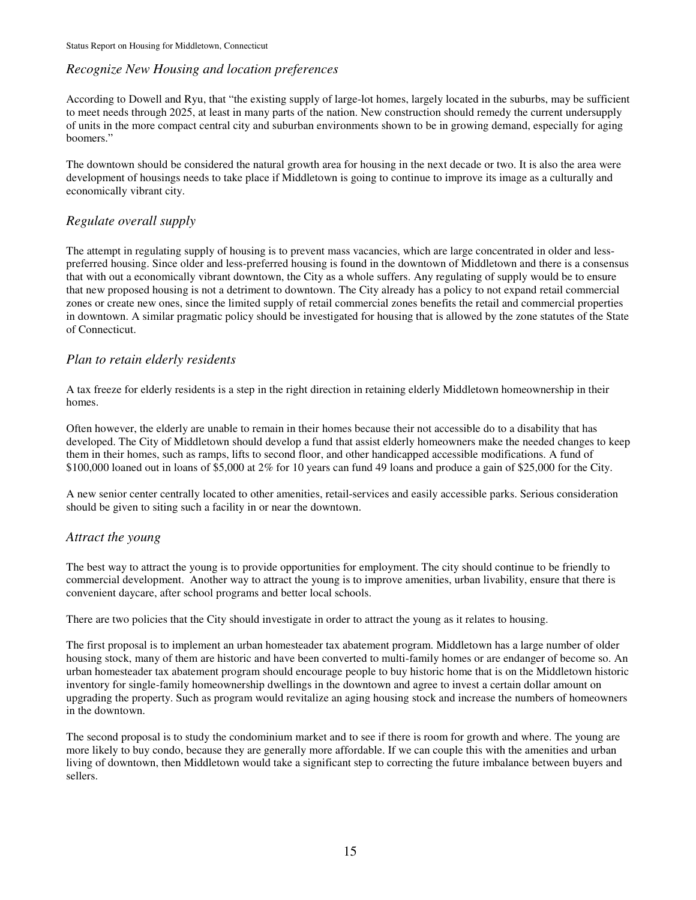### *Recognize New Housing and location preferences*

According to Dowell and Ryu, that "the existing supply of large-lot homes, largely located in the suburbs, may be sufficient to meet needs through 2025, at least in many parts of the nation. New construction should remedy the current undersupply of units in the more compact central city and suburban environments shown to be in growing demand, especially for aging boomers."

The downtown should be considered the natural growth area for housing in the next decade or two. It is also the area were development of housings needs to take place if Middletown is going to continue to improve its image as a culturally and economically vibrant city.

### *Regulate overall supply*

The attempt in regulating supply of housing is to prevent mass vacancies, which are large concentrated in older and less-preferred housing. Since older and less-preferred housing is found in the downtown of Middletown and there is a consensus that with out a economically vibrant downtown, the City as a whole suffers. Any regulating of supply would be to ensure that new proposed housing is not a detriment to downtown. The City already has a policy to not expand retail commercial zones or create new ones, since the limited supply of retail commercial zones benefits the retail and commercial properties in downtown. A similar pragmatic policy should be investigated for housing that is allowed by the zone statutes of the State of Connecticut.

### *Plan to retain elderly residents*

A tax freeze for elderly residents is a step in the right direction in retaining elderly Middletown homeownership in their homes.

Often however, the elderly are unable to remain in their homes because their not accessible do to a disability that has developed. The City of Middletown should develop a fund that assist elderly homeowners make the needed changes to keep them in their homes, such as ramps, lifts to second floor, and other handicapped accessible modifications. A fund of $100,000 loaned out in loans of $5,000 at 2% for 10 years can fund 49 loans and produce a gain of $25,000 for the City.

A new senior center centrally located to other amenities, retail-services and easily accessible parks. Serious consideration should be given to siting such a facility in or near the downtown.

### *Attract the young*

The best way to attract the young is to provide opportunities for employment. The city should continue to be friendly to commercial development. Another way to attract the young is to improve amenities, urban livability, ensure that there is convenient daycare, after school programs and better local schools.

There are two policies that the City should investigate in order to attract the young as it relates to housing.

The first proposal is to implement an urban homesteader tax abatement program. Middletown has a large number of older housing stock, many of them are historic and have been converted to multi-family homes or are endanger of become so. An urban homesteader tax abatement program should encourage people to buy historic home that is on the Middletown historic inventory for single-family homeownership dwellings in the downtown and agree to invest a certain dollar amount on upgrading the property. Such as program would revitalize an aging housing stock and increase the numbers of homeowners in the downtown.

The second proposal is to study the condominium market and to see if there is room for growth and where. The young are more likely to buy condo, because they are generally more affordable. If we can couple this with the amenities and urban living of downtown, then Middletown would take a significant step to correcting the future imbalance between buyers and sellers.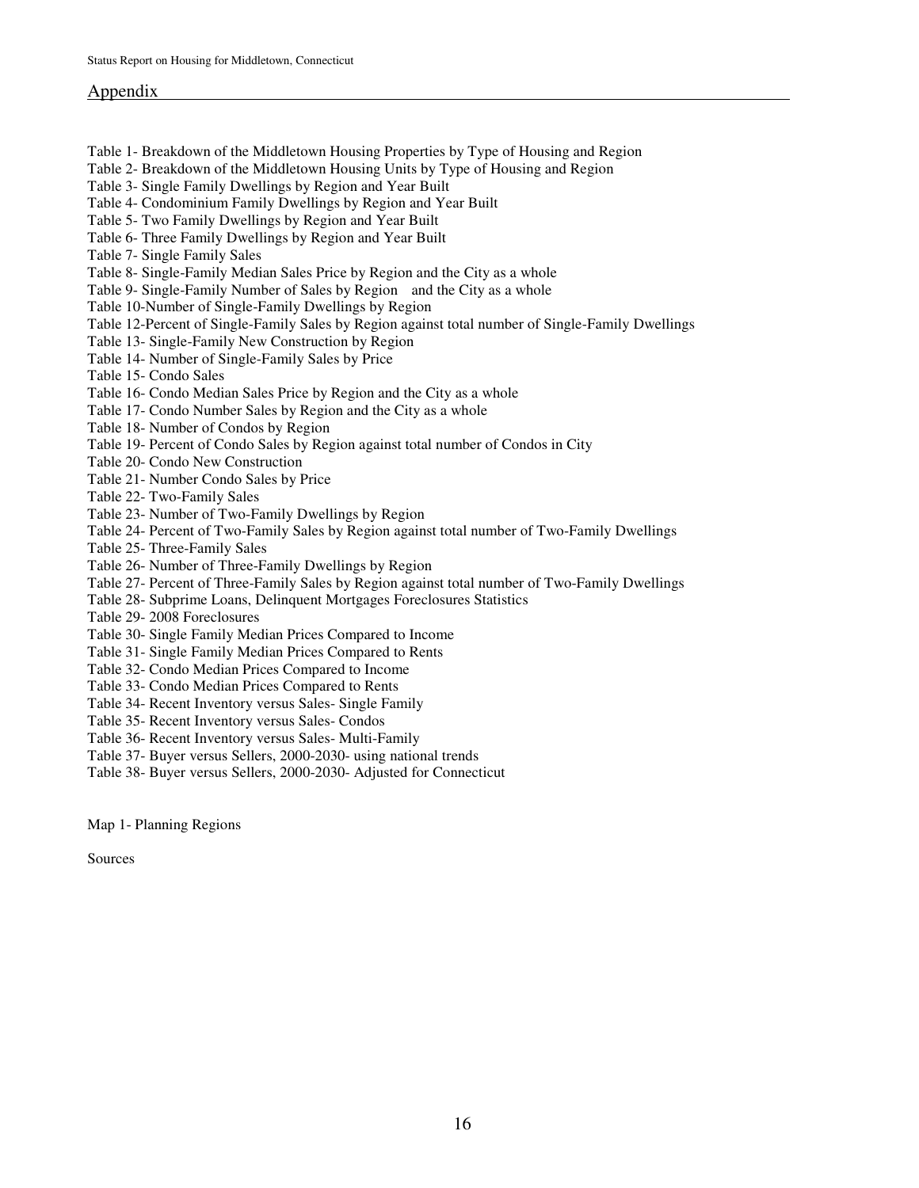## Appendix

Table 1- Breakdown of the Middletown Housing Properties by Type of Housing and Region
Table 2- Breakdown of the Middletown Housing Units by Type of Housing and Region
Table 3- Single Family Dwellings by Region and Year Built
Table 4- Condominium Family Dwellings by Region and Year Built
Table 5- Two Family Dwellings by Region and Year Built
Table 6- Three Family Dwellings by Region and Year Built
Table 7- Single Family Sales
Table 8- Single-Family Median Sales Price by Region and the City as a whole
Table 9- Single-Family Number of Sales by Region and the City as a whole
Table 10-Number of Single-Family Dwellings by Region
Table 12-Percent of Single-Family Sales by Region against total number of Single-Family Dwellings
Table 13- Single-Family New Construction by Region
Table 14- Number of Single-Family Sales by Price
Table 15- Condo Sales
Table 16- Condo Median Sales Price by Region and the City as a whole
Table 17- Condo Number Sales by Region and the City as a whole
Table 18- Number of Condos by Region
Table 19- Percent of Condo Sales by Region against total number of Condos in City
Table 20- Condo New Construction
Table 21- Number Condo Sales by Price
Table 22- Two-Family Sales
Table 23- Number of Two-Family Dwellings by Region
Table 24- Percent of Two-Family Sales by Region against total number of Two-Family Dwellings
Table 25- Three-Family Sales
Table 26- Number of Three-Family Dwellings by Region
Table 27- Percent of Three-Family Sales by Region against total number of Two-Family Dwellings
Table 28- Subprime Loans, Delinquent Mortgages Foreclosures Statistics
Table 29- 2008 Foreclosures
Table 30- Single Family Median Prices Compared to Income
Table 31- Single Family Median Prices Compared to Rents
Table 32- Condo Median Prices Compared to Income
Table 33- Condo Median Prices Compared to Rents
Table 34- Recent Inventory versus Sales- Single Family
Table 35- Recent Inventory versus Sales- Condos
Table 36- Recent Inventory versus Sales- Multi-Family
Table 37- Buyer versus Sellers, 2000-2030- using national trends
Table 38- Buyer versus Sellers, 2000-2030- Adjusted for Connecticut

Map 1- Planning Regions

Sources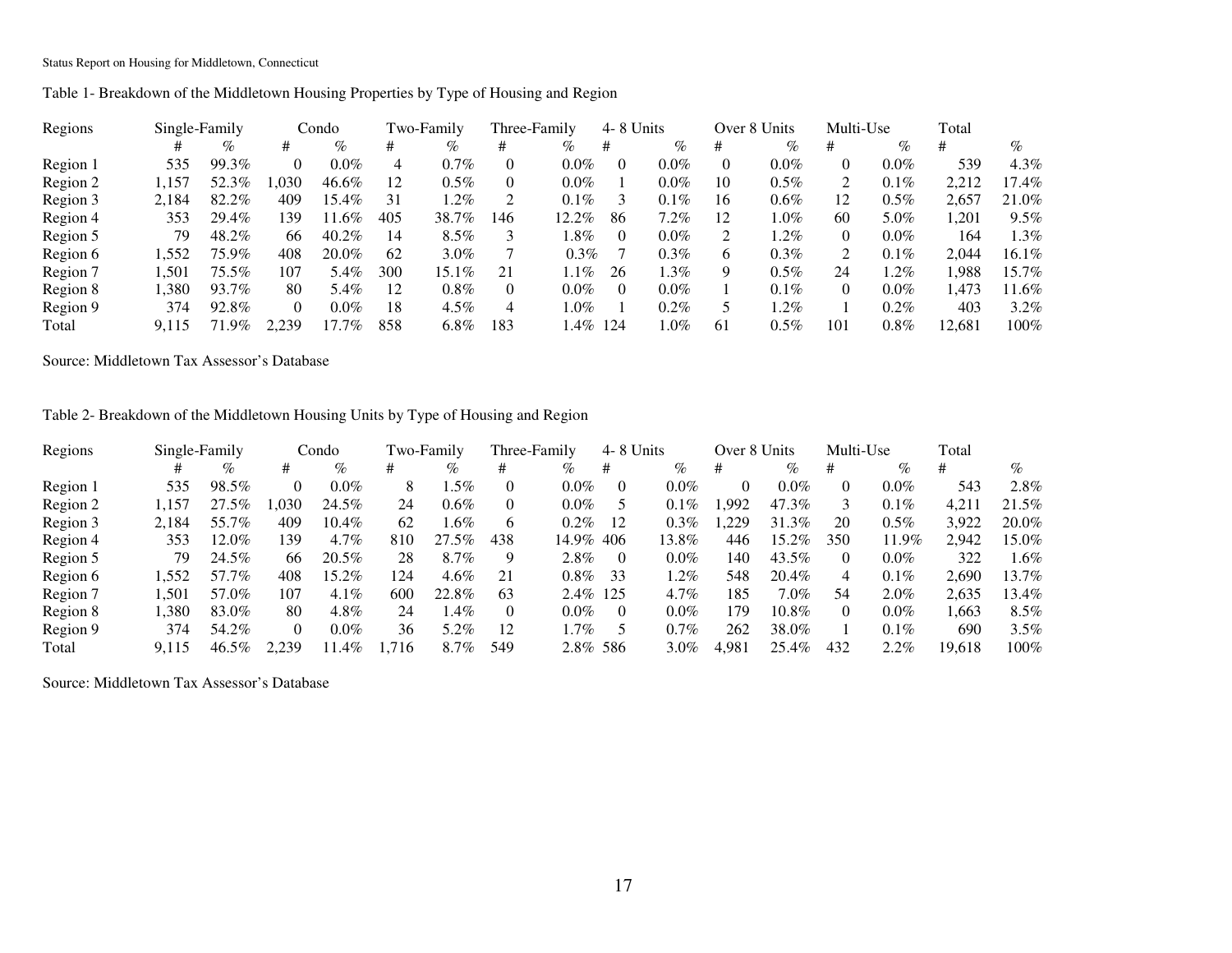Table 1- Breakdown of the Middletown Housing Properties by Type of Housing and Region

| Regions | Single-Family | | Condo | | Two-Family | | Three-Family | | 4- 8 Units | | Over 8 Units | | Multi-Use | | Total | |
|---|---|---|---|---|---|---|---|---|---|---|---|---|---|---|---|---|
| | # | % | # | % | # | % | # | % | # | % | # | % | # | % | # | % |
| Region 1 | 535 | 99.3% | 0 | 0.0% | 4 | 0.7% | 0 | 0.0% | 0 | 0.0% | 0 | 0.0% | 0 | 0.0% | 539 | 4.3% |
| Region 2 | 1,157 | 52.3% | 1,030 | 46.6% | 12 | 0.5% | 0 | 0.0% | 1 | 0.0% | 10 | 0.5% | 2 | 0.1% | 2,212 | 17.4% |
| Region 3 | 2,184 | 82.2% | 409 | 15.4% | 31 | 1.2% | 2 | 0.1% | 3 | 0.1% | 16 | 0.6% | 12 | 0.5% | 2,657 | 21.0% |
| Region 4 | 353 | 29.4% | 139 | 11.6% | 405 | 38.7% | 146 | 12.2% | 86 | 7.2% | 12 | 1.0% | 60 | 5.0% | 1,201 | 9.5% |
| Region 5 | 79 | 48.2% | 66 | 40.2% | 14 | 8.5% | 3 | 1.8% | 0 | 0.0% | 2 | 1.2% | 0 | 0.0% | 164 | 1.3% |
| Region 6 | 1,552 | 75.9% | 408 | 20.0% | 62 | 3.0% | 7 | 0.3% | 7 | 0.3% | 6 | 0.3% | 2 | 0.1% | 2,044 | 16.1% |
| Region 7 | 1,501 | 75.5% | 107 | 5.4% | 300 | 15.1% | 21 | 1.1% | 26 | 1.3% | 9 | 0.5% | 24 | 1.2% | 1,988 | 15.7% |
| Region 8 | 1,380 | 93.7% | 80 | 5.4% | 12 | 0.8% | 0 | 0.0% | 0 | 0.0% | 1 | 0.1% | 0 | 0.0% | 1,473 | 11.6% |
| Region 9 | 374 | 92.8% | 0 | 0.0% | 18 | 4.5% | 4 | 1.0% | 1 | 0.2% | 5 | 1.2% | 1 | 0.2% | 403 | 3.2% |
| Total | 9,115 | 71.9% | 2,239 | 17.7% | 858 | 6.8% | 183 | 1.4% | 124 | 1.0% | 61 | 0.5% | 101 | 0.8% | 12,681 | 100% |

Source: Middletown Tax Assessor's Database

Table 2- Breakdown of the Middletown Housing Units by Type of Housing and Region

| Regions | Single-Family | | Condo | | Two-Family | | Three-Family | | 4- 8 Units | | Over 8 Units | | Multi-Use | | Total | |
|---|---|---|---|---|---|---|---|---|---|---|---|---|---|---|---|---|
| | # | % | # | % | # | % | # | % | # | % | # | % | # | % | # | % |
| Region 1 | 535 | 98.5% | 0 | 0.0% | 8 | 1.5% | 0 | 0.0% | 0 | 0.0% | 0 | 0.0% | 0 | 0.0% | 543 | 2.8% |
| Region 2 | 1,157 | 27.5% | 1,030 | 24.5% | 24 | 0.6% | 0 | 0.0% | 5 | 0.1% | 1,992 | 47.3% | 3 | 0.1% | 4,211 | 21.5% |
| Region 3 | 2,184 | 55.7% | 409 | 10.4% | 62 | 1.6% | 6 | 0.2% | 12 | 0.3% | 1,229 | 31.3% | 20 | 0.5% | 3,922 | 20.0% |
| Region 4 | 353 | 12.0% | 139 | 4.7% | 810 | 27.5% | 438 | 14.9% | 406 | 13.8% | 446 | 15.2% | 350 | 11.9% | 2,942 | 15.0% |
| Region 5 | 79 | 24.5% | 66 | 20.5% | 28 | 8.7% | 9 | 2.8% | 0 | 0.0% | 140 | 43.5% | 0 | 0.0% | 322 | 1.6% |
| Region 6 | 1,552 | 57.7% | 408 | 15.2% | 124 | 4.6% | 21 | 0.8% | 33 | 1.2% | 548 | 20.4% | 4 | 0.1% | 2,690 | 13.7% |
| Region 7 | 1,501 | 57.0% | 107 | 4.1% | 600 | 22.8% | 63 | 2.4% | 125 | 4.7% | 185 | 7.0% | 54 | 2.0% | 2,635 | 13.4% |
| Region 8 | 1,380 | 83.0% | 80 | 4.8% | 24 | 1.4% | 0 | 0.0% | 0 | 0.0% | 179 | 10.8% | 0 | 0.0% | 1,663 | 8.5% |
| Region 9 | 374 | 54.2% | 0 | 0.0% | 36 | 5.2% | 12 | 1.7% | 5 | 0.7% | 262 | 38.0% | 1 | 0.1% | 690 | 3.5% |
| Total | 9,115 | 46.5% | 2,239 | 11.4% | 1,716 | 8.7% | 549 | 2.8% | 586 | 3.0% | 4,981 | 25.4% | 432 | 2.2% | 19,618 | 100% |

Source: Middletown Tax Assessor's Database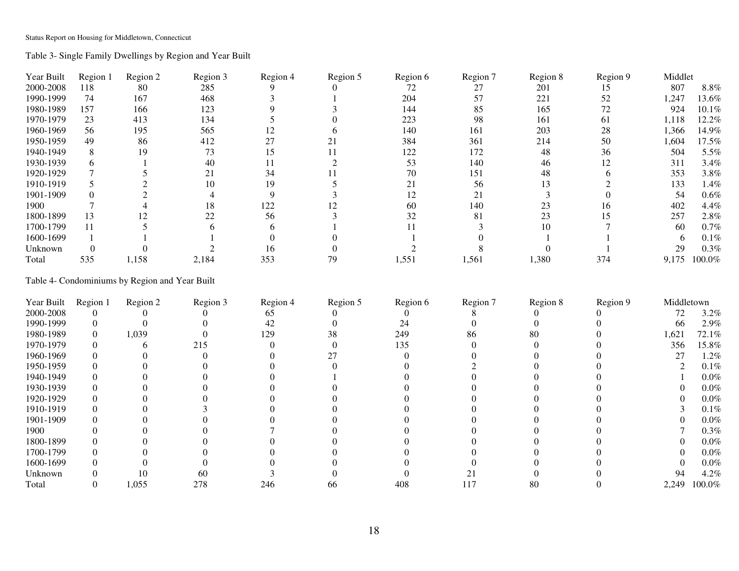Table 3- Single Family Dwellings by Region and Year Built

| Year Built | Region 1 | Region 2 | Region 3 | Region 4 | Region 5 | Region 6 | Region 7 | Region 8 | Region 9 | Middlet | |
|---|---|---|---|---|---|---|---|---|---|---|---|
| 2000-2008 | 118 | 80 | 285 | 9 | 0 | 72 | 27 | 201 | 15 | 807 | 8.8% |
| 1990-1999 | 74 | 167 | 468 | 3 | 1 | 204 | 57 | 221 | 52 | 1,247 | 13.6% |
| 1980-1989 | 157 | 166 | 123 | 9 | 3 | 144 | 85 | 165 | 72 | 924 | 10.1% |
| 1970-1979 | 23 | 413 | 134 | 5 | 0 | 223 | 98 | 161 | 61 | 1,118 | 12.2% |
| 1960-1969 | 56 | 195 | 565 | 12 | 6 | 140 | 161 | 203 | 28 | 1,366 | 14.9% |
| 1950-1959 | 49 | 86 | 412 | 27 | 21 | 384 | 361 | 214 | 50 | 1,604 | 17.5% |
| 1940-1949 | 8 | 19 | 73 | 15 | 11 | 122 | 172 | 48 | 36 | 504 | 5.5% |
| 1930-1939 | 6 | 1 | 40 | 11 | 2 | 53 | 140 | 46 | 12 | 311 | 3.4% |
| 1920-1929 | 7 | 5 | 21 | 34 | 11 | 70 | 151 | 48 | 6 | 353 | 3.8% |
| 1910-1919 | 5 | 2 | 10 | 19 | 5 | 21 | 56 | 13 | 2 | 133 | 1.4% |
| 1901-1909 | 0 | 2 | 4 | 9 | 3 | 12 | 21 | 3 | 0 | 54 | 0.6% |
| 1900 | 7 | 4 | 18 | 122 | 12 | 60 | 140 | 23 | 16 | 402 | 4.4% |
| 1800-1899 | 13 | 12 | 22 | 56 | 3 | 32 | 81 | 23 | 15 | 257 | 2.8% |
| 1700-1799 | 11 | 5 | 6 | 6 | 1 | 11 | 3 | 10 | 7 | 60 | 0.7% |
| 1600-1699 | 1 | 1 | 1 | 0 | 0 | 1 | 0 | 1 | 1 | 6 | 0.1% |
| Unknown | 0 | 0 | 2 | 16 | 0 | 2 | 8 | 0 | 1 | 29 | 0.3% |
| Total | 535 | 1,158 | 2,184 | 353 | 79 | 1,551 | 1,561 | 1,380 | 374 | 9,175 | 100.0% |

Table 4- Condominiums by Region and Year Built

| Year Built | Region 1 | Region 2 | Region 3 | Region 4 | Region 5 | Region 6 | Region 7 | Region 8 | Region 9 | Middletown | |
|---|---|---|---|---|---|---|---|---|---|---|---|
| 2000-2008 | 0 | 0 | 0 | 65 | 0 | 0 | 8 | 0 | 0 | 72 | 3.2% |
| 1990-1999 | 0 | 0 | 0 | 42 | 0 | 24 | 0 | 0 | 0 | 66 | 2.9% |
| 1980-1989 | 0 | 1,039 | 0 | 129 | 38 | 249 | 86 | 80 | 0 | 1,621 | 72.1% |
| 1970-1979 | 0 | 6 | 215 | 0 | 0 | 135 | 0 | 0 | 0 | 356 | 15.8% |
| 1960-1969 | 0 | 0 | 0 | 0 | 27 | 0 | 0 | 0 | 0 | 27 | 1.2% |
| 1950-1959 | 0 | 0 | 0 | 0 | 0 | 0 | 2 | 0 | 0 | 2 | 0.1% |
| 1940-1949 | 0 | 0 | 0 | 0 | 1 | 0 | 0 | 0 | 0 | 1 | 0.0% |
| 1930-1939 | 0 | 0 | 0 | 0 | 0 | 0 | 0 | 0 | 0 | 0 | 0.0% |
| 1920-1929 | 0 | 0 | 0 | 0 | 0 | 0 | 0 | 0 | 0 | 0 | 0.0% |
| 1910-1919 | 0 | 0 | 3 | 0 | 0 | 0 | 0 | 0 | 0 | 3 | 0.1% |
| 1901-1909 | 0 | 0 | 0 | 0 | 0 | 0 | 0 | 0 | 0 | 0 | 0.0% |
| 1900 | 0 | 0 | 0 | 7 | 0 | 0 | 0 | 0 | 0 | 7 | 0.3% |
| 1800-1899 | 0 | 0 | 0 | 0 | 0 | 0 | 0 | 0 | 0 | 0 | 0.0% |
| 1700-1799 | 0 | 0 | 0 | 0 | 0 | 0 | 0 | 0 | 0 | 0 | 0.0% |
| 1600-1699 | 0 | 0 | 0 | 0 | 0 | 0 | 0 | 0 | 0 | 0 | 0.0% |
| Unknown | 0 | 10 | 60 | 3 | 0 | 0 | 21 | 0 | 0 | 94 | 4.2% |
| Total | 0 | 1,055 | 278 | 246 | 66 | 408 | 117 | 80 | 0 | 2,249 | 100.0% |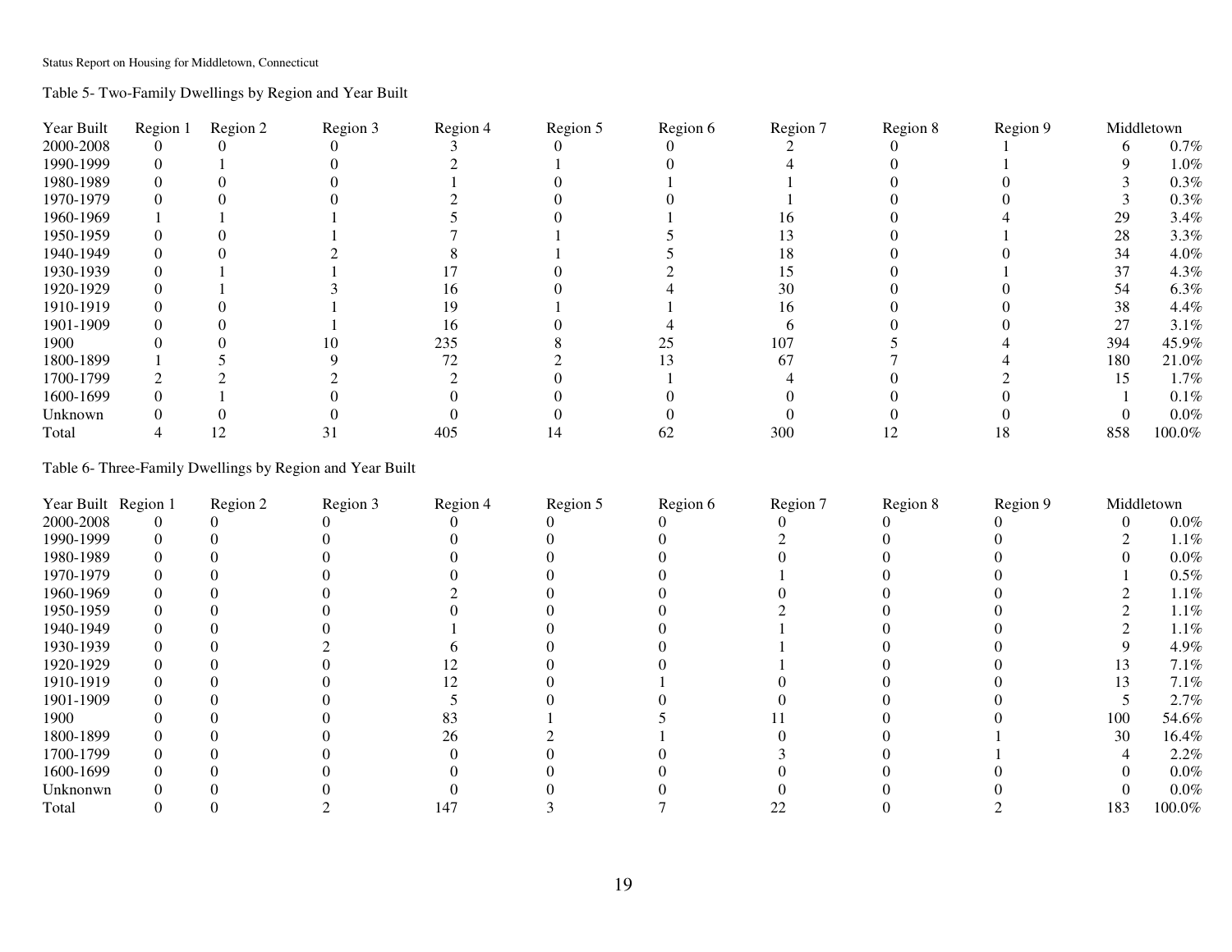Table 5- Two-Family Dwellings by Region and Year Built

| Year Built | Region 1 | Region 2 | Region 3 | Region 4 | Region 5 | Region 6 | Region 7 | Region 8 | Region 9 | Middletown | |
|---|---|---|---|---|---|---|---|---|---|---|---|
| 2000-2008 | 0 | 0 | 0 | 3 | 0 | 0 | 2 | 0 | 1 | 6 | 0.7% |
| 1990-1999 | 0 | 1 | 0 | 2 | 1 | 0 | 4 | 0 | 1 | 9 | 1.0% |
| 1980-1989 | 0 | 0 | 0 | 1 | 0 | 1 | 1 | 0 | 0 | 3 | 0.3% |
| 1970-1979 | 0 | 0 | 0 | 2 | 0 | 0 | 1 | 0 | 0 | 3 | 0.3% |
| 1960-1969 | 1 | 1 | 1 | 5 | 0 | 1 | 16 | 0 | 4 | 29 | 3.4% |
| 1950-1959 | 0 | 0 | 1 | 7 | 1 | 5 | 13 | 0 | 1 | 28 | 3.3% |
| 1940-1949 | 0 | 0 | 2 | 8 | 1 | 5 | 18 | 0 | 0 | 34 | 4.0% |
| 1930-1939 | 0 | 1 | 1 | 17 | 0 | 2 | 15 | 0 | 1 | 37 | 4.3% |
| 1920-1929 | 0 | 1 | 3 | 16 | 0 | 4 | 30 | 0 | 0 | 54 | 6.3% |
| 1910-1919 | 0 | 0 | 1 | 19 | 1 | 1 | 16 | 0 | 0 | 38 | 4.4% |
| 1901-1909 | 0 | 0 | 1 | 16 | 0 | 4 | 6 | 0 | 0 | 27 | 3.1% |
| 1900 | 0 | 0 | 10 | 235 | 8 | 25 | 107 | 5 | 4 | 394 | 45.9% |
| 1800-1899 | 1 | 5 | 9 | 72 | 2 | 13 | 67 | 7 | 4 | 180 | 21.0% |
| 1700-1799 | 2 | 2 | 2 | 2 | 0 | 1 | 4 | 0 | 2 | 15 | 1.7% |
| 1600-1699 | 0 | 1 | 0 | 0 | 0 | 0 | 0 | 0 | 0 | 1 | 0.1% |
| Unknown | 0 | 0 | 0 | 0 | 0 | 0 | 0 | 0 | 0 | 0 | 0.0% |
| Total | 4 | 12 | 31 | 405 | 14 | 62 | 300 | 12 | 18 | 858 | 100.0% |

Table 6- Three-Family Dwellings by Region and Year Built

| Year Built | Region 1 | Region 2 | Region 3 | Region 4 | Region 5 | Region 6 | Region 7 | Region 8 | Region 9 | Middletown | |
|---|---|---|---|---|---|---|---|---|---|---|---|
| 2000-2008 | 0 | 0 | 0 | 0 | 0 | 0 | 0 | 0 | 0 | 0 | 0.0% |
| 1990-1999 | 0 | 0 | 0 | 0 | 0 | 0 | 2 | 0 | 0 | 2 | 1.1% |
| 1980-1989 | 0 | 0 | 0 | 0 | 0 | 0 | 0 | 0 | 0 | 0 | 0.0% |
| 1970-1979 | 0 | 0 | 0 | 0 | 0 | 0 | 1 | 0 | 0 | 1 | 0.5% |
| 1960-1969 | 0 | 0 | 0 | 2 | 0 | 0 | 0 | 0 | 0 | 2 | 1.1% |
| 1950-1959 | 0 | 0 | 0 | 0 | 0 | 0 | 2 | 0 | 0 | 2 | 1.1% |
| 1940-1949 | 0 | 0 | 0 | 1 | 0 | 0 | 1 | 0 | 0 | 2 | 1.1% |
| 1930-1939 | 0 | 0 | 2 | 6 | 0 | 0 | 1 | 0 | 0 | 9 | 4.9% |
| 1920-1929 | 0 | 0 | 0 | 12 | 0 | 0 | 1 | 0 | 0 | 13 | 7.1% |
| 1910-1919 | 0 | 0 | 0 | 12 | 0 | 1 | 0 | 0 | 0 | 13 | 7.1% |
| 1901-1909 | 0 | 0 | 0 | 5 | 0 | 0 | 0 | 0 | 0 | 5 | 2.7% |
| 1900 | 0 | 0 | 0 | 83 | 1 | 5 | 11 | 0 | 0 | 100 | 54.6% |
| 1800-1899 | 0 | 0 | 0 | 26 | 2 | 1 | 0 | 0 | 1 | 30 | 16.4% |
| 1700-1799 | 0 | 0 | 0 | 0 | 0 | 0 | 3 | 0 | 1 | 4 | 2.2% |
| 1600-1699 | 0 | 0 | 0 | 0 | 0 | 0 | 0 | 0 | 0 | 0 | 0.0% |
| Unknonwn | 0 | 0 | 0 | 0 | 0 | 0 | 0 | 0 | 0 | 0 | 0.0% |
| Total | 0 | 0 | 2 | 147 | 3 | 7 | 22 | 0 | 2 | 183 | 100.0% |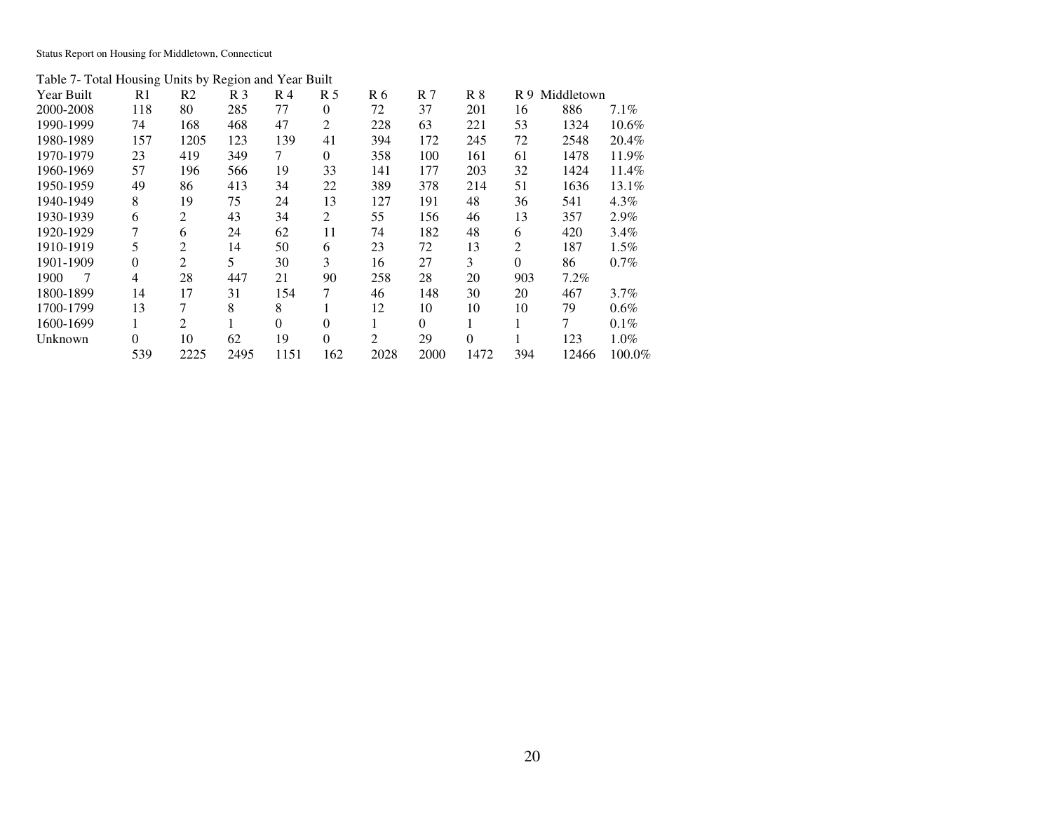Table 7- Total Housing Units by Region and Year Built

| Year Built | R1 | R2 | R 3 | R 4 | R 5 | R 6 | R 7 | R 8 | R 9 | Middletown | |
|---|---|---|---|---|---|---|---|---|---|---|---|
| 2000-2008 | 118 | 80 | 285 | 77 | 0 | 72 | 37 | 201 | 16 | 886 | 7.1% |
| 1990-1999 | 74 | 168 | 468 | 47 | 2 | 228 | 63 | 221 | 53 | 1324 | 10.6% |
| 1980-1989 | 157 | 1205 | 123 | 139 | 41 | 394 | 172 | 245 | 72 | 2548 | 20.4% |
| 1970-1979 | 23 | 419 | 349 | 7 | 0 | 358 | 100 | 161 | 61 | 1478 | 11.9% |
| 1960-1969 | 57 | 196 | 566 | 19 | 33 | 141 | 177 | 203 | 32 | 1424 | 11.4% |
| 1950-1959 | 49 | 86 | 413 | 34 | 22 | 389 | 378 | 214 | 51 | 1636 | 13.1% |
| 1940-1949 | 8 | 19 | 75 | 24 | 13 | 127 | 191 | 48 | 36 | 541 | 4.3% |
| 1930-1939 | 6 | 2 | 43 | 34 | 2 | 55 | 156 | 46 | 13 | 357 | 2.9% |
| 1920-1929 | 7 | 6 | 24 | 62 | 11 | 74 | 182 | 48 | 6 | 420 | 3.4% |
| 1910-1919 | 5 | 2 | 14 | 50 | 6 | 23 | 72 | 13 | 2 | 187 | 1.5% |
| 1901-1909 | 0 | 2 | 5 | 30 | 3 | 16 | 27 | 3 | 0 | 86 | 0.7% |
| 1900 7 | 4 | 28 | 447 | 21 | 90 | 258 | 28 | 20 | 903 | 7.2% | |
| 1800-1899 | 14 | 17 | 31 | 154 | 7 | 46 | 148 | 30 | 20 | 467 | 3.7% |
| 1700-1799 | 13 | 7 | 8 | 8 | 1 | 12 | 10 | 10 | 10 | 79 | 0.6% |
| 1600-1699 | 1 | 2 | 1 | 0 | 0 | 1 | 0 | 1 | 1 | 7 | 0.1% |
| Unknown | 0 | 10 | 62 | 19 | 0 | 2 | 29 | 0 | 1 | 123 | 1.0% |
| | 539 | 2225 | 2495 | 1151 | 162 | 2028 | 2000 | 1472 | 394 | 12466 | 100.0% |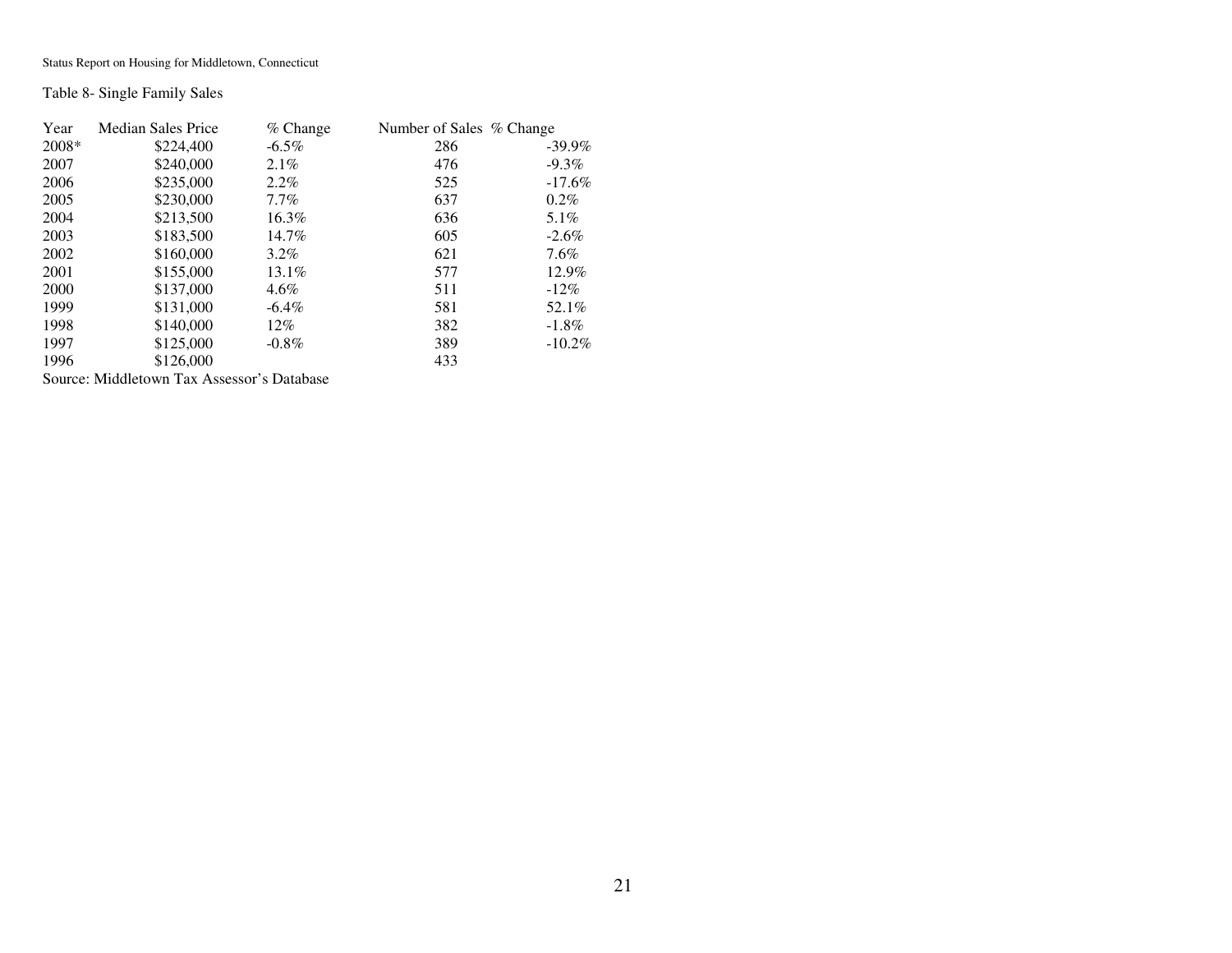Table 8- Single Family Sales

| Year | Median Sales Price | % Change | Number of Sales | % Change |
|---|---|---|---|---|
| 2008* | $224,400 | -6.5% | 286 | -39.9% |
| 2007 | $240,000 | 2.1% | 476 | -9.3% |
| 2006 | $235,000 | 2.2% | 525 | -17.6% |
| 2005 | $230,000 | 7.7% | 637 | 0.2% |
| 2004 | $213,500 | 16.3% | 636 | 5.1% |
| 2003 | $183,500 | 14.7% | 605 | -2.6% |
| 2002 | $160,000 | 3.2% | 621 | 7.6% |
| 2001 | $155,000 | 13.1% | 577 | 12.9% |
| 2000 | $137,000 | 4.6% | 511 | -12% |
| 1999 | $131,000 | -6.4% | 581 | 52.1% |
| 1998 | $140,000 | 12% | 382 | -1.8% |
| 1997 | $125,000 | -0.8% | 389 | -10.2% |
| 1996 | $126,000 | | 433 | |

Source: Middletown Tax Assessor's Database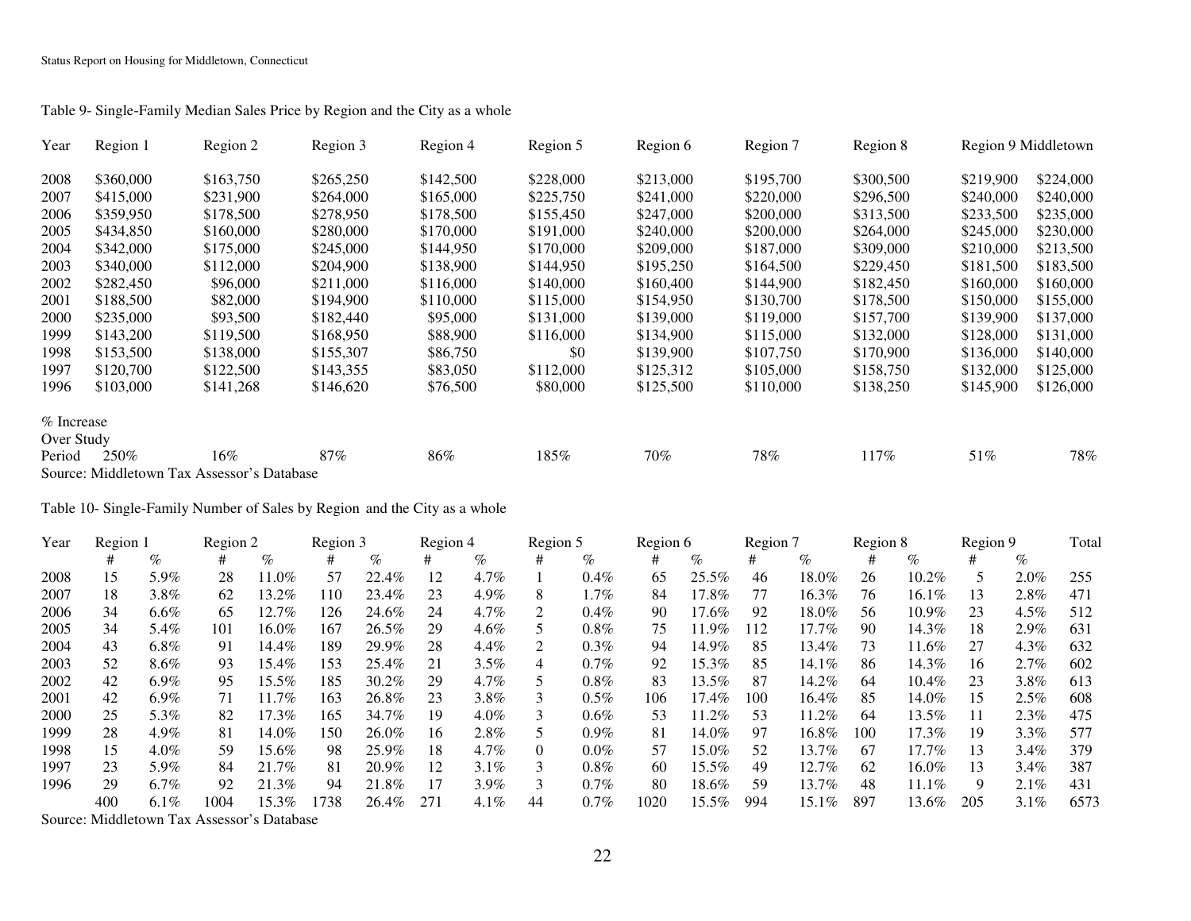Table 9- Single-Family Median Sales Price by Region and the City as a whole

| Year | Region 1 | Region 2 | Region 3 | Region 4 | Region 5 | Region 6 | Region 7 | Region 8 | Region 9 | Middletown |
|---|---|---|---|---|---|---|---|---|---|---|
| 2008 | $360,000 | $163,750 | $265,250 | $142,500 | $228,000 | $213,000 | $195,700 | $300,500 | $219,900 | $224,000 |
| 2007 | $415,000 | $231,900 | $264,000 | $165,000 | $225,750 | $241,000 | $220,000 | $296,500 | $240,000 | $240,000 |
| 2006 | $359,950 | $178,500 | $278,950 | $178,500 | $155,450 | $247,000 | $200,000 | $313,500 | $233,500 | $235,000 |
| 2005 | $434,850 | $160,000 | $280,000 | $170,000 | $191,000 | $240,000 | $200,000 | $264,000 | $245,000 | $230,000 |
| 2004 | $342,000 | $175,000 | $245,000 | $144,950 | $170,000 | $209,000 | $187,000 | $309,000 | $210,000 | $213,500 |
| 2003 | $340,000 | $112,000 | $204,900 | $138,900 | $144,950 | $195,250 | $164,500 | $229,450 | $181,500 | $183,500 |
| 2002 | $282,450 | $96,000 | $211,000 | $116,000 | $140,000 | $160,400 | $144,900 | $182,450 | $160,000 | $160,000 |
| 2001 | $188,500 | $82,000 | $194,900 | $110,000 | $115,000 | $154,950 | $130,700 | $178,500 | $150,000 | $155,000 |
| 2000 | $235,000 | $93,500 | $182,440 | $95,000 | $131,000 | $139,000 | $119,000 | $157,700 | $139,900 | $137,000 |
| 1999 | $143,200 | $119,500 | $168,950 | $88,900 | $116,000 | $134,900 | $115,000 | $132,000 | $128,000 | $131,000 |
| 1998 | $153,500 | $138,000 | $155,307 | $86,750 | $0 | $139,900 | $107,750 | $170,900 | $136,000 | $140,000 |
| 1997 | $120,700 | $122,500 | $143,355 | $83,050 | $112,000 | $125,312 | $105,000 | $158,750 | $132,000 | $125,000 |
| 1996 | $103,000 | $141,268 | $146,620 | $76,500 | $80,000 | $125,500 | $110,000 | $138,250 | $145,900 | $126,000 |
| % Increase Over Study Period | 250% | 16% | 87% | 86% | 185% | 70% | 78% | 117% | 51% | 78% |

Source: Middletown Tax Assessor's Database

Table 10- Single-Family Number of Sales by Region and the City as a whole

| Year | Region 1 | | Region 2 | | Region 3 | | Region 4 | | Region 5 | | Region 6 | | Region 7 | | Region 8 | | Region 9 | | Total |
|---|---|---|---|---|---|---|---|---|---|---|---|---|---|---|---|---|---|---|---|
| | # | % | # | % | # | % | # | % | # | % | # | % | # | % | # | % | # | % | |
| 2008 | 15 | 5.9% | 28 | 11.0% | 57 | 22.4% | 12 | 4.7% | 1 | 0.4% | 65 | 25.5% | 46 | 18.0% | 26 | 10.2% | 5 | 2.0% | 255 |
| 2007 | 18 | 3.8% | 62 | 13.2% | 110 | 23.4% | 23 | 4.9% | 8 | 1.7% | 84 | 17.8% | 77 | 16.3% | 76 | 16.1% | 13 | 2.8% | 471 |
| 2006 | 34 | 6.6% | 65 | 12.7% | 126 | 24.6% | 24 | 4.7% | 2 | 0.4% | 90 | 17.6% | 92 | 18.0% | 56 | 10.9% | 23 | 4.5% | 512 |
| 2005 | 34 | 5.4% | 101 | 16.0% | 167 | 26.5% | 29 | 4.6% | 5 | 0.8% | 75 | 11.9% | 112 | 17.7% | 90 | 14.3% | 18 | 2.9% | 631 |
| 2004 | 43 | 6.8% | 91 | 14.4% | 189 | 29.9% | 28 | 4.4% | 2 | 0.3% | 94 | 14.9% | 85 | 13.4% | 73 | 11.6% | 27 | 4.3% | 632 |
| 2003 | 52 | 8.6% | 93 | 15.4% | 153 | 25.4% | 21 | 3.5% | 4 | 0.7% | 92 | 15.3% | 85 | 14.1% | 86 | 14.3% | 16 | 2.7% | 602 |
| 2002 | 42 | 6.9% | 95 | 15.5% | 185 | 30.2% | 29 | 4.7% | 5 | 0.8% | 83 | 13.5% | 87 | 14.2% | 64 | 10.4% | 23 | 3.8% | 613 |
| 2001 | 42 | 6.9% | 71 | 11.7% | 163 | 26.8% | 23 | 3.8% | 3 | 0.5% | 106 | 17.4% | 100 | 16.4% | 85 | 14.0% | 15 | 2.5% | 608 |
| 2000 | 25 | 5.3% | 82 | 17.3% | 165 | 34.7% | 19 | 4.0% | 3 | 0.6% | 53 | 11.2% | 53 | 11.2% | 64 | 13.5% | 11 | 2.3% | 475 |
| 1999 | 28 | 4.9% | 81 | 14.0% | 150 | 26.0% | 16 | 2.8% | 5 | 0.9% | 81 | 14.0% | 97 | 16.8% | 100 | 17.3% | 19 | 3.3% | 577 |
| 1998 | 15 | 4.0% | 59 | 15.6% | 98 | 25.9% | 18 | 4.7% | 0 | 0.0% | 57 | 15.0% | 52 | 13.7% | 67 | 17.7% | 13 | 3.4% | 379 |
| 1997 | 23 | 5.9% | 84 | 21.7% | 81 | 20.9% | 12 | 3.1% | 3 | 0.8% | 60 | 15.5% | 49 | 12.7% | 62 | 16.0% | 13 | 3.4% | 387 |
| 1996 | 29 | 6.7% | 92 | 21.3% | 94 | 21.8% | 17 | 3.9% | 3 | 0.7% | 80 | 18.6% | 59 | 13.7% | 48 | 11.1% | 9 | 2.1% | 431 |
| | 400 | 6.1% | 1004 | 15.3% | 1738 | 26.4% | 271 | 4.1% | 44 | 0.7% | 1020 | 15.5% | 994 | 15.1% | 897 | 13.6% | 205 | 3.1% | 6573 |

Source: Middletown Tax Assessor's Database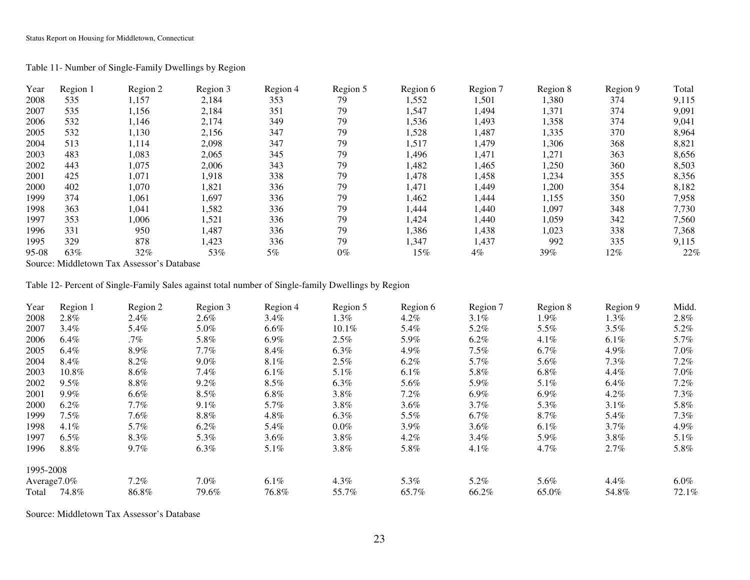Table 11- Number of Single-Family Dwellings by Region

| Year | Region 1 | Region 2 | Region 3 | Region 4 | Region 5 | Region 6 | Region 7 | Region 8 | Region 9 | Total |
|---|---|---|---|---|---|---|---|---|---|---|
| 2008 | 535 | 1,157 | 2,184 | 353 | 79 | 1,552 | 1,501 | 1,380 | 374 | 9,115 |
| 2007 | 535 | 1,156 | 2,184 | 351 | 79 | 1,547 | 1,494 | 1,371 | 374 | 9,091 |
| 2006 | 532 | 1,146 | 2,174 | 349 | 79 | 1,536 | 1,493 | 1,358 | 374 | 9,041 |
| 2005 | 532 | 1,130 | 2,156 | 347 | 79 | 1,528 | 1,487 | 1,335 | 370 | 8,964 |
| 2004 | 513 | 1,114 | 2,098 | 347 | 79 | 1,517 | 1,479 | 1,306 | 368 | 8,821 |
| 2003 | 483 | 1,083 | 2,065 | 345 | 79 | 1,496 | 1,471 | 1,271 | 363 | 8,656 |
| 2002 | 443 | 1,075 | 2,006 | 343 | 79 | 1,482 | 1,465 | 1,250 | 360 | 8,503 |
| 2001 | 425 | 1,071 | 1,918 | 338 | 79 | 1,478 | 1,458 | 1,234 | 355 | 8,356 |
| 2000 | 402 | 1,070 | 1,821 | 336 | 79 | 1,471 | 1,449 | 1,200 | 354 | 8,182 |
| 1999 | 374 | 1,061 | 1,697 | 336 | 79 | 1,462 | 1,444 | 1,155 | 350 | 7,958 |
| 1998 | 363 | 1,041 | 1,582 | 336 | 79 | 1,444 | 1,440 | 1,097 | 348 | 7,730 |
| 1997 | 353 | 1,006 | 1,521 | 336 | 79 | 1,424 | 1,440 | 1,059 | 342 | 7,560 |
| 1996 | 331 | 950 | 1,487 | 336 | 79 | 1,386 | 1,438 | 1,023 | 338 | 7,368 |
| 1995 | 329 | 878 | 1,423 | 336 | 79 | 1,347 | 1,437 | 992 | 335 | 9,115 |
| 95-08 | 63% | 32% | 53% | 5% | 0% | 15% | 4% | 39% | 12% | 22% |

Source: Middletown Tax Assessor's Database

Table 12- Percent of Single-Family Sales against total number of Single-family Dwellings by Region

| Year | Region 1 | Region 2 | Region 3 | Region 4 | Region 5 | Region 6 | Region 7 | Region 8 | Region 9 | Midd. |
|---|---|---|---|---|---|---|---|---|---|---|
| 2008 | 2.8% | 2.4% | 2.6% | 3.4% | 1.3% | 4.2% | 3.1% | 1.9% | 1.3% | 2.8% |
| 2007 | 3.4% | 5.4% | 5.0% | 6.6% | 10.1% | 5.4% | 5.2% | 5.5% | 3.5% | 5.2% |
| 2006 | 6.4% | .7% | 5.8% | 6.9% | 2.5% | 5.9% | 6.2% | 4.1% | 6.1% | 5.7% |
| 2005 | 6.4% | 8.9% | 7.7% | 8.4% | 6.3% | 4.9% | 7.5% | 6.7% | 4.9% | 7.0% |
| 2004 | 8.4% | 8.2% | 9.0% | 8.1% | 2.5% | 6.2% | 5.7% | 5.6% | 7.3% | 7.2% |
| 2003 | 10.8% | 8.6% | 7.4% | 6.1% | 5.1% | 6.1% | 5.8% | 6.8% | 4.4% | 7.0% |
| 2002 | 9.5% | 8.8% | 9.2% | 8.5% | 6.3% | 5.6% | 5.9% | 5.1% | 6.4% | 7.2% |
| 2001 | 9.9% | 6.6% | 8.5% | 6.8% | 3.8% | 7.2% | 6.9% | 6.9% | 4.2% | 7.3% |
| 2000 | 6.2% | 7.7% | 9.1% | 5.7% | 3.8% | 3.6% | 3.7% | 5.3% | 3.1% | 5.8% |
| 1999 | 7.5% | 7.6% | 8.8% | 4.8% | 6.3% | 5.5% | 6.7% | 8.7% | 5.4% | 7.3% |
| 1998 | 4.1% | 5.7% | 6.2% | 5.4% | 0.0% | 3.9% | 3.6% | 6.1% | 3.7% | 4.9% |
| 1997 | 6.5% | 8.3% | 5.3% | 3.6% | 3.8% | 4.2% | 3.4% | 5.9% | 3.8% | 5.1% |
| 1996 | 8.8% | 9.7% | 6.3% | 5.1% | 3.8% | 5.8% | 4.1% | 4.7% | 2.7% | 5.8% |
| 1995-2008 | | | | | | | | | | |
| Average | 7.0% | 7.2% | 7.0% | 6.1% | 4.3% | 5.3% | 5.2% | 5.6% | 4.4% | 6.0% |
| Total | 74.8% | 86.8% | 79.6% | 76.8% | 55.7% | 65.7% | 66.2% | 65.0% | 54.8% | 72.1% |

Source: Middletown Tax Assessor's Database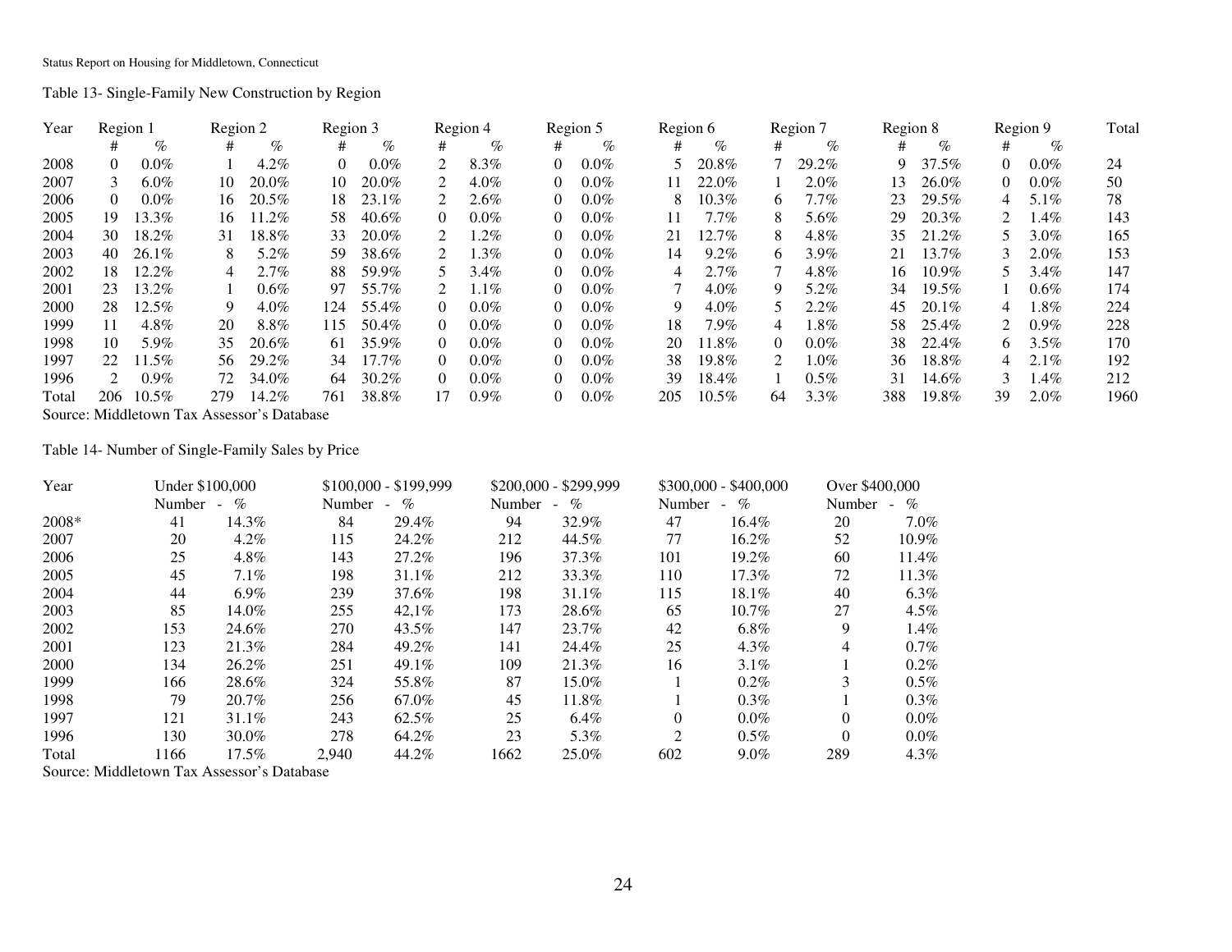Table 13- Single-Family New Construction by Region

| Year | Region 1 | | Region 2 | | Region 3 | | Region 4 | | Region 5 | | Region 6 | | Region 7 | | Region 8 | | Region 9 | | Total |
|---|---|---|---|---|---|---|---|---|---|---|---|---|---|---|---|---|---|---|---|
| | # | % | # | % | # | % | # | % | # | % | # | % | # | % | # | % | # | % | |
| 2008 | 0 | 0.0% | 1 | 4.2% | 0 | 0.0% | 2 | 8.3% | 0 | 0.0% | 5 | 20.8% | 7 | 29.2% | 9 | 37.5% | 0 | 0.0% | 24 |
| 2007 | 3 | 6.0% | 10 | 20.0% | 10 | 20.0% | 2 | 4.0% | 0 | 0.0% | 11 | 22.0% | 1 | 2.0% | 13 | 26.0% | 0 | 0.0% | 50 |
| 2006 | 0 | 0.0% | 16 | 20.5% | 18 | 23.1% | 2 | 2.6% | 0 | 0.0% | 8 | 10.3% | 6 | 7.7% | 23 | 29.5% | 4 | 5.1% | 78 |
| 2005 | 19 | 13.3% | 16 | 11.2% | 58 | 40.6% | 0 | 0.0% | 0 | 0.0% | 11 | 7.7% | 8 | 5.6% | 29 | 20.3% | 2 | 1.4% | 143 |
| 2004 | 30 | 18.2% | 31 | 18.8% | 33 | 20.0% | 2 | 1.2% | 0 | 0.0% | 21 | 12.7% | 8 | 4.8% | 35 | 21.2% | 5 | 3.0% | 165 |
| 2003 | 40 | 26.1% | 8 | 5.2% | 59 | 38.6% | 2 | 1.3% | 0 | 0.0% | 14 | 9.2% | 6 | 3.9% | 21 | 13.7% | 3 | 2.0% | 153 |
| 2002 | 18 | 12.2% | 4 | 2.7% | 88 | 59.9% | 5 | 3.4% | 0 | 0.0% | 4 | 2.7% | 7 | 4.8% | 16 | 10.9% | 5 | 3.4% | 147 |
| 2001 | 23 | 13.2% | 1 | 0.6% | 97 | 55.7% | 2 | 1.1% | 0 | 0.0% | 7 | 4.0% | 9 | 5.2% | 34 | 19.5% | 1 | 0.6% | 174 |
| 2000 | 28 | 12.5% | 9 | 4.0% | 124 | 55.4% | 0 | 0.0% | 0 | 0.0% | 9 | 4.0% | 5 | 2.2% | 45 | 20.1% | 4 | 1.8% | 224 |
| 1999 | 11 | 4.8% | 20 | 8.8% | 115 | 50.4% | 0 | 0.0% | 0 | 0.0% | 18 | 7.9% | 4 | 1.8% | 58 | 25.4% | 2 | 0.9% | 228 |
| 1998 | 10 | 5.9% | 35 | 20.6% | 61 | 35.9% | 0 | 0.0% | 0 | 0.0% | 20 | 11.8% | 0 | 0.0% | 38 | 22.4% | 6 | 3.5% | 170 |
| 1997 | 22 | 11.5% | 56 | 29.2% | 34 | 17.7% | 0 | 0.0% | 0 | 0.0% | 38 | 19.8% | 2 | 1.0% | 36 | 18.8% | 4 | 2.1% | 192 |
| 1996 | 2 | 0.9% | 72 | 34.0% | 64 | 30.2% | 0 | 0.0% | 0 | 0.0% | 39 | 18.4% | 1 | 0.5% | 31 | 14.6% | 3 | 1.4% | 212 |
| Total | 206 | 10.5% | 279 | 14.2% | 761 | 38.8% | 17 | 0.9% | 0 | 0.0% | 205 | 10.5% | 64 | 3.3% | 388 | 19.8% | 39 | 2.0% | 1960 |

Source: Middletown Tax Assessor's Database

Table 14- Number of Single-Family Sales by Price

| Year | Under $100,000 | | $100,000 - $199,999 | | $200,000 - $299,999 | | $300,000 - $400,000 | | Over $400,000 | |
|---|---|---|---|---|---|---|---|---|---|---|
| | Number | % | Number | % | Number | % | Number | % | Number | % |
| 2008* | 41 | 14.3% | 84 | 29.4% | 94 | 32.9% | 47 | 16.4% | 20 | 7.0% |
| 2007 | 20 | 4.2% | 115 | 24.2% | 212 | 44.5% | 77 | 16.2% | 52 | 10.9% |
| 2006 | 25 | 4.8% | 143 | 27.2% | 196 | 37.3% | 101 | 19.2% | 60 | 11.4% |
| 2005 | 45 | 7.1% | 198 | 31.1% | 212 | 33.3% | 110 | 17.3% | 72 | 11.3% |
| 2004 | 44 | 6.9% | 239 | 37.6% | 198 | 31.1% | 115 | 18.1% | 40 | 6.3% |
| 2003 | 85 | 14.0% | 255 | 42,1% | 173 | 28.6% | 65 | 10.7% | 27 | 4.5% |
| 2002 | 153 | 24.6% | 270 | 43.5% | 147 | 23.7% | 42 | 6.8% | 9 | 1.4% |
| 2001 | 123 | 21.3% | 284 | 49.2% | 141 | 24.4% | 25 | 4.3% | 4 | 0.7% |
| 2000 | 134 | 26.2% | 251 | 49.1% | 109 | 21.3% | 16 | 3.1% | 1 | 0.2% |
| 1999 | 166 | 28.6% | 324 | 55.8% | 87 | 15.0% | 1 | 0.2% | 3 | 0.5% |
| 1998 | 79 | 20.7% | 256 | 67.0% | 45 | 11.8% | 1 | 0.3% | 1 | 0.3% |
| 1997 | 121 | 31.1% | 243 | 62.5% | 25 | 6.4% | 0 | 0.0% | 0 | 0.0% |
| 1996 | 130 | 30.0% | 278 | 64.2% | 23 | 5.3% | 2 | 0.5% | 0 | 0.0% |
| Total | 1166 | 17.5% | 2,940 | 44.2% | 1662 | 25.0% | 602 | 9.0% | 289 | 4.3% |

Source: Middletown Tax Assessor's Database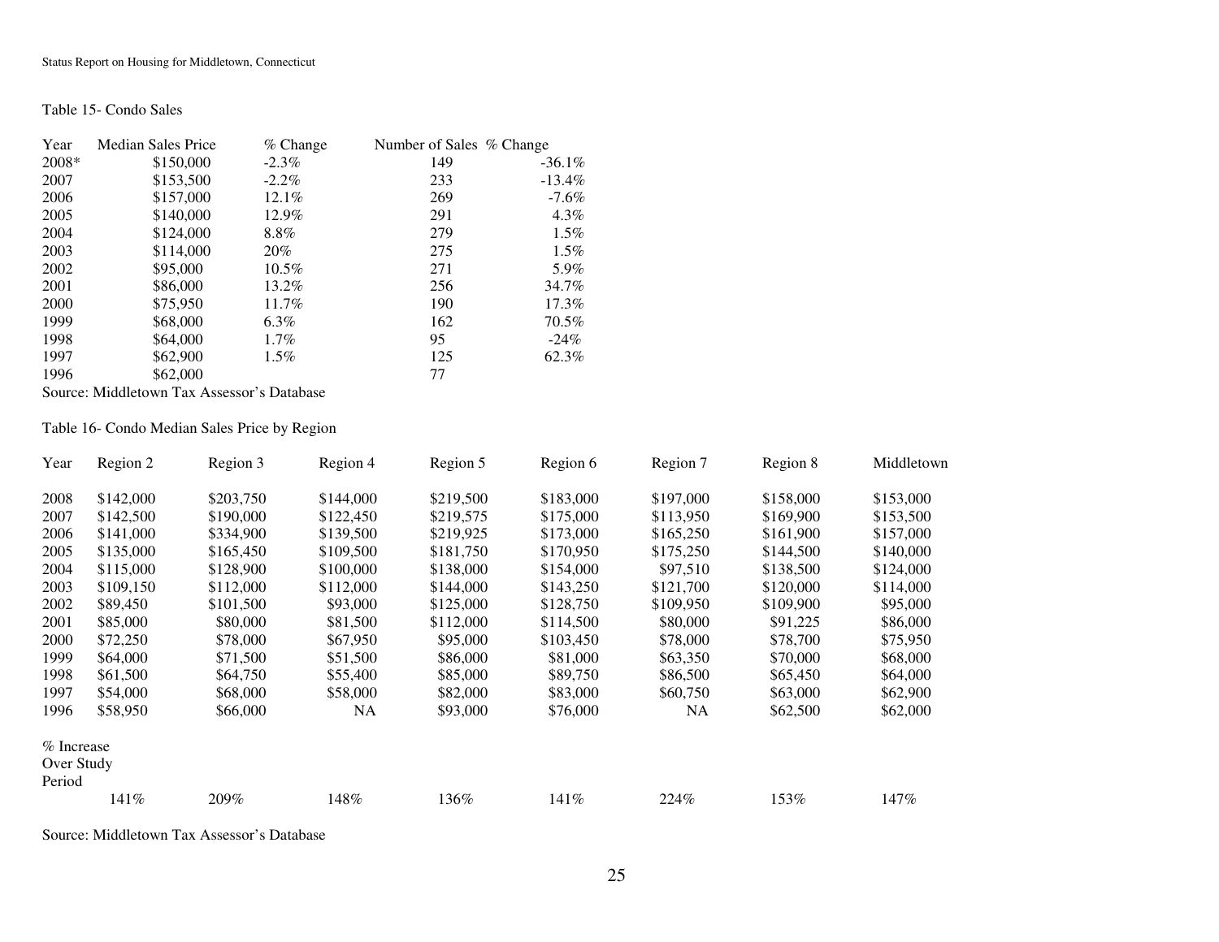Table 15- Condo Sales

| Year | Median Sales Price | % Change | Number of Sales | % Change |
|---|---|---|---|---|
| 2008* | $150,000 | -2.3% | 149 | -36.1% |
| 2007 | $153,500 | -2.2% | 233 | -13.4% |
| 2006 | $157,000 | 12.1% | 269 | -7.6% |
| 2005 | $140,000 | 12.9% | 291 | 4.3% |
| 2004 | $124,000 | 8.8% | 279 | 1.5% |
| 2003 | $114,000 | 20% | 275 | 1.5% |
| 2002 | $95,000 | 10.5% | 271 | 5.9% |
| 2001 | $86,000 | 13.2% | 256 | 34.7% |
| 2000 | $75,950 | 11.7% | 190 | 17.3% |
| 1999 | $68,000 | 6.3% | 162 | 70.5% |
| 1998 | $64,000 | 1.7% | 95 | -24% |
| 1997 | $62,900 | 1.5% | 125 | 62.3% |
| 1996 | $62,000 | | 77 | |

Source: Middletown Tax Assessor's Database

Table 16- Condo Median Sales Price by Region

| Year | Region 2 | Region 3 | Region 4 | Region 5 | Region 6 | Region 7 | Region 8 | Middletown |
|---|---|---|---|---|---|---|---|---|
| 2008 | $142,000 | $203,750 | $144,000 | $219,500 | $183,000 | $197,000 | $158,000 | $153,000 |
| 2007 | $142,500 | $190,000 | $122,450 | $219,575 | $175,000 | $113,950 | $169,900 | $153,500 |
| 2006 | $141,000 | $334,900 | $139,500 | $219,925 | $173,000 | $165,250 | $161,900 | $157,000 |
| 2005 | $135,000 | $165,450 | $109,500 | $181,750 | $170,950 | $175,250 | $144,500 | $140,000 |
| 2004 | $115,000 | $128,900 | $100,000 | $138,000 | $154,000 | $97,510 | $138,500 | $124,000 |
| 2003 | $109,150 | $112,000 | $112,000 | $144,000 | $143,250 | $121,700 | $120,000 | $114,000 |
| 2002 | $89,450 | $101,500 | $93,000 | $125,000 | $128,750 | $109,950 | $109,900 | $95,000 |
| 2001 | $85,000 | $80,000 | $81,500 | $112,000 | $114,500 | $80,000 | $91,225 | $86,000 |
| 2000 | $72,250 | $78,000 | $67,950 | $95,000 | $103,450 | $78,000 | $78,700 | $75,950 |
| 1999 | $64,000 | $71,500 | $51,500 | $86,000 | $81,000 | $63,350 | $70,000 | $68,000 |
| 1998 | $61,500 | $64,750 | $55,400 | $85,000 | $89,750 | $86,500 | $65,450 | $64,000 |
| 1997 | $54,000 | $68,000 | $58,000 | $82,000 | $83,000 | $60,750 | $63,000 | $62,900 |
| 1996 | $58,950 | $66,000 | NA | $93,000 | $76,000 | NA | $62,500 | $62,000 |
| % Increase Over Study Period | 141% | 209% | 148% | 136% | 141% | 224% | 153% | 147% |

Source: Middletown Tax Assessor's Database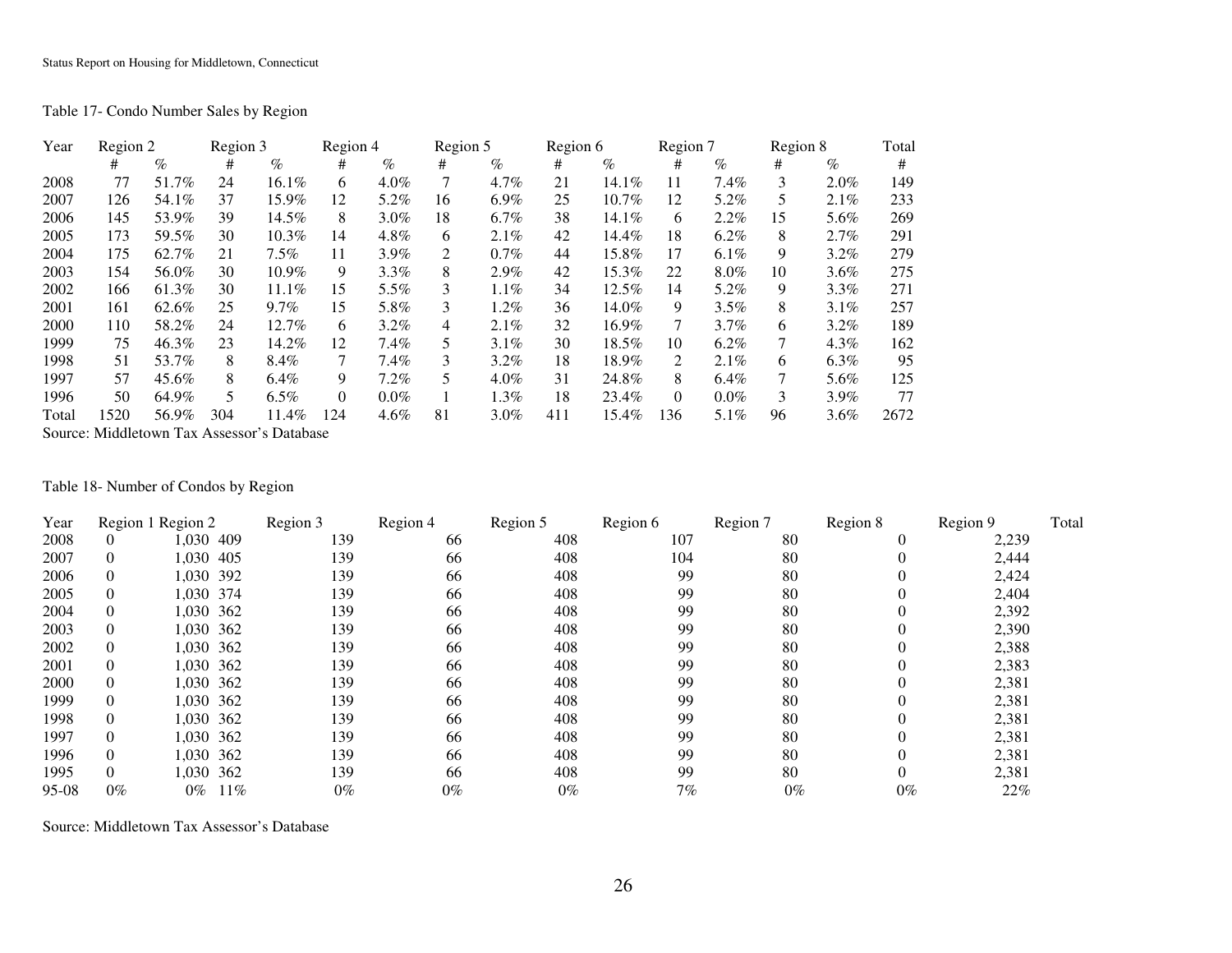Table 17- Condo Number Sales by Region

| Year | Region 2 | | Region 3 | | Region 4 | | Region 5 | | Region 6 | | Region 7 | | Region 8 | | Total |
|---|---|---|---|---|---|---|---|---|---|---|---|---|---|---|---|
| | # | % | # | % | # | % | # | % | # | % | # | % | # | % | # |
| 2008 | 77 | 51.7% | 24 | 16.1% | 6 | 4.0% | 7 | 4.7% | 21 | 14.1% | 11 | 7.4% | 3 | 2.0% | 149 |
| 2007 | 126 | 54.1% | 37 | 15.9% | 12 | 5.2% | 16 | 6.9% | 25 | 10.7% | 12 | 5.2% | 5 | 2.1% | 233 |
| 2006 | 145 | 53.9% | 39 | 14.5% | 8 | 3.0% | 18 | 6.7% | 38 | 14.1% | 6 | 2.2% | 15 | 5.6% | 269 |
| 2005 | 173 | 59.5% | 30 | 10.3% | 14 | 4.8% | 6 | 2.1% | 42 | 14.4% | 18 | 6.2% | 8 | 2.7% | 291 |
| 2004 | 175 | 62.7% | 21 | 7.5% | 11 | 3.9% | 2 | 0.7% | 44 | 15.8% | 17 | 6.1% | 9 | 3.2% | 279 |
| 2003 | 154 | 56.0% | 30 | 10.9% | 9 | 3.3% | 8 | 2.9% | 42 | 15.3% | 22 | 8.0% | 10 | 3.6% | 275 |
| 2002 | 166 | 61.3% | 30 | 11.1% | 15 | 5.5% | 3 | 1.1% | 34 | 12.5% | 14 | 5.2% | 9 | 3.3% | 271 |
| 2001 | 161 | 62.6% | 25 | 9.7% | 15 | 5.8% | 3 | 1.2% | 36 | 14.0% | 9 | 3.5% | 8 | 3.1% | 257 |
| 2000 | 110 | 58.2% | 24 | 12.7% | 6 | 3.2% | 4 | 2.1% | 32 | 16.9% | 7 | 3.7% | 6 | 3.2% | 189 |
| 1999 | 75 | 46.3% | 23 | 14.2% | 12 | 7.4% | 5 | 3.1% | 30 | 18.5% | 10 | 6.2% | 7 | 4.3% | 162 |
| 1998 | 51 | 53.7% | 8 | 8.4% | 7 | 7.4% | 3 | 3.2% | 18 | 18.9% | 2 | 2.1% | 6 | 6.3% | 95 |
| 1997 | 57 | 45.6% | 8 | 6.4% | 9 | 7.2% | 5 | 4.0% | 31 | 24.8% | 8 | 6.4% | 7 | 5.6% | 125 |
| 1996 | 50 | 64.9% | 5 | 6.5% | 0 | 0.0% | 1 | 1.3% | 18 | 23.4% | 0 | 0.0% | 3 | 3.9% | 77 |
| Total | 1520 | 56.9% | 304 | 11.4% | 124 | 4.6% | 81 | 3.0% | 411 | 15.4% | 136 | 5.1% | 96 | 3.6% | 2672 |

Source: Middletown Tax Assessor's Database

Table 18- Number of Condos by Region

| Year | Region 1 | Region 2 | Region 3 | Region 4 | Region 5 | Region 6 | Region 7 | Region 8 | Region 9 | Total |
|---|---|---|---|---|---|---|---|---|---|---|
| 2008 | 0 | 1,030 | 409 | 139 | 66 | 408 | 107 | 80 | 0 | 2,239 |
| 2007 | 0 | 1,030 | 405 | 139 | 66 | 408 | 104 | 80 | 0 | 2,444 |
| 2006 | 0 | 1,030 | 392 | 139 | 66 | 408 | 99 | 80 | 0 | 2,424 |
| 2005 | 0 | 1,030 | 374 | 139 | 66 | 408 | 99 | 80 | 0 | 2,404 |
| 2004 | 0 | 1,030 | 362 | 139 | 66 | 408 | 99 | 80 | 0 | 2,392 |
| 2003 | 0 | 1,030 | 362 | 139 | 66 | 408 | 99 | 80 | 0 | 2,390 |
| 2002 | 0 | 1,030 | 362 | 139 | 66 | 408 | 99 | 80 | 0 | 2,388 |
| 2001 | 0 | 1,030 | 362 | 139 | 66 | 408 | 99 | 80 | 0 | 2,383 |
| 2000 | 0 | 1,030 | 362 | 139 | 66 | 408 | 99 | 80 | 0 | 2,381 |
| 1999 | 0 | 1,030 | 362 | 139 | 66 | 408 | 99 | 80 | 0 | 2,381 |
| 1998 | 0 | 1,030 | 362 | 139 | 66 | 408 | 99 | 80 | 0 | 2,381 |
| 1997 | 0 | 1,030 | 362 | 139 | 66 | 408 | 99 | 80 | 0 | 2,381 |
| 1996 | 0 | 1,030 | 362 | 139 | 66 | 408 | 99 | 80 | 0 | 2,381 |
| 1995 | 0 | 1,030 | 362 | 139 | 66 | 408 | 99 | 80 | 0 | 2,381 |
| 95-08 | 0% | 0% | 11% | 0% | 0% | 0% | 7% | 0% | 0% | 22% |

Source: Middletown Tax Assessor's Database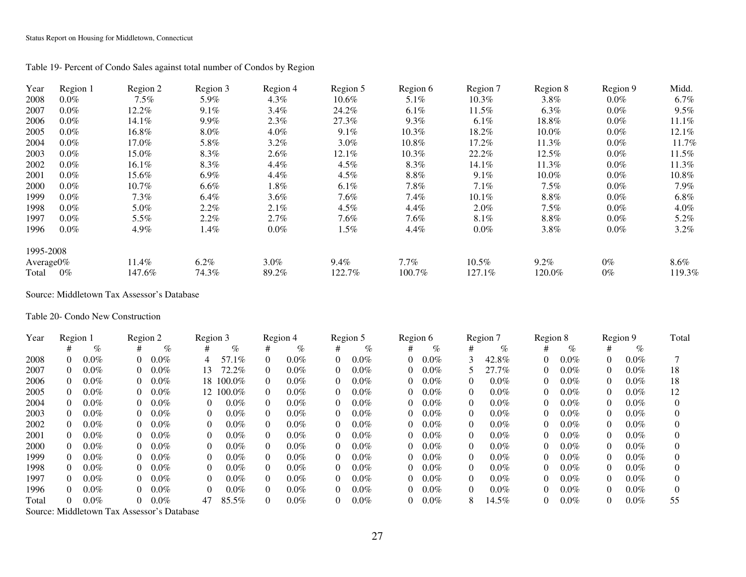Table 19- Percent of Condo Sales against total number of Condos by Region

| Year | Region 1 | Region 2 | Region 3 | Region 4 | Region 5 | Region 6 | Region 7 | Region 8 | Region 9 | Midd. |
|---|---|---|---|---|---|---|---|---|---|---|
| 2008 | 0.0% | 7.5% | 5.9% | 4.3% | 10.6% | 5.1% | 10.3% | 3.8% | 0.0% | 6.7% |
| 2007 | 0.0% | 12.2% | 9.1% | 3.4% | 24.2% | 6.1% | 11.5% | 6.3% | 0.0% | 9.5% |
| 2006 | 0.0% | 14.1% | 9.9% | 2.3% | 27.3% | 9.3% | 6.1% | 18.8% | 0.0% | 11.1% |
| 2005 | 0.0% | 16.8% | 8.0% | 4.0% | 9.1% | 10.3% | 18.2% | 10.0% | 0.0% | 12.1% |
| 2004 | 0.0% | 17.0% | 5.8% | 3.2% | 3.0% | 10.8% | 17.2% | 11.3% | 0.0% | 11.7% |
| 2003 | 0.0% | 15.0% | 8.3% | 2.6% | 12.1% | 10.3% | 22.2% | 12.5% | 0.0% | 11.5% |
| 2002 | 0.0% | 16.1% | 8.3% | 4.4% | 4.5% | 8.3% | 14.1% | 11.3% | 0.0% | 11.3% |
| 2001 | 0.0% | 15.6% | 6.9% | 4.4% | 4.5% | 8.8% | 9.1% | 10.0% | 0.0% | 10.8% |
| 2000 | 0.0% | 10.7% | 6.6% | 1.8% | 6.1% | 7.8% | 7.1% | 7.5% | 0.0% | 7.9% |
| 1999 | 0.0% | 7.3% | 6.4% | 3.6% | 7.6% | 7.4% | 10.1% | 8.8% | 0.0% | 6.8% |
| 1998 | 0.0% | 5.0% | 2.2% | 2.1% | 4.5% | 4.4% | 2.0% | 7.5% | 0.0% | 4.0% |
| 1997 | 0.0% | 5.5% | 2.2% | 2.7% | 7.6% | 7.6% | 8.1% | 8.8% | 0.0% | 5.2% |
| 1996 | 0.0% | 4.9% | 1.4% | 0.0% | 1.5% | 4.4% | 0.0% | 3.8% | 0.0% | 3.2% |
| 1995-2008 | | | | | | | | | | |
| Average | 0% | 11.4% | 6.2% | 3.0% | 9.4% | 7.7% | 10.5% | 9.2% | 0% | 8.6% |
| Total | 0% | 147.6% | 74.3% | 89.2% | 122.7% | 100.7% | 127.1% | 120.0% | 0% | 119.3% |

Source: Middletown Tax Assessor's Database

Table 20- Condo New Construction

| Year | Region 1 | | Region 2 | | Region 3 | | Region 4 | | Region 5 | | Region 6 | | Region 7 | | Region 8 | | Region 9 | | Total |
|---|---|---|---|---|---|---|---|---|---|---|---|---|---|---|---|---|---|---|---|
| | # | % | # | % | # | % | # | % | # | % | # | % | # | % | # | % | # | % | |
| 2008 | 0 | 0.0% | 0 | 0.0% | 4 | 57.1% | 0 | 0.0% | 0 | 0.0% | 0 | 0.0% | 3 | 42.8% | 0 | 0.0% | 0 | 0.0% | 7 |
| 2007 | 0 | 0.0% | 0 | 0.0% | 13 | 72.2% | 0 | 0.0% | 0 | 0.0% | 0 | 0.0% | 5 | 27.7% | 0 | 0.0% | 0 | 0.0% | 18 |
| 2006 | 0 | 0.0% | 0 | 0.0% | 18 | 100.0% | 0 | 0.0% | 0 | 0.0% | 0 | 0.0% | 0 | 0.0% | 0 | 0.0% | 0 | 0.0% | 18 |
| 2005 | 0 | 0.0% | 0 | 0.0% | 12 | 100.0% | 0 | 0.0% | 0 | 0.0% | 0 | 0.0% | 0 | 0.0% | 0 | 0.0% | 0 | 0.0% | 12 |
| 2004 | 0 | 0.0% | 0 | 0.0% | 0 | 0.0% | 0 | 0.0% | 0 | 0.0% | 0 | 0.0% | 0 | 0.0% | 0 | 0.0% | 0 | 0.0% | 0 |
| 2003 | 0 | 0.0% | 0 | 0.0% | 0 | 0.0% | 0 | 0.0% | 0 | 0.0% | 0 | 0.0% | 0 | 0.0% | 0 | 0.0% | 0 | 0.0% | 0 |
| 2002 | 0 | 0.0% | 0 | 0.0% | 0 | 0.0% | 0 | 0.0% | 0 | 0.0% | 0 | 0.0% | 0 | 0.0% | 0 | 0.0% | 0 | 0.0% | 0 |
| 2001 | 0 | 0.0% | 0 | 0.0% | 0 | 0.0% | 0 | 0.0% | 0 | 0.0% | 0 | 0.0% | 0 | 0.0% | 0 | 0.0% | 0 | 0.0% | 0 |
| 2000 | 0 | 0.0% | 0 | 0.0% | 0 | 0.0% | 0 | 0.0% | 0 | 0.0% | 0 | 0.0% | 0 | 0.0% | 0 | 0.0% | 0 | 0.0% | 0 |
| 1999 | 0 | 0.0% | 0 | 0.0% | 0 | 0.0% | 0 | 0.0% | 0 | 0.0% | 0 | 0.0% | 0 | 0.0% | 0 | 0.0% | 0 | 0.0% | 0 |
| 1998 | 0 | 0.0% | 0 | 0.0% | 0 | 0.0% | 0 | 0.0% | 0 | 0.0% | 0 | 0.0% | 0 | 0.0% | 0 | 0.0% | 0 | 0.0% | 0 |
| 1997 | 0 | 0.0% | 0 | 0.0% | 0 | 0.0% | 0 | 0.0% | 0 | 0.0% | 0 | 0.0% | 0 | 0.0% | 0 | 0.0% | 0 | 0.0% | 0 |
| 1996 | 0 | 0.0% | 0 | 0.0% | 0 | 0.0% | 0 | 0.0% | 0 | 0.0% | 0 | 0.0% | 0 | 0.0% | 0 | 0.0% | 0 | 0.0% | 0 |
| Total | 0 | 0.0% | 0 | 0.0% | 47 | 85.5% | 0 | 0.0% | 0 | 0.0% | 0 | 0.0% | 8 | 14.5% | 0 | 0.0% | 0 | 0.0% | 55 |

Source: Middletown Tax Assessor's Database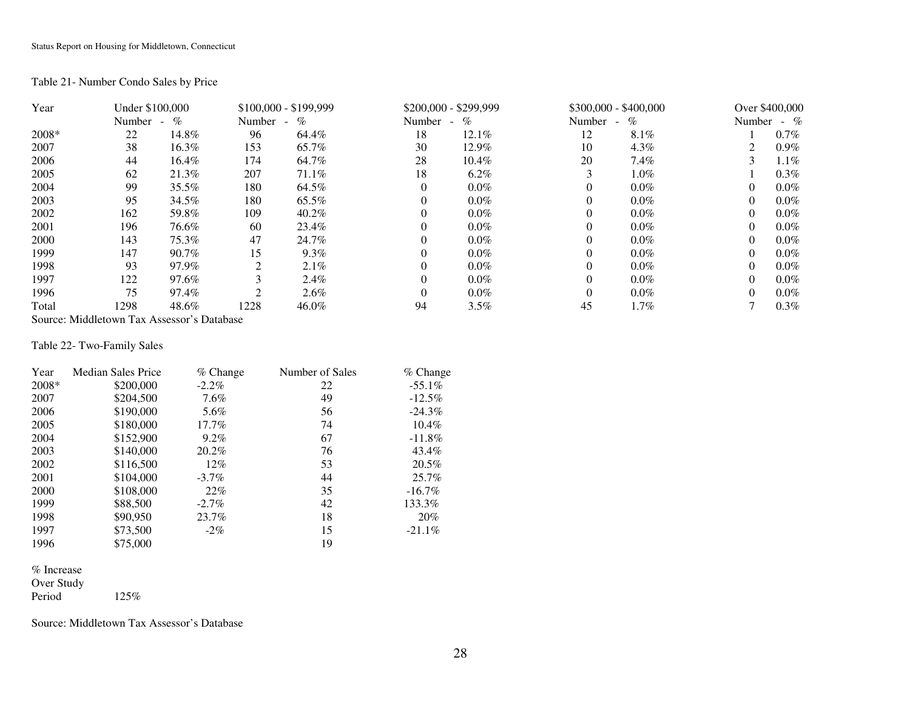Table 21- Number Condo Sales by Price

| Year | Under $100,000 | | $100,000 - $199,999 | | $200,000 - $299,999 | | $300,000 - $400,000 | | Over $400,000 | |
|---|---|---|---|---|---|---|---|---|---|---|
| | Number | % | Number | % | Number | % | Number | % | Number | % |
| 2008* | 22 | 14.8% | 96 | 64.4% | 18 | 12.1% | 12 | 8.1% | 1 | 0.7% |
| 2007 | 38 | 16.3% | 153 | 65.7% | 30 | 12.9% | 10 | 4.3% | 2 | 0.9% |
| 2006 | 44 | 16.4% | 174 | 64.7% | 28 | 10.4% | 20 | 7.4% | 3 | 1.1% |
| 2005 | 62 | 21.3% | 207 | 71.1% | 18 | 6.2% | 3 | 1.0% | 1 | 0.3% |
| 2004 | 99 | 35.5% | 180 | 64.5% | 0 | 0.0% | 0 | 0.0% | 0 | 0.0% |
| 2003 | 95 | 34.5% | 180 | 65.5% | 0 | 0.0% | 0 | 0.0% | 0 | 0.0% |
| 2002 | 162 | 59.8% | 109 | 40.2% | 0 | 0.0% | 0 | 0.0% | 0 | 0.0% |
| 2001 | 196 | 76.6% | 60 | 23.4% | 0 | 0.0% | 0 | 0.0% | 0 | 0.0% |
| 2000 | 143 | 75.3% | 47 | 24.7% | 0 | 0.0% | 0 | 0.0% | 0 | 0.0% |
| 1999 | 147 | 90.7% | 15 | 9.3% | 0 | 0.0% | 0 | 0.0% | 0 | 0.0% |
| 1998 | 93 | 97.9% | 2 | 2.1% | 0 | 0.0% | 0 | 0.0% | 0 | 0.0% |
| 1997 | 122 | 97.6% | 3 | 2.4% | 0 | 0.0% | 0 | 0.0% | 0 | 0.0% |
| 1996 | 75 | 97.4% | 2 | 2.6% | 0 | 0.0% | 0 | 0.0% | 0 | 0.0% |
| Total | 1298 | 48.6% | 1228 | 46.0% | 94 | 3.5% | 45 | 1.7% | 7 | 0.3% |

Source: Middletown Tax Assessor's Database

Table 22- Two-Family Sales

| Year | Median Sales Price | % Change | Number of Sales | % Change |
|---|---|---|---|---|
| 2008* | $200,000 | -2.2% | 22 | -55.1% |
| 2007 | $204,500 | 7.6% | 49 | -12.5% |
| 2006 | $190,000 | 5.6% | 56 | -24.3% |
| 2005 | $180,000 | 17.7% | 74 | 10.4% |
| 2004 | $152,900 | 9.2% | 67 | -11.8% |
| 2003 | $140,000 | 20.2% | 76 | 43.4% |
| 2002 | $116,500 | 12% | 53 | 20.5% |
| 2001 | $104,000 | -3.7% | 44 | 25.7% |
| 2000 | $108,000 | 22% | 35 | -16.7% |
| 1999 | $88,500 | -2.7% | 42 | 133.3% |
| 1998 | $90,950 | 23.7% | 18 | 20% |
| 1997 | $73,500 | -2% | 15 | -21.1% |
| 1996 | $75,000 | | 19 | |
| % Increase Over Study Period | 125% | | | |

Source: Middletown Tax Assessor's Database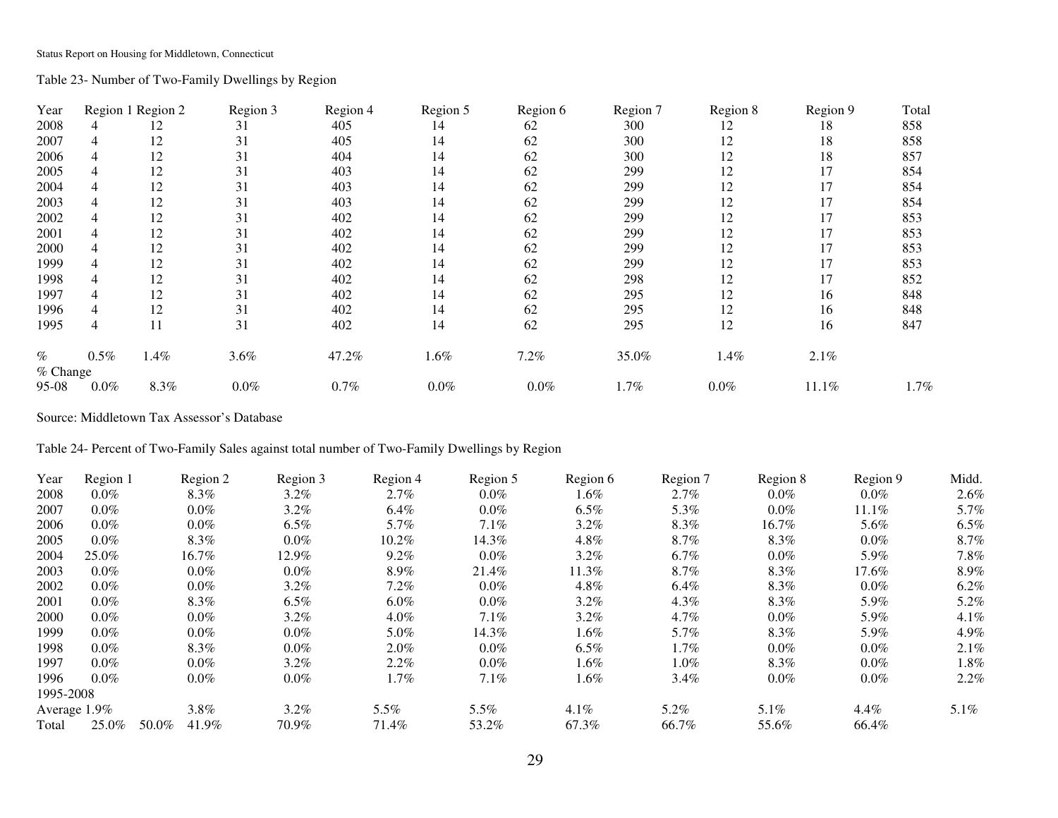Table 23- Number of Two-Family Dwellings by Region

| Year | Region 1 | Region 2 | Region 3 | Region 4 | Region 5 | Region 6 | Region 7 | Region 8 | Region 9 | Total |
|---|---|---|---|---|---|---|---|---|---|---|
| 2008 | 4 | 12 | 31 | 405 | 14 | 62 | 300 | 12 | 18 | 858 |
| 2007 | 4 | 12 | 31 | 405 | 14 | 62 | 300 | 12 | 18 | 858 |
| 2006 | 4 | 12 | 31 | 404 | 14 | 62 | 300 | 12 | 18 | 857 |
| 2005 | 4 | 12 | 31 | 403 | 14 | 62 | 299 | 12 | 17 | 854 |
| 2004 | 4 | 12 | 31 | 403 | 14 | 62 | 299 | 12 | 17 | 854 |
| 2003 | 4 | 12 | 31 | 403 | 14 | 62 | 299 | 12 | 17 | 854 |
| 2002 | 4 | 12 | 31 | 402 | 14 | 62 | 299 | 12 | 17 | 853 |
| 2001 | 4 | 12 | 31 | 402 | 14 | 62 | 299 | 12 | 17 | 853 |
| 2000 | 4 | 12 | 31 | 402 | 14 | 62 | 299 | 12 | 17 | 853 |
| 1999 | 4 | 12 | 31 | 402 | 14 | 62 | 299 | 12 | 17 | 853 |
| 1998 | 4 | 12 | 31 | 402 | 14 | 62 | 298 | 12 | 17 | 852 |
| 1997 | 4 | 12 | 31 | 402 | 14 | 62 | 295 | 12 | 16 | 848 |
| 1996 | 4 | 12 | 31 | 402 | 14 | 62 | 295 | 12 | 16 | 848 |
| 1995 | 4 | 11 | 31 | 402 | 14 | 62 | 295 | 12 | 16 | 847 |
| % | 0.5% | 1.4% | 3.6% | 47.2% | 1.6% | 7.2% | 35.0% | 1.4% | 2.1% | |
| % Change 95-08 | 0.0% | 8.3% | 0.0% | 0.7% | 0.0% | 0.0% | 1.7% | 0.0% | 11.1% | 1.7% |

Source: Middletown Tax Assessor's Database

Table 24- Percent of Two-Family Sales against total number of Two-Family Dwellings by Region

| Year | Region 1 | Region 2 | Region 3 | Region 4 | Region 5 | Region 6 | Region 7 | Region 8 | Region 9 | Midd. |
|---|---|---|---|---|---|---|---|---|---|---|
| 2008 | 0.0% | 8.3% | 3.2% | 2.7% | 0.0% | 1.6% | 2.7% | 0.0% | 0.0% | 2.6% |
| 2007 | 0.0% | 0.0% | 3.2% | 6.4% | 0.0% | 6.5% | 5.3% | 0.0% | 11.1% | 5.7% |
| 2006 | 0.0% | 0.0% | 6.5% | 5.7% | 7.1% | 3.2% | 8.3% | 16.7% | 5.6% | 6.5% |
| 2005 | 0.0% | 8.3% | 0.0% | 10.2% | 14.3% | 4.8% | 8.7% | 8.3% | 0.0% | 8.7% |
| 2004 | 25.0% | 16.7% | 12.9% | 9.2% | 0.0% | 3.2% | 6.7% | 0.0% | 5.9% | 7.8% |
| 2003 | 0.0% | 0.0% | 0.0% | 8.9% | 21.4% | 11.3% | 8.7% | 8.3% | 17.6% | 8.9% |
| 2002 | 0.0% | 0.0% | 3.2% | 7.2% | 0.0% | 4.8% | 6.4% | 8.3% | 0.0% | 6.2% |
| 2001 | 0.0% | 8.3% | 6.5% | 6.0% | 0.0% | 3.2% | 4.3% | 8.3% | 5.9% | 5.2% |
| 2000 | 0.0% | 0.0% | 3.2% | 4.0% | 7.1% | 3.2% | 4.7% | 0.0% | 5.9% | 4.1% |
| 1999 | 0.0% | 0.0% | 0.0% | 5.0% | 14.3% | 1.6% | 5.7% | 8.3% | 5.9% | 4.9% |
| 1998 | 0.0% | 8.3% | 0.0% | 2.0% | 0.0% | 6.5% | 1.7% | 0.0% | 0.0% | 2.1% |
| 1997 | 0.0% | 0.0% | 3.2% | 2.2% | 0.0% | 1.6% | 1.0% | 8.3% | 0.0% | 1.8% |
| 1996 | 0.0% | 0.0% | 0.0% | 1.7% | 7.1% | 1.6% | 3.4% | 0.0% | 0.0% | 2.2% |
| 1995-2008 Average | 1.9% | 3.8% | 3.2% | 5.5% | 5.5% | 4.1% | 5.2% | 5.1% | 4.4% | 5.1% |
| Total | 25.0% | 50.0% | 41.9% | 70.9% | 71.4% | 53.2% | 67.3% | 66.7% | 55.6% | 66.4% |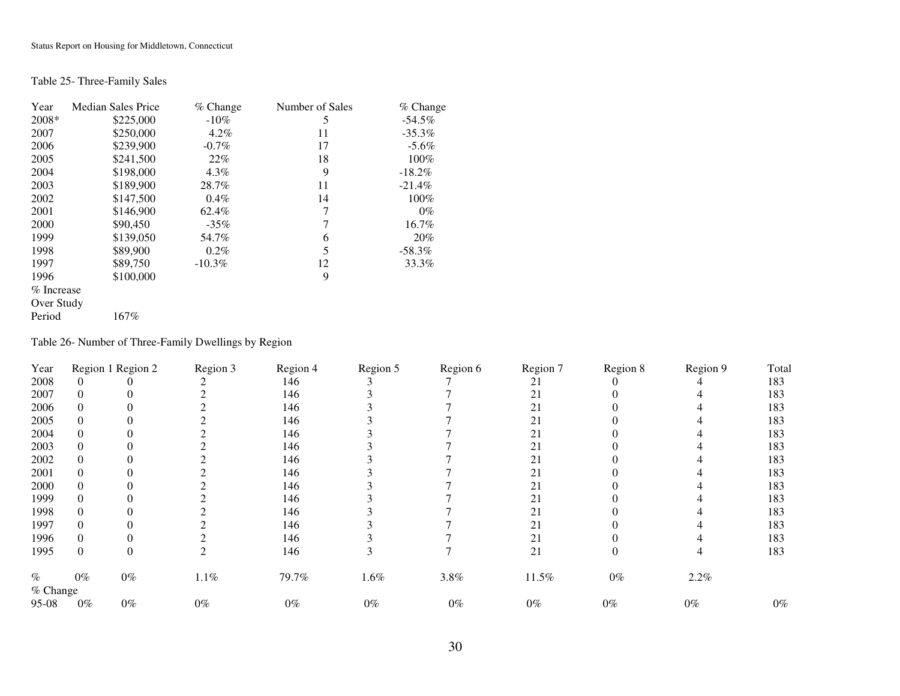Table 25- Three-Family Sales

| Year | Median Sales Price | % Change | Number of Sales | % Change |
|---|---|---|---|---|
| 2008* | $225,000 | -10% | 5 | -54.5% |
| 2007 | $250,000 | 4.2% | 11 | -35.3% |
| 2006 | $239,900 | -0.7% | 17 | -5.6% |
| 2005 | $241,500 | 22% | 18 | 100% |
| 2004 | $198,000 | 4.3% | 9 | -18.2% |
| 2003 | $189,900 | 28.7% | 11 | -21.4% |
| 2002 | $147,500 | 0.4% | 14 | 100% |
| 2001 | $146,900 | 62.4% | 7 | 0% |
| 2000 | $90,450 | -35% | 7 | 16.7% |
| 1999 | $139,050 | 54.7% | 6 | 20% |
| 1998 | $89,900 | 0.2% | 5 | -58.3% |
| 1997 | $89,750 | -10.3% | 12 | 33.3% |
| 1996 | $100,000 | | 9 | |
| % Increase Over Study Period | 167% | | | |

Table 26- Number of Three-Family Dwellings by Region

| Year | Region 1 | Region 2 | Region 3 | Region 4 | Region 5 | Region 6 | Region 7 | Region 8 | Region 9 | Total |
|---|---|---|---|---|---|---|---|---|---|---|
| 2008 | 0 | 0 | 2 | 146 | 3 | 7 | 21 | 0 | 4 | 183 |
| 2007 | 0 | 0 | 2 | 146 | 3 | 7 | 21 | 0 | 4 | 183 |
| 2006 | 0 | 0 | 2 | 146 | 3 | 7 | 21 | 0 | 4 | 183 |
| 2005 | 0 | 0 | 2 | 146 | 3 | 7 | 21 | 0 | 4 | 183 |
| 2004 | 0 | 0 | 2 | 146 | 3 | 7 | 21 | 0 | 4 | 183 |
| 2003 | 0 | 0 | 2 | 146 | 3 | 7 | 21 | 0 | 4 | 183 |
| 2002 | 0 | 0 | 2 | 146 | 3 | 7 | 21 | 0 | 4 | 183 |
| 2001 | 0 | 0 | 2 | 146 | 3 | 7 | 21 | 0 | 4 | 183 |
| 2000 | 0 | 0 | 2 | 146 | 3 | 7 | 21 | 0 | 4 | 183 |
| 1999 | 0 | 0 | 2 | 146 | 3 | 7 | 21 | 0 | 4 | 183 |
| 1998 | 0 | 0 | 2 | 146 | 3 | 7 | 21 | 0 | 4 | 183 |
| 1997 | 0 | 0 | 2 | 146 | 3 | 7 | 21 | 0 | 4 | 183 |
| 1996 | 0 | 0 | 2 | 146 | 3 | 7 | 21 | 0 | 4 | 183 |
| 1995 | 0 | 0 | 2 | 146 | 3 | 7 | 21 | 0 | 4 | 183 |
| % | 0% | 0% | 1.1% | 79.7% | 1.6% | 3.8% | 11.5% | 0% | 2.2% | |
| % Change 95-08 | 0% | 0% | 0% | 0% | 0% | 0% | 0% | 0% | 0% | 0% |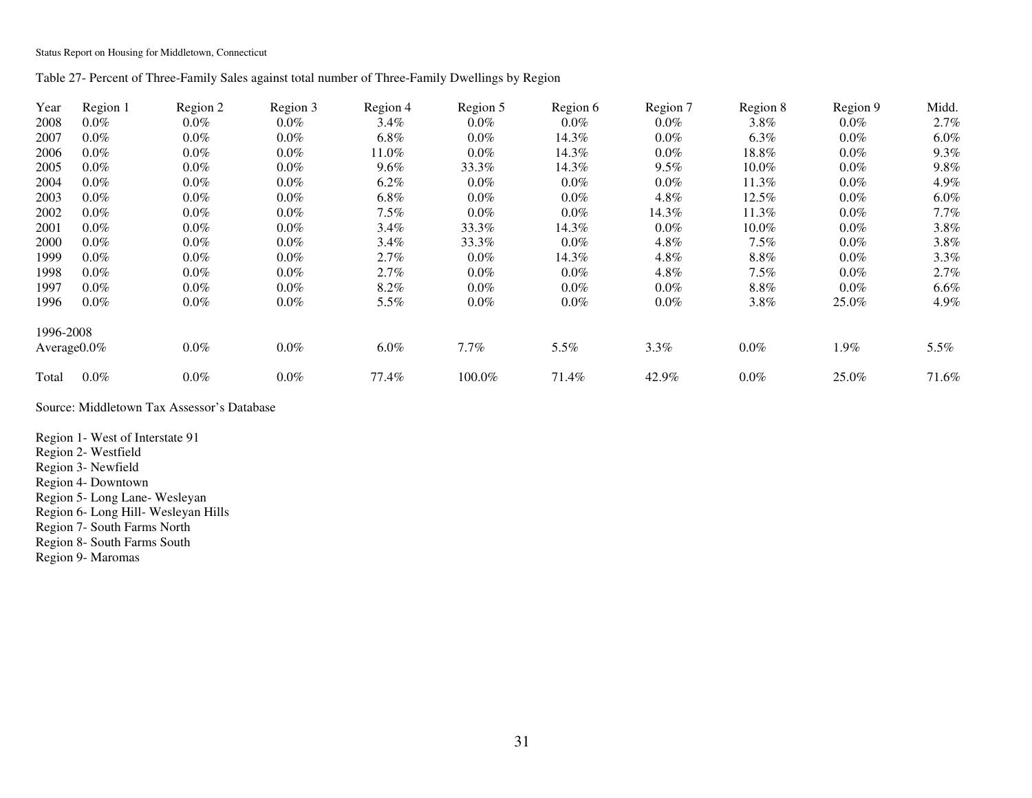Table 27- Percent of Three-Family Sales against total number of Three-Family Dwellings by Region

| Year | Region 1 | Region 2 | Region 3 | Region 4 | Region 5 | Region 6 | Region 7 | Region 8 | Region 9 | Midd. |
|---|---|---|---|---|---|---|---|---|---|---|
| 2008 | 0.0% | 0.0% | 0.0% | 3.4% | 0.0% | 0.0% | 0.0% | 3.8% | 0.0% | 2.7% |
| 2007 | 0.0% | 0.0% | 0.0% | 6.8% | 0.0% | 14.3% | 0.0% | 6.3% | 0.0% | 6.0% |
| 2006 | 0.0% | 0.0% | 0.0% | 11.0% | 0.0% | 14.3% | 0.0% | 18.8% | 0.0% | 9.3% |
| 2005 | 0.0% | 0.0% | 0.0% | 9.6% | 33.3% | 14.3% | 9.5% | 10.0% | 0.0% | 9.8% |
| 2004 | 0.0% | 0.0% | 0.0% | 6.2% | 0.0% | 0.0% | 0.0% | 11.3% | 0.0% | 4.9% |
| 2003 | 0.0% | 0.0% | 0.0% | 6.8% | 0.0% | 0.0% | 4.8% | 12.5% | 0.0% | 6.0% |
| 2002 | 0.0% | 0.0% | 0.0% | 7.5% | 0.0% | 0.0% | 14.3% | 11.3% | 0.0% | 7.7% |
| 2001 | 0.0% | 0.0% | 0.0% | 3.4% | 33.3% | 14.3% | 0.0% | 10.0% | 0.0% | 3.8% |
| 2000 | 0.0% | 0.0% | 0.0% | 3.4% | 33.3% | 0.0% | 4.8% | 7.5% | 0.0% | 3.8% |
| 1999 | 0.0% | 0.0% | 0.0% | 2.7% | 0.0% | 14.3% | 4.8% | 8.8% | 0.0% | 3.3% |
| 1998 | 0.0% | 0.0% | 0.0% | 2.7% | 0.0% | 0.0% | 4.8% | 7.5% | 0.0% | 2.7% |
| 1997 | 0.0% | 0.0% | 0.0% | 8.2% | 0.0% | 0.0% | 0.0% | 8.8% | 0.0% | 6.6% |
| 1996 | 0.0% | 0.0% | 0.0% | 5.5% | 0.0% | 0.0% | 0.0% | 3.8% | 25.0% | 4.9% |
| 1996-2008 Average | 0.0% | 0.0% | 0.0% | 6.0% | 7.7% | 5.5% | 3.3% | 0.0% | 1.9% | 5.5% |
| Total | 0.0% | 0.0% | 0.0% | 77.4% | 100.0% | 71.4% | 42.9% | 0.0% | 25.0% | 71.6% |

Source: Middletown Tax Assessor's Database

Region 1- West of Interstate 91
Region 2- Westfield
Region 3- Newfield
Region 4- Downtown
Region 5- Long Lane- Wesleyan
Region 6- Long Hill- Wesleyan Hills
Region 7- South Farms North
Region 8- South Farms South
Region 9- Maromas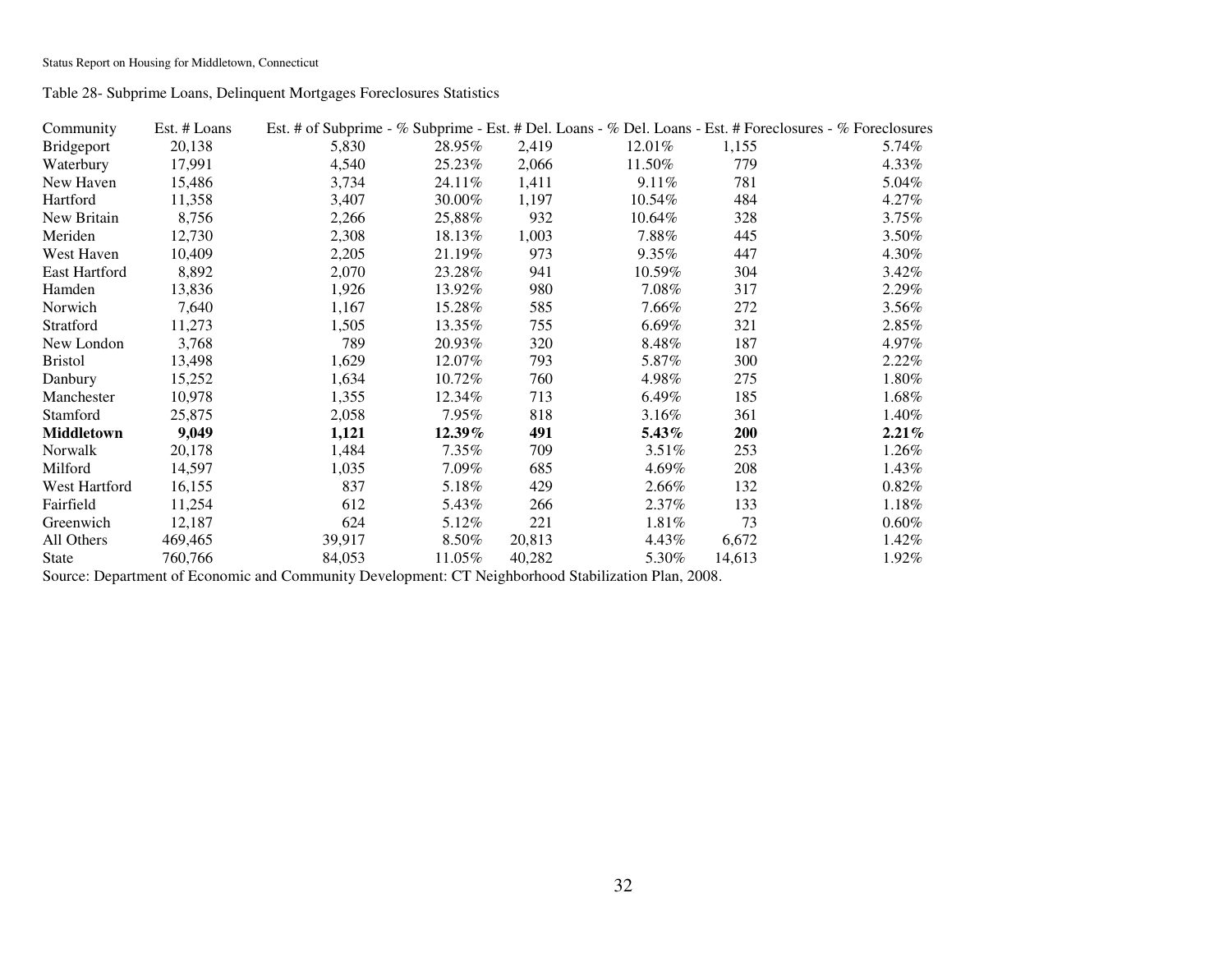Table 28- Subprime Loans, Delinquent Mortgages Foreclosures Statistics

| Community | Est. # Loans | Est. # of Subprime | % Subprime | Est. # Del. Loans | % Del. Loans | Est. # Foreclosures | % Foreclosures |
|---|---|---|---|---|---|---|---|
| Bridgeport | 20,138 | 5,830 | 28.95% | 2,419 | 12.01% | 1,155 | 5.74% |
| Waterbury | 17,991 | 4,540 | 25.23% | 2,066 | 11.50% | 779 | 4.33% |
| New Haven | 15,486 | 3,734 | 24.11% | 1,411 | 9.11% | 781 | 5.04% |
| Hartford | 11,358 | 3,407 | 30.00% | 1,197 | 10.54% | 484 | 4.27% |
| New Britain | 8,756 | 2,266 | 25,88% | 932 | 10.64% | 328 | 3.75% |
| Meriden | 12,730 | 2,308 | 18.13% | 1,003 | 7.88% | 445 | 3.50% |
| West Haven | 10,409 | 2,205 | 21.19% | 973 | 9.35% | 447 | 4.30% |
| East Hartford | 8,892 | 2,070 | 23.28% | 941 | 10.59% | 304 | 3.42% |
| Hamden | 13,836 | 1,926 | 13.92% | 980 | 7.08% | 317 | 2.29% |
| Norwich | 7,640 | 1,167 | 15.28% | 585 | 7.66% | 272 | 3.56% |
| Stratford | 11,273 | 1,505 | 13.35% | 755 | 6.69% | 321 | 2.85% |
| New London | 3,768 | 789 | 20.93% | 320 | 8.48% | 187 | 4.97% |
| Bristol | 13,498 | 1,629 | 12.07% | 793 | 5.87% | 300 | 2.22% |
| Danbury | 15,252 | 1,634 | 10.72% | 760 | 4.98% | 275 | 1.80% |
| Manchester | 10,978 | 1,355 | 12.34% | 713 | 6.49% | 185 | 1.68% |
| Stamford | 25,875 | 2,058 | 7.95% | 818 | 3.16% | 361 | 1.40% |
| **Middletown** | **9,049** | **1,121** | **12.39%** | **491** | **5.43%** | **200** | **2.21%** |
| Norwalk | 20,178 | 1,484 | 7.35% | 709 | 3.51% | 253 | 1.26% |
| Milford | 14,597 | 1,035 | 7.09% | 685 | 4.69% | 208 | 1.43% |
| West Hartford | 16,155 | 837 | 5.18% | 429 | 2.66% | 132 | 0.82% |
| Fairfield | 11,254 | 612 | 5.43% | 266 | 2.37% | 133 | 1.18% |
| Greenwich | 12,187 | 624 | 5.12% | 221 | 1.81% | 73 | 0.60% |
| All Others | 469,465 | 39,917 | 8.50% | 20,813 | 4.43% | 6,672 | 1.42% |
| State | 760,766 | 84,053 | 11.05% | 40,282 | 5.30% | 14,613 | 1.92% |

Source: Department of Economic and Community Development: CT Neighborhood Stabilization Plan, 2008.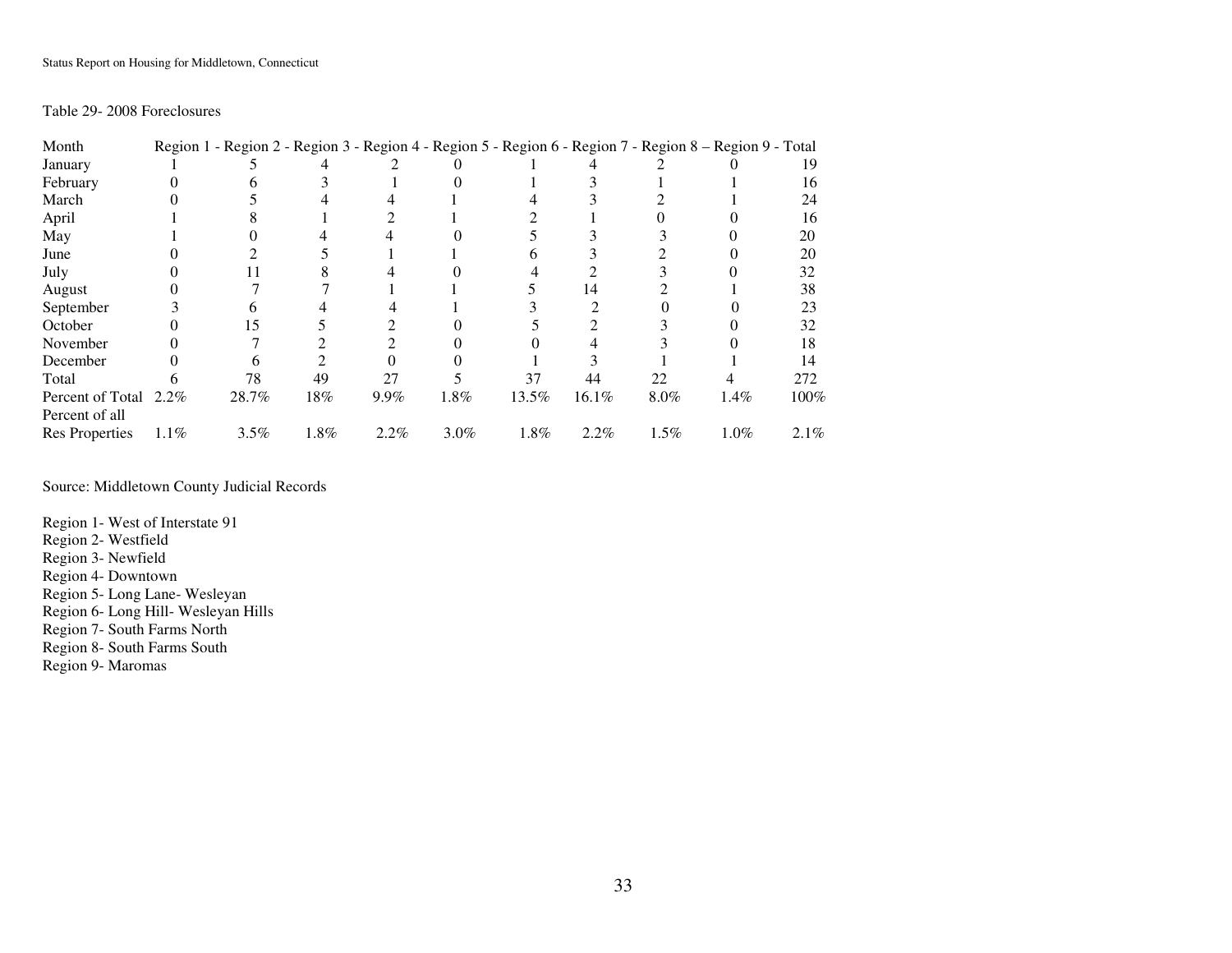Table 29- 2008 Foreclosures

| Month | Region 1 | Region 2 | Region 3 | Region 4 | Region 5 | Region 6 | Region 7 | Region 8 | Region 9 | Total |
|---|---|---|---|---|---|---|---|---|---|---|
| January | 1 | 5 | 4 | 2 | 0 | 1 | 4 | 2 | 0 | 19 |
| February | 0 | 6 | 3 | 1 | 0 | 1 | 3 | 1 | 1 | 16 |
| March | 0 | 5 | 4 | 4 | 1 | 4 | 3 | 2 | 1 | 24 |
| April | 1 | 8 | 1 | 2 | 1 | 2 | 1 | 0 | 0 | 16 |
| May | 1 | 0 | 4 | 4 | 0 | 5 | 3 | 3 | 0 | 20 |
| June | 0 | 2 | 5 | 1 | 1 | 6 | 3 | 2 | 0 | 20 |
| July | 0 | 11 | 8 | 4 | 0 | 4 | 2 | 3 | 0 | 32 |
| August | 0 | 7 | 7 | 1 | 1 | 5 | 14 | 2 | 1 | 38 |
| September | 3 | 6 | 4 | 4 | 1 | 3 | 2 | 0 | 0 | 23 |
| October | 0 | 15 | 5 | 2 | 0 | 5 | 2 | 3 | 0 | 32 |
| November | 0 | 7 | 2 | 2 | 0 | 0 | 4 | 3 | 0 | 18 |
| December | 0 | 6 | 2 | 0 | 0 | 1 | 3 | 1 | 1 | 14 |
| Total | 6 | 78 | 49 | 27 | 5 | 37 | 44 | 22 | 4 | 272 |
| Percent of Total | 2.2% | 28.7% | 18% | 9.9% | 1.8% | 13.5% | 16.1% | 8.0% | 1.4% | 100% |
| Percent of all Res Properties | 1.1% | 3.5% | 1.8% | 2.2% | 3.0% | 1.8% | 2.2% | 1.5% | 1.0% | 2.1% |

Source: Middletown County Judicial Records

Region 1- West of Interstate 91
Region 2- Westfield
Region 3- Newfield
Region 4- Downtown
Region 5- Long Lane- Wesleyan
Region 6- Long Hill- Wesleyan Hills
Region 7- South Farms North
Region 8- South Farms South
Region 9- Maromas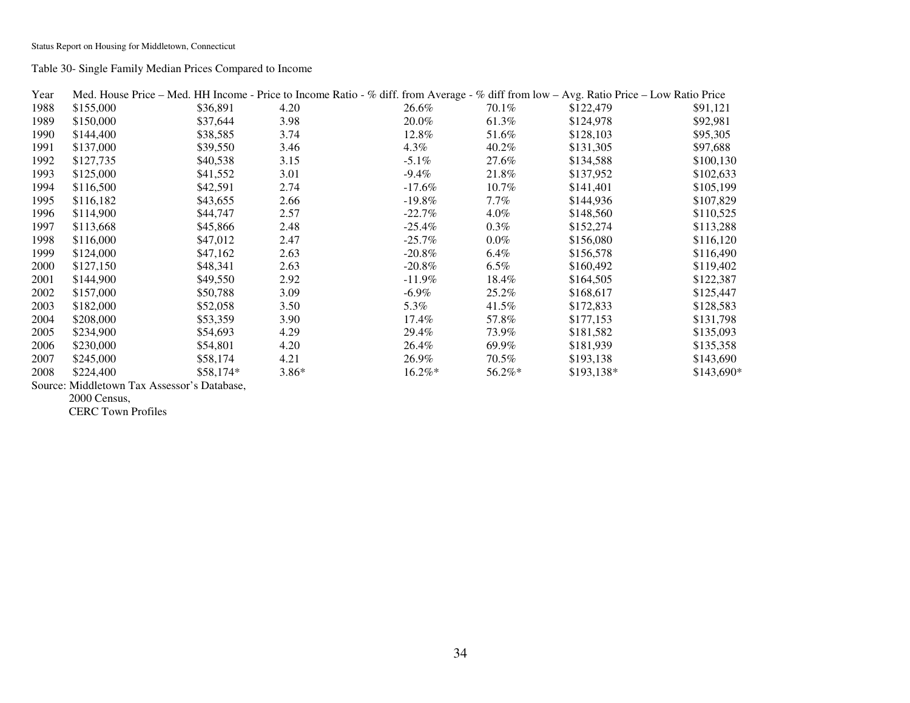Table 30- Single Family Median Prices Compared to Income

| Year | Med. House Price | Med. HH Income | Price to Income Ratio | % diff. from Average | % diff from low | Avg. Ratio Price | Low Ratio Price |
|---|---|---|---|---|---|---|---|
| 1988 | $155,000 | $36,891 | 4.20 | 26.6% | 70.1% | $122,479 | $91,121 |
| 1989 | $150,000 | $37,644 | 3.98 | 20.0% | 61.3% | $124,978 | $92,981 |
| 1990 | $144,400 | $38,585 | 3.74 | 12.8% | 51.6% | $128,103 | $95,305 |
| 1991 | $137,000 | $39,550 | 3.46 | 4.3% | 40.2% | $131,305 | $97,688 |
| 1992 | $127,735 | $40,538 | 3.15 | -5.1% | 27.6% | $134,588 | $100,130 |
| 1993 | $125,000 | $41,552 | 3.01 | -9.4% | 21.8% | $137,952 | $102,633 |
| 1994 | $116,500 | $42,591 | 2.74 | -17.6% | 10.7% | $141,401 | $105,199 |
| 1995 | $116,182 | $43,655 | 2.66 | -19.8% | 7.7% | $144,936 | $107,829 |
| 1996 | $114,900 | $44,747 | 2.57 | -22.7% | 4.0% | $148,560 | $110,525 |
| 1997 | $113,668 | $45,866 | 2.48 | -25.4% | 0.3% | $152,274 | $113,288 |
| 1998 | $116,000 | $47,012 | 2.47 | -25.7% | 0.0% | $156,080 | $116,120 |
| 1999 | $124,000 | $47,162 | 2.63 | -20.8% | 6.4% | $156,578 | $116,490 |
| 2000 | $127,150 | $48,341 | 2.63 | -20.8% | 6.5% | $160,492 | $119,402 |
| 2001 | $144,900 | $49,550 | 2.92 | -11.9% | 18.4% | $164,505 | $122,387 |
| 2002 | $157,000 | $50,788 | 3.09 | -6.9% | 25.2% | $168,617 | $125,447 |
| 2003 | $182,000 | $52,058 | 3.50 | 5.3% | 41.5% | $172,833 | $128,583 |
| 2004 | $208,000 | $53,359 | 3.90 | 17.4% | 57.8% | $177,153 | $131,798 |
| 2005 | $234,900 | $54,693 | 4.29 | 29.4% | 73.9% | $181,582 | $135,093 |
| 2006 | $230,000 | $54,801 | 4.20 | 26.4% | 69.9% | $181,939 | $135,358 |
| 2007 | $245,000 | $58,174 | 4.21 | 26.9% | 70.5% | $193,138 | $143,690 |
| 2008 | $224,400 | $58,174* | 3.86* | 16.2%* | 56.2%* | $193,138* | $143,690* |

Source: Middletown Tax Assessor's Database,
2000 Census,
CERC Town Profiles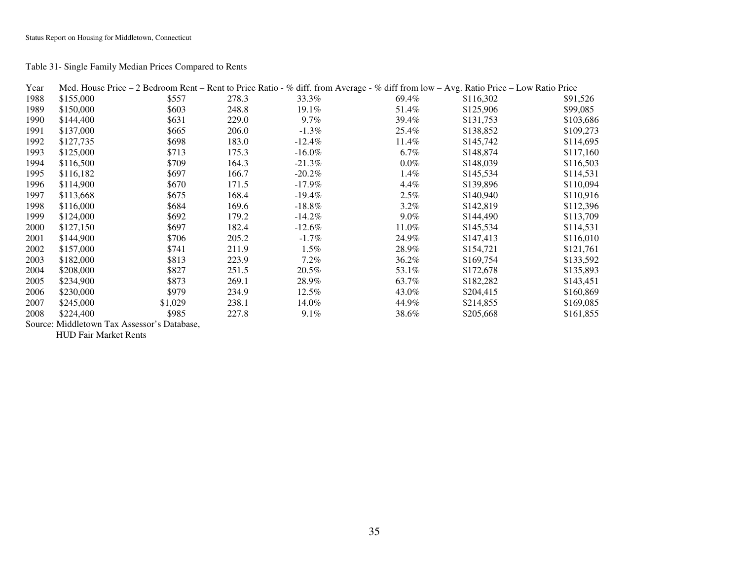Table 31- Single Family Median Prices Compared to Rents

| Year | Med. House Price | 2 Bedroom Rent | Rent to Price Ratio | % diff. from Average | % diff from low | Avg. Ratio Price | Low Ratio Price |
|---|---|---|---|---|---|---|---|
| 1988 | $155,000 | $557 | 278.3 | 33.3% | 69.4% | $116,302 | $91,526 |
| 1989 | $150,000 | $603 | 248.8 | 19.1% | 51.4% | $125,906 | $99,085 |
| 1990 | $144,400 | $631 | 229.0 | 9.7% | 39.4% | $131,753 | $103,686 |
| 1991 | $137,000 | $665 | 206.0 | -1.3% | 25.4% | $138,852 | $109,273 |
| 1992 | $127,735 | $698 | 183.0 | -12.4% | 11.4% | $145,742 | $114,695 |
| 1993 | $125,000 | $713 | 175.3 | -16.0% | 6.7% | $148,874 | $117,160 |
| 1994 | $116,500 | $709 | 164.3 | -21.3% | 0.0% | $148,039 | $116,503 |
| 1995 | $116,182 | $697 | 166.7 | -20.2% | 1.4% | $145,534 | $114,531 |
| 1996 | $114,900 | $670 | 171.5 | -17.9% | 4.4% | $139,896 | $110,094 |
| 1997 | $113,668 | $675 | 168.4 | -19.4% | 2.5% | $140,940 | $110,916 |
| 1998 | $116,000 | $684 | 169.6 | -18.8% | 3.2% | $142,819 | $112,396 |
| 1999 | $124,000 | $692 | 179.2 | -14.2% | 9.0% | $144,490 | $113,709 |
| 2000 | $127,150 | $697 | 182.4 | -12.6% | 11.0% | $145,534 | $114,531 |
| 2001 | $144,900 | $706 | 205.2 | -1.7% | 24.9% | $147,413 | $116,010 |
| 2002 | $157,000 | $741 | 211.9 | 1.5% | 28.9% | $154,721 | $121,761 |
| 2003 | $182,000 | $813 | 223.9 | 7.2% | 36.2% | $169,754 | $133,592 |
| 2004 | $208,000 | $827 | 251.5 | 20.5% | 53.1% | $172,678 | $135,893 |
| 2005 | $234,900 | $873 | 269.1 | 28.9% | 63.7% | $182,282 | $143,451 |
| 2006 | $230,000 | $979 | 234.9 | 12.5% | 43.0% | $204,415 | $160,869 |
| 2007 | $245,000 | $1,029 | 238.1 | 14.0% | 44.9% | $214,855 | $169,085 |
| 2008 | $224,400 | $985 | 227.8 | 9.1% | 38.6% | $205,668 | $161,855 |

Source: Middletown Tax Assessor's Database,
HUD Fair Market Rents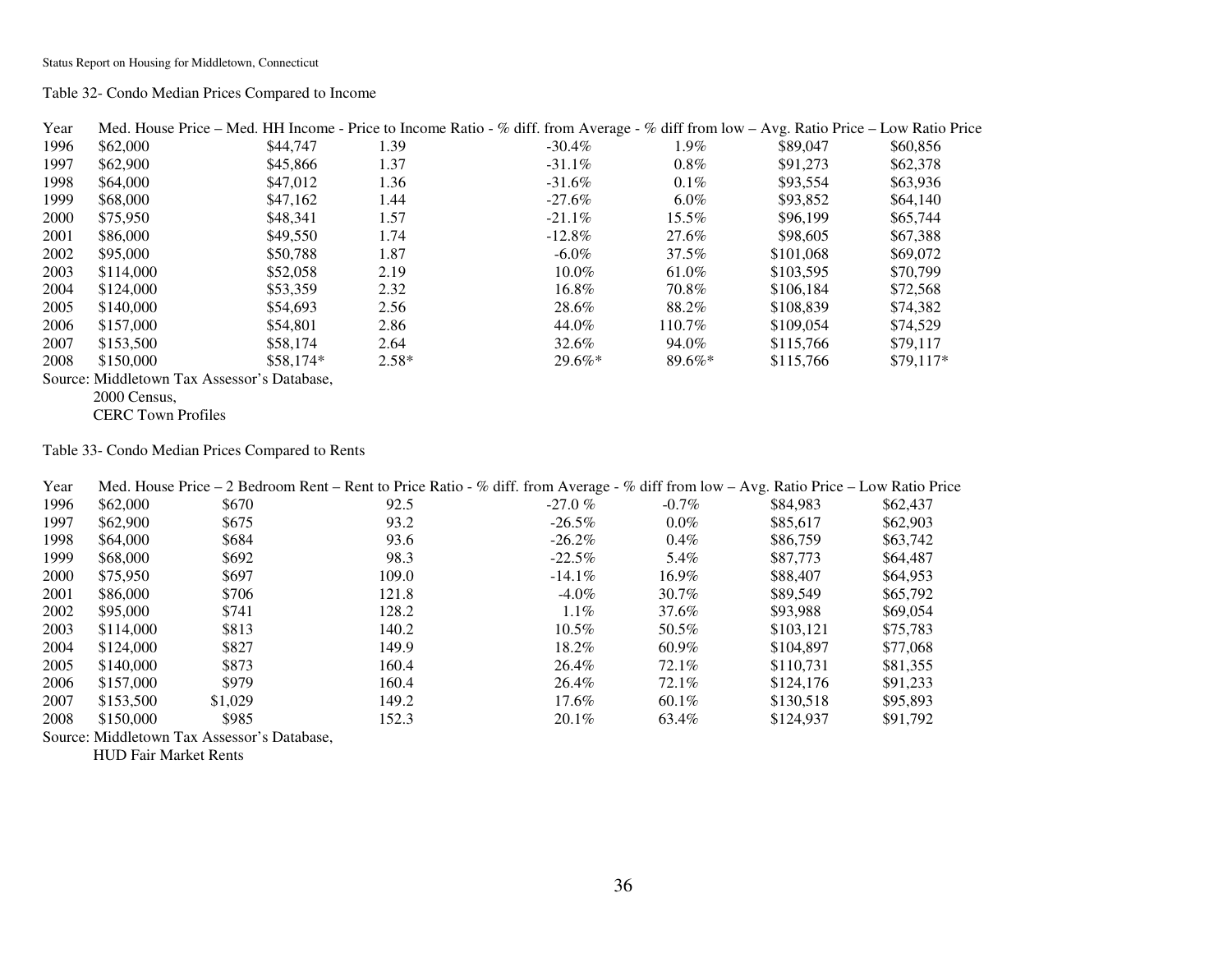Table 32- Condo Median Prices Compared to Income

| Year | Med. House Price | Med. HH Income | Price to Income Ratio | % diff. from Average | % diff from low | Avg. Ratio Price | Low Ratio Price |
|---|---|---|---|---|---|---|---|
| 1996 | $62,000 | $44,747 | 1.39 | -30.4% | 1.9% | $89,047 | $60,856 |
| 1997 | $62,900 | $45,866 | 1.37 | -31.1% | 0.8% | $91,273 | $62,378 |
| 1998 | $64,000 | $47,012 | 1.36 | -31.6% | 0.1% | $93,554 | $63,936 |
| 1999 | $68,000 | $47,162 | 1.44 | -27.6% | 6.0% | $93,852 | $64,140 |
| 2000 | $75,950 | $48,341 | 1.57 | -21.1% | 15.5% | $96,199 | $65,744 |
| 2001 | $86,000 | $49,550 | 1.74 | -12.8% | 27.6% | $98,605 | $67,388 |
| 2002 | $95,000 | $50,788 | 1.87 | -6.0% | 37.5% | $101,068 | $69,072 |
| 2003 | $114,000 | $52,058 | 2.19 | 10.0% | 61.0% | $103,595 | $70,799 |
| 2004 | $124,000 | $53,359 | 2.32 | 16.8% | 70.8% | $106,184 | $72,568 |
| 2005 | $140,000 | $54,693 | 2.56 | 28.6% | 88.2% | $108,839 | $74,382 |
| 2006 | $157,000 | $54,801 | 2.86 | 44.0% | 110.7% | $109,054 | $74,529 |
| 2007 | $153,500 | $58,174 | 2.64 | 32.6% | 94.0% | $115,766 | $79,117 |
| 2008 | $150,000 | $58,174* | 2.58* | 29.6%* | 89.6%* | $115,766 | $79,117* |

Source: Middletown Tax Assessor's Database,
2000 Census,
CERC Town Profiles

Table 33- Condo Median Prices Compared to Rents

| Year | Med. House Price | 2 Bedroom Rent | Rent to Price Ratio | % diff. from Average | % diff from low | Avg. Ratio Price | Low Ratio Price |
|---|---|---|---|---|---|---|---|
| 1996 | $62,000 | $670 | 92.5 | -27.0 % | -0.7% | $84,983 | $62,437 |
| 1997 | $62,900 | $675 | 93.2 | -26.5% | 0.0% | $85,617 | $62,903 |
| 1998 | $64,000 | $684 | 93.6 | -26.2% | 0.4% | $86,759 | $63,742 |
| 1999 | $68,000 | $692 | 98.3 | -22.5% | 5.4% | $87,773 | $64,487 |
| 2000 | $75,950 | $697 | 109.0 | -14.1% | 16.9% | $88,407 | $64,953 |
| 2001 | $86,000 | $706 | 121.8 | -4.0% | 30.7% | $89,549 | $65,792 |
| 2002 | $95,000 | $741 | 128.2 | 1.1% | 37.6% | $93,988 | $69,054 |
| 2003 | $114,000 | $813 | 140.2 | 10.5% | 50.5% | $103,121 | $75,783 |
| 2004 | $124,000 | $827 | 149.9 | 18.2% | 60.9% | $104,897 | $77,068 |
| 2005 | $140,000 | $873 | 160.4 | 26.4% | 72.1% | $110,731 | $81,355 |
| 2006 | $157,000 | $979 | 160.4 | 26.4% | 72.1% | $124,176 | $91,233 |
| 2007 | $153,500 | $1,029 | 149.2 | 17.6% | 60.1% | $130,518 | $95,893 |
| 2008 | $150,000 | $985 | 152.3 | 20.1% | 63.4% | $124,937 | $91,792 |

Source: Middletown Tax Assessor's Database,
HUD Fair Market Rents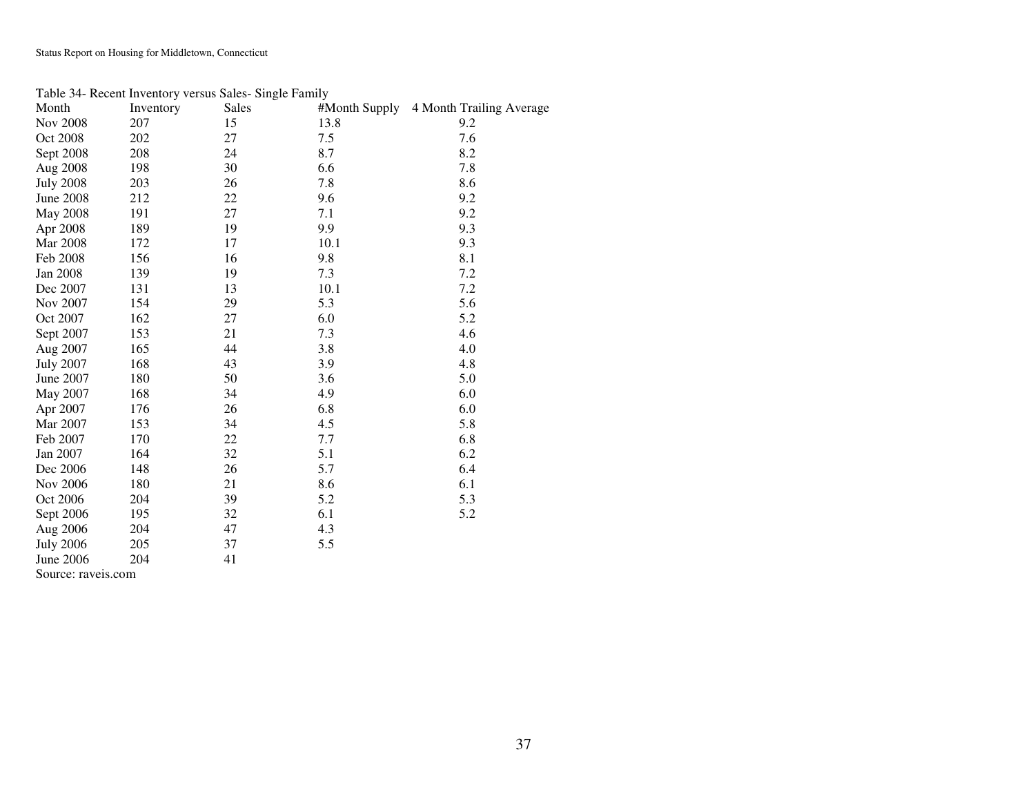Table 34- Recent Inventory versus Sales- Single Family

| Month | Inventory | Sales | #Month Supply | 4 Month Trailing Average |
|---|---|---|---|---|
| Nov 2008 | 207 | 15 | 13.8 | 9.2 |
| Oct 2008 | 202 | 27 | 7.5 | 7.6 |
| Sept 2008 | 208 | 24 | 8.7 | 8.2 |
| Aug 2008 | 198 | 30 | 6.6 | 7.8 |
| July 2008 | 203 | 26 | 7.8 | 8.6 |
| June 2008 | 212 | 22 | 9.6 | 9.2 |
| May 2008 | 191 | 27 | 7.1 | 9.2 |
| Apr 2008 | 189 | 19 | 9.9 | 9.3 |
| Mar 2008 | 172 | 17 | 10.1 | 9.3 |
| Feb 2008 | 156 | 16 | 9.8 | 8.1 |
| Jan 2008 | 139 | 19 | 7.3 | 7.2 |
| Dec 2007 | 131 | 13 | 10.1 | 7.2 |
| Nov 2007 | 154 | 29 | 5.3 | 5.6 |
| Oct 2007 | 162 | 27 | 6.0 | 5.2 |
| Sept 2007 | 153 | 21 | 7.3 | 4.6 |
| Aug 2007 | 165 | 44 | 3.8 | 4.0 |
| July 2007 | 168 | 43 | 3.9 | 4.8 |
| June 2007 | 180 | 50 | 3.6 | 5.0 |
| May 2007 | 168 | 34 | 4.9 | 6.0 |
| Apr 2007 | 176 | 26 | 6.8 | 6.0 |
| Mar 2007 | 153 | 34 | 4.5 | 5.8 |
| Feb 2007 | 170 | 22 | 7.7 | 6.8 |
| Jan 2007 | 164 | 32 | 5.1 | 6.2 |
| Dec 2006 | 148 | 26 | 5.7 | 6.4 |
| Nov 2006 | 180 | 21 | 8.6 | 6.1 |
| Oct 2006 | 204 | 39 | 5.2 | 5.3 |
| Sept 2006 | 195 | 32 | 6.1 | 5.2 |
| Aug 2006 | 204 | 47 | 4.3 | |
| July 2006 | 205 | 37 | 5.5 | |
| June 2006 | 204 | 41 | | |

Source: raveis.com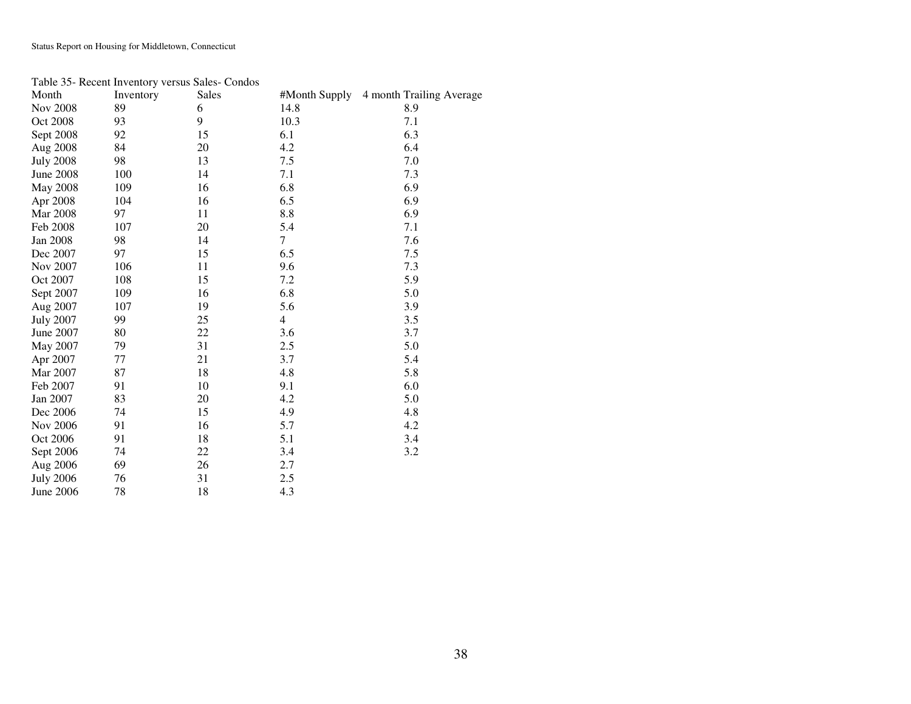Table 35- Recent Inventory versus Sales- Condos

| Month | Inventory | Sales | #Month Supply | 4 month Trailing Average |
|---|---|---|---|---|
| Nov 2008 | 89 | 6 | 14.8 | 8.9 |
| Oct 2008 | 93 | 9 | 10.3 | 7.1 |
| Sept 2008 | 92 | 15 | 6.1 | 6.3 |
| Aug 2008 | 84 | 20 | 4.2 | 6.4 |
| July 2008 | 98 | 13 | 7.5 | 7.0 |
| June 2008 | 100 | 14 | 7.1 | 7.3 |
| May 2008 | 109 | 16 | 6.8 | 6.9 |
| Apr 2008 | 104 | 16 | 6.5 | 6.9 |
| Mar 2008 | 97 | 11 | 8.8 | 6.9 |
| Feb 2008 | 107 | 20 | 5.4 | 7.1 |
| Jan 2008 | 98 | 14 | 7 | 7.6 |
| Dec 2007 | 97 | 15 | 6.5 | 7.5 |
| Nov 2007 | 106 | 11 | 9.6 | 7.3 |
| Oct 2007 | 108 | 15 | 7.2 | 5.9 |
| Sept 2007 | 109 | 16 | 6.8 | 5.0 |
| Aug 2007 | 107 | 19 | 5.6 | 3.9 |
| July 2007 | 99 | 25 | 4 | 3.5 |
| June 2007 | 80 | 22 | 3.6 | 3.7 |
| May 2007 | 79 | 31 | 2.5 | 5.0 |
| Apr 2007 | 77 | 21 | 3.7 | 5.4 |
| Mar 2007 | 87 | 18 | 4.8 | 5.8 |
| Feb 2007 | 91 | 10 | 9.1 | 6.0 |
| Jan 2007 | 83 | 20 | 4.2 | 5.0 |
| Dec 2006 | 74 | 15 | 4.9 | 4.8 |
| Nov 2006 | 91 | 16 | 5.7 | 4.2 |
| Oct 2006 | 91 | 18 | 5.1 | 3.4 |
| Sept 2006 | 74 | 22 | 3.4 | 3.2 |
| Aug 2006 | 69 | 26 | 2.7 | |
| July 2006 | 76 | 31 | 2.5 | |
| June 2006 | 78 | 18 | 4.3 | |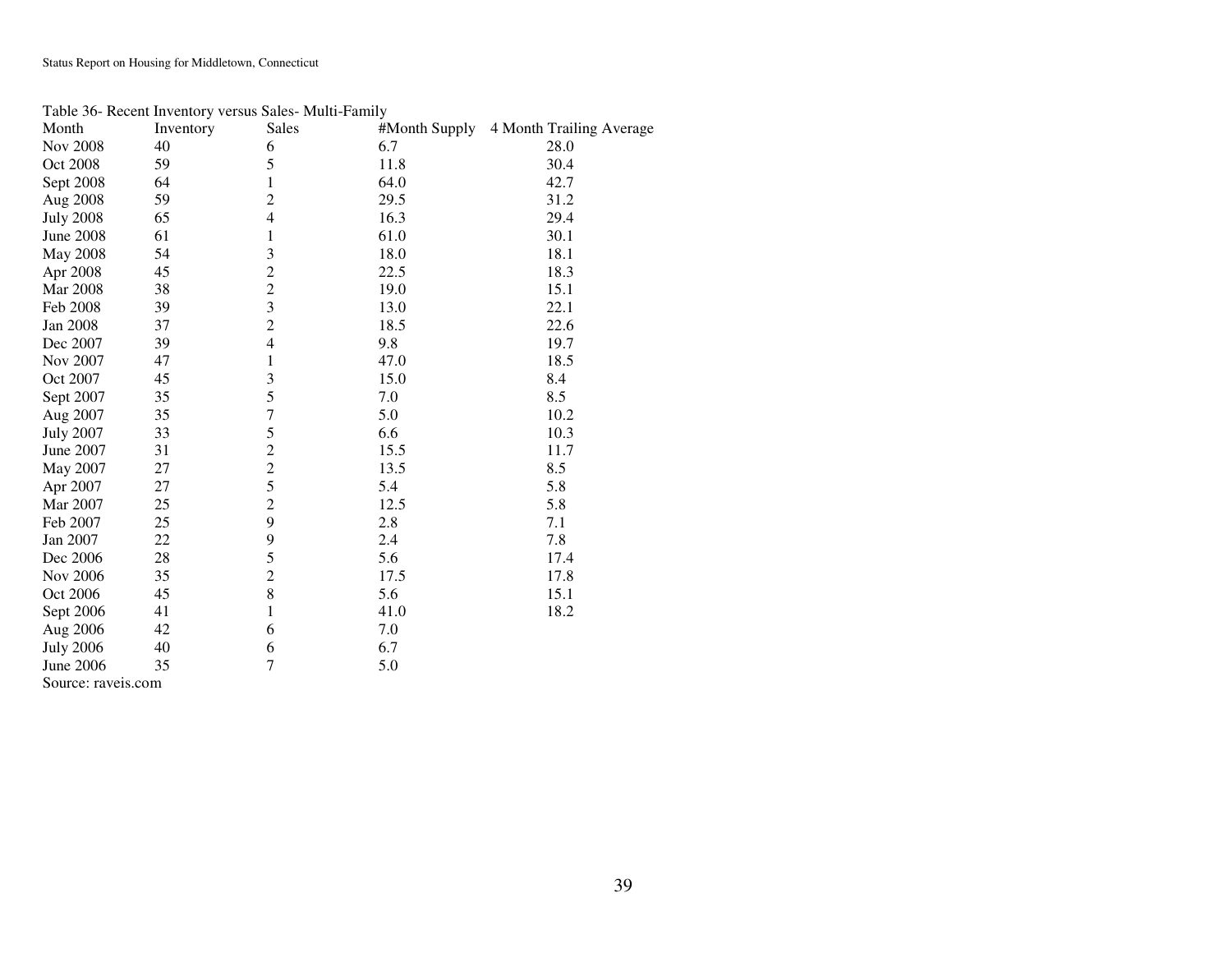Table 36- Recent Inventory versus Sales- Multi-Family

| Month | Inventory | Sales | #Month Supply | 4 Month Trailing Average |
|---|---|---|---|---|
| Nov 2008 | 40 | 6 | 6.7 | 28.0 |
| Oct 2008 | 59 | 5 | 11.8 | 30.4 |
| Sept 2008 | 64 | 1 | 64.0 | 42.7 |
| Aug 2008 | 59 | 2 | 29.5 | 31.2 |
| July 2008 | 65 | 4 | 16.3 | 29.4 |
| June 2008 | 61 | 1 | 61.0 | 30.1 |
| May 2008 | 54 | 3 | 18.0 | 18.1 |
| Apr 2008 | 45 | 2 | 22.5 | 18.3 |
| Mar 2008 | 38 | 2 | 19.0 | 15.1 |
| Feb 2008 | 39 | 3 | 13.0 | 22.1 |
| Jan 2008 | 37 | 2 | 18.5 | 22.6 |
| Dec 2007 | 39 | 4 | 9.8 | 19.7 |
| Nov 2007 | 47 | 1 | 47.0 | 18.5 |
| Oct 2007 | 45 | 3 | 15.0 | 8.4 |
| Sept 2007 | 35 | 5 | 7.0 | 8.5 |
| Aug 2007 | 35 | 7 | 5.0 | 10.2 |
| July 2007 | 33 | 5 | 6.6 | 10.3 |
| June 2007 | 31 | 2 | 15.5 | 11.7 |
| May 2007 | 27 | 2 | 13.5 | 8.5 |
| Apr 2007 | 27 | 5 | 5.4 | 5.8 |
| Mar 2007 | 25 | 2 | 12.5 | 5.8 |
| Feb 2007 | 25 | 9 | 2.8 | 7.1 |
| Jan 2007 | 22 | 9 | 2.4 | 7.8 |
| Dec 2006 | 28 | 5 | 5.6 | 17.4 |
| Nov 2006 | 35 | 2 | 17.5 | 17.8 |
| Oct 2006 | 45 | 8 | 5.6 | 15.1 |
| Sept 2006 | 41 | 1 | 41.0 | 18.2 |
| Aug 2006 | 42 | 6 | 7.0 | |
| July 2006 | 40 | 6 | 6.7 | |
| June 2006 | 35 | 7 | 5.0 | |

Source: raveis.com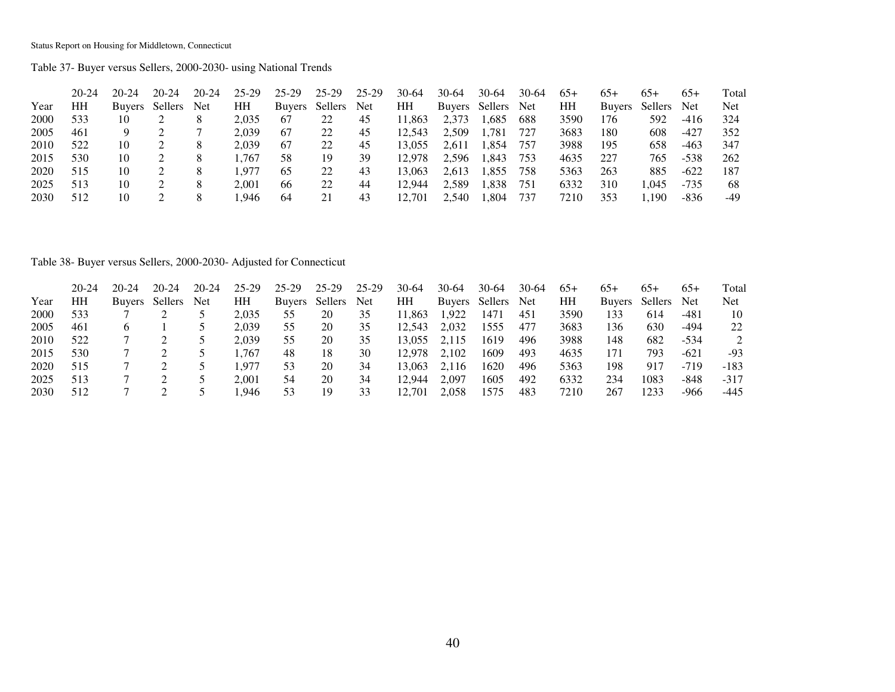Table 37- Buyer versus Sellers, 2000-2030- using National Trends

| Year | 20-24 HH | 20-24 Buyers | 20-24 Sellers | 20-24 Net | 25-29 HH | 25-29 Buyers | 25-29 Sellers | 25-29 Net | 30-64 HH | 30-64 Buyers | 30-64 Sellers | 30-64 Net | 65+ HH | 65+ Buyers | 65+ Sellers | 65+ Net | Total Net |
|---|---|---|---|---|---|---|---|---|---|---|---|---|---|---|---|---|---|
| 2000 | 533 | 10 | 2 | 8 | 2,035 | 67 | 22 | 45 | 11,863 | 2,373 | 1,685 | 688 | 3590 | 176 | 592 | -416 | 324 |
| 2005 | 461 | 9 | 2 | 7 | 2,039 | 67 | 22 | 45 | 12,543 | 2,509 | 1,781 | 727 | 3683 | 180 | 608 | -427 | 352 |
| 2010 | 522 | 10 | 2 | 8 | 2,039 | 67 | 22 | 45 | 13,055 | 2,611 | 1,854 | 757 | 3988 | 195 | 658 | -463 | 347 |
| 2015 | 530 | 10 | 2 | 8 | 1,767 | 58 | 19 | 39 | 12,978 | 2,596 | 1,843 | 753 | 4635 | 227 | 765 | -538 | 262 |
| 2020 | 515 | 10 | 2 | 8 | 1,977 | 65 | 22 | 43 | 13,063 | 2,613 | 1,855 | 758 | 5363 | 263 | 885 | -622 | 187 |
| 2025 | 513 | 10 | 2 | 8 | 2,001 | 66 | 22 | 44 | 12,944 | 2,589 | 1,838 | 751 | 6332 | 310 | 1,045 | -735 | 68 |
| 2030 | 512 | 10 | 2 | 8 | 1,946 | 64 | 21 | 43 | 12,701 | 2,540 | 1,804 | 737 | 7210 | 353 | 1,190 | -836 | -49 |

Table 38- Buyer versus Sellers, 2000-2030- Adjusted for Connecticut

| Year | 20-24 HH | 20-24 Buyers | 20-24 Sellers | 20-24 Net | 25-29 HH | 25-29 Buyers | 25-29 Sellers | 25-29 Net | 30-64 HH | 30-64 Buyers | 30-64 Sellers | 30-64 Net | 65+ HH | 65+ Buyers | 65+ Sellers | 65+ Net | Total Net |
|---|---|---|---|---|---|---|---|---|---|---|---|---|---|---|---|---|---|
| 2000 | 533 | 7 | 2 | 5 | 2,035 | 55 | 20 | 35 | 11,863 | 1,922 | 1471 | 451 | 3590 | 133 | 614 | -481 | 10 |
| 2005 | 461 | 6 | 1 | 5 | 2,039 | 55 | 20 | 35 | 12,543 | 2,032 | 1555 | 477 | 3683 | 136 | 630 | -494 | 22 |
| 2010 | 522 | 7 | 2 | 5 | 2,039 | 55 | 20 | 35 | 13,055 | 2,115 | 1619 | 496 | 3988 | 148 | 682 | -534 | 2 |
| 2015 | 530 | 7 | 2 | 5 | 1,767 | 48 | 18 | 30 | 12,978 | 2,102 | 1609 | 493 | 4635 | 171 | 793 | -621 | -93 |
| 2020 | 515 | 7 | 2 | 5 | 1,977 | 53 | 20 | 34 | 13,063 | 2,116 | 1620 | 496 | 5363 | 198 | 917 | -719 | -183 |
| 2025 | 513 | 7 | 2 | 5 | 2,001 | 54 | 20 | 34 | 12,944 | 2,097 | 1605 | 492 | 6332 | 234 | 1083 | -848 | -317 |
| 2030 | 512 | 7 | 2 | 5 | 1,946 | 53 | 19 | 33 | 12,701 | 2,058 | 1575 | 483 | 7210 | 267 | 1233 | -966 | -445 |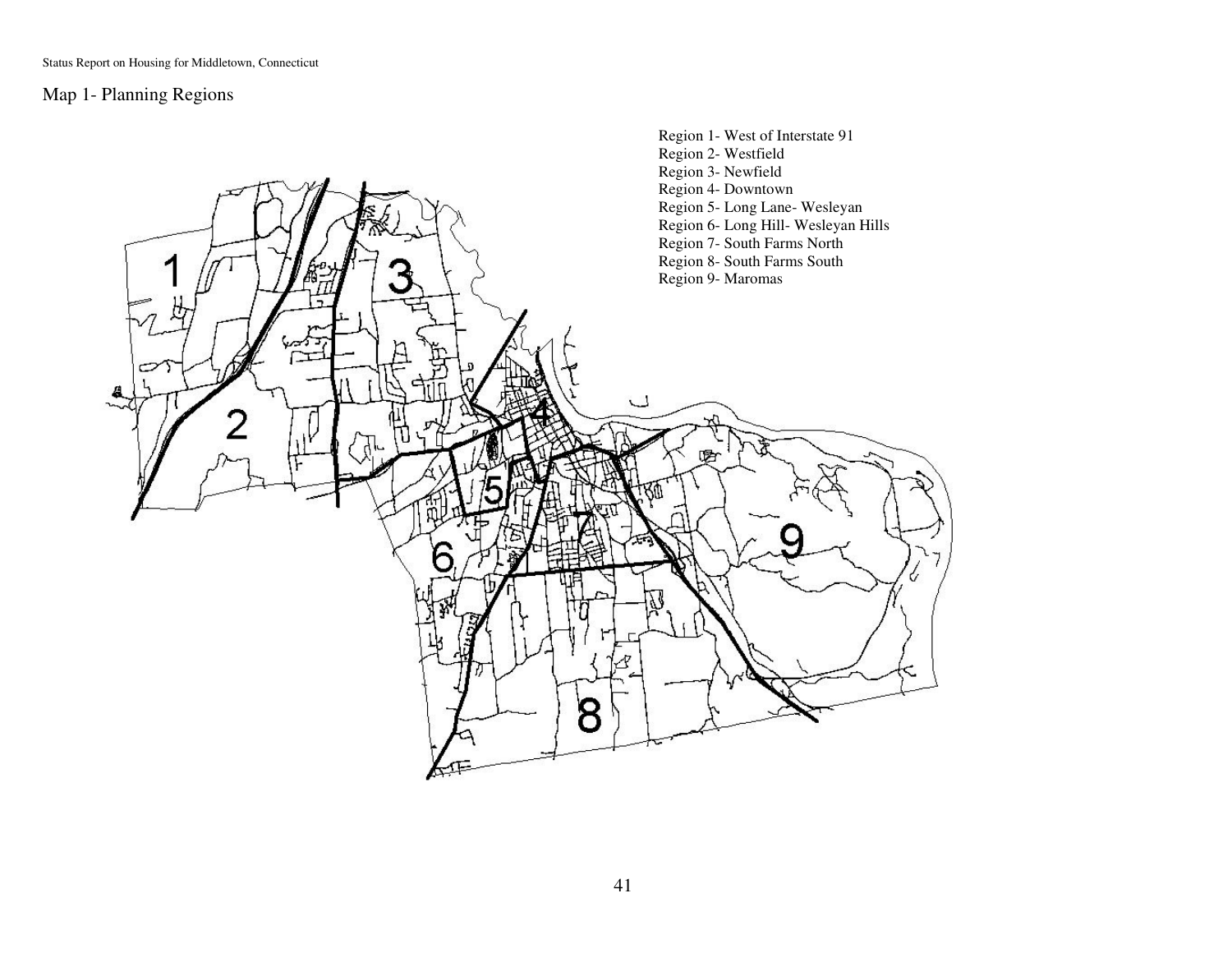## Map 1- Planning Regions

Region 1- West of Interstate 91
Region 2- Westfield
Region 3- Newfield
Region 4- Downtown
Region 5- Long Lane- Wesleyan
Region 6- Long Hill- Wesleyan Hills
Region 7- South Farms North
Region 8- South Farms South
Region 9- Maromas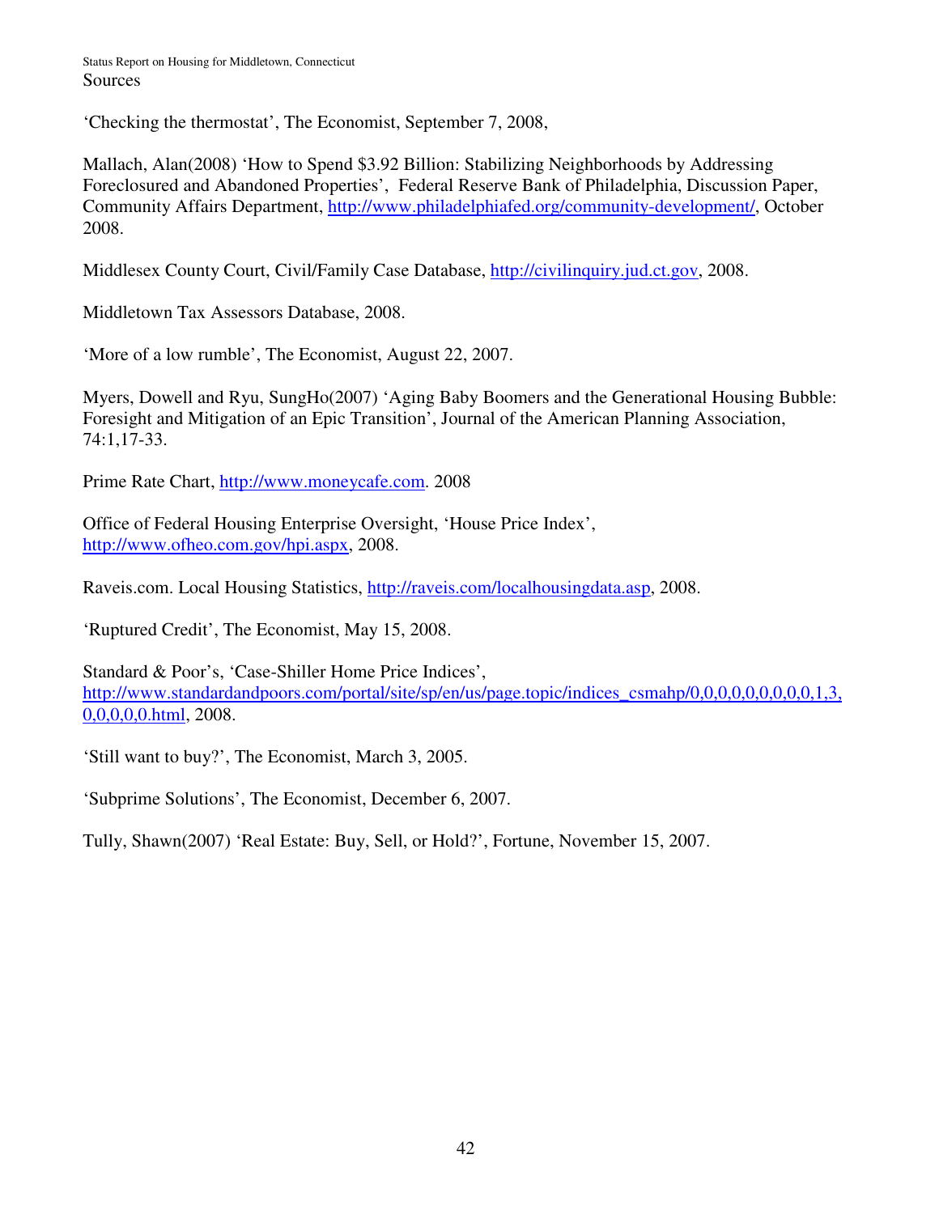# Sources

'Checking the thermostat', The Economist, September 7, 2008,

Mallach, Alan(2008) 'How to Spend $3.92 Billion: Stabilizing Neighborhoods by Addressing Foreclosured and Abandoned Properties', Federal Reserve Bank of Philadelphia, Discussion Paper, Community Affairs Department, http://www.philadelphiafed.org/community-development/, October 2008.

Middlesex County Court, Civil/Family Case Database, http://civilinquiry.jud.ct.gov, 2008.

Middletown Tax Assessors Database, 2008.

'More of a low rumble', The Economist, August 22, 2007.

Myers, Dowell and Ryu, SungHo(2007) 'Aging Baby Boomers and the Generational Housing Bubble: Foresight and Mitigation of an Epic Transition', Journal of the American Planning Association, 74:1,17-33.

Prime Rate Chart, http://www.moneycafe.com. 2008

Office of Federal Housing Enterprise Oversight, 'House Price Index', http://www.ofheo.com.gov/hpi.aspx, 2008.

Raveis.com. Local Housing Statistics, http://raveis.com/localhousingdata.asp, 2008.

'Ruptured Credit', The Economist, May 15, 2008.

Standard & Poor's, 'Case-Shiller Home Price Indices', http://www.standardandpoors.com/portal/site/sp/en/us/page.topic/indices_csmahp/0,0,0,0,0,0,0,0,0,1,3,0,0,0,0,0.html, 2008.

'Still want to buy?', The Economist, March 3, 2005.

'Subprime Solutions', The Economist, December 6, 2007.

Tully, Shawn(2007) 'Real Estate: Buy, Sell, or Hold?', Fortune, November 15, 2007.